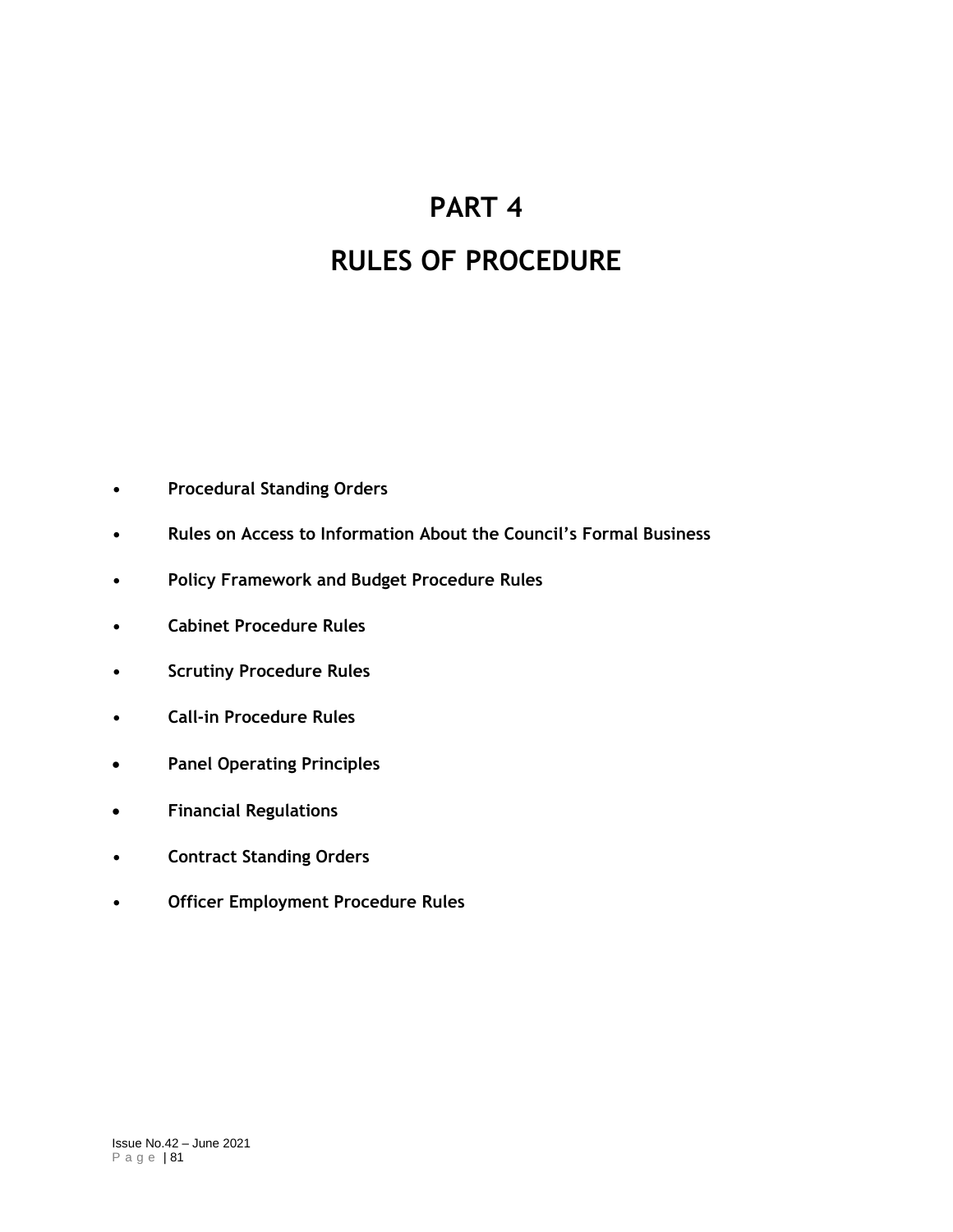# PART 4

# RULES OF PROCEDURE

- **Procedural Standing Orders**
- **Rules on Access to Information About the Council's Formal Business**
- **Policy Framework and Budget Procedure Rules**
- **Cabinet Procedure Rules**
- **Scrutiny Procedure Rules**
- **Call-in Procedure Rules**
- **Panel Operating Principles**
- **Financial Regulations**
- **Contract Standing Orders**
- **Officer Employment Procedure Rules**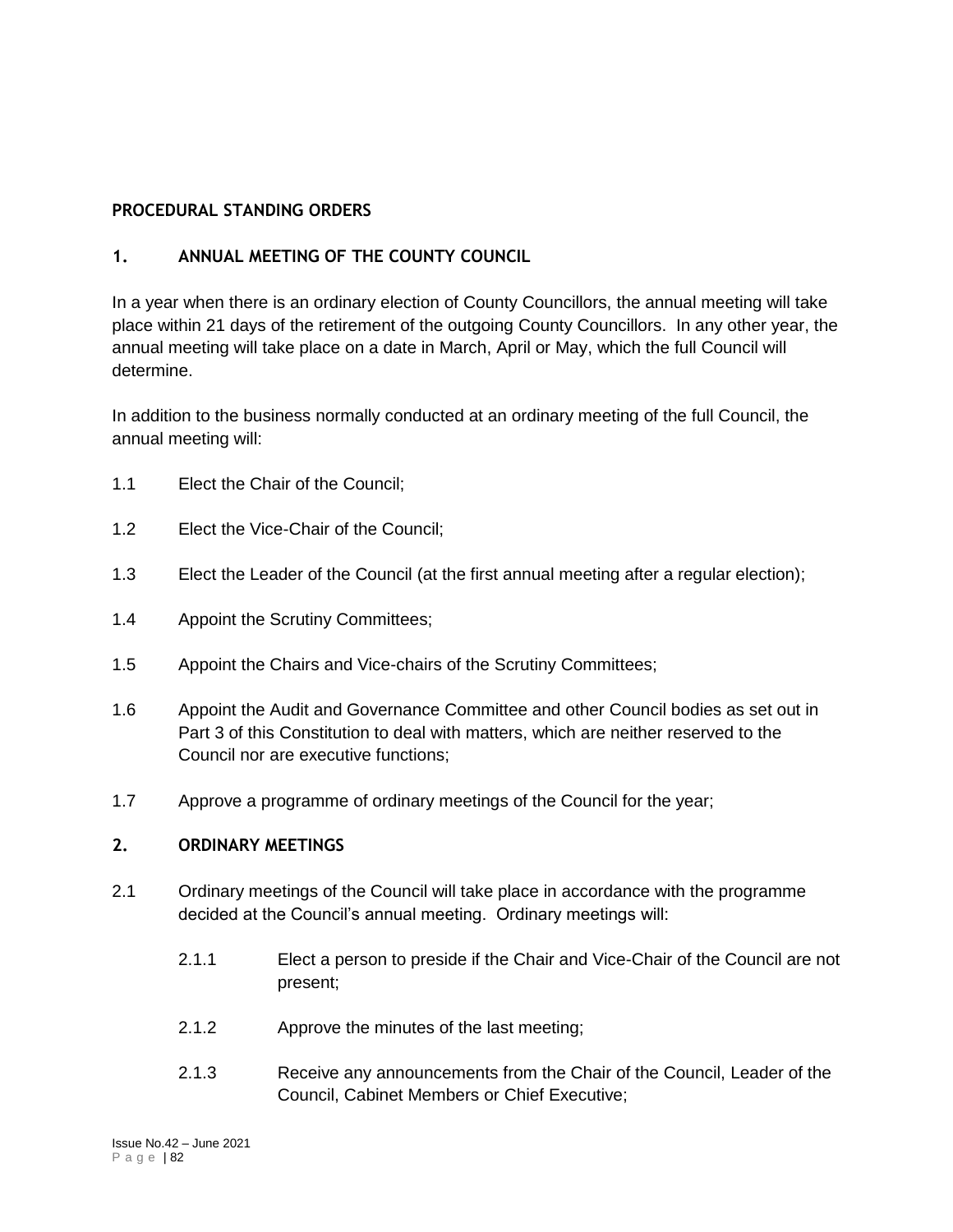## PROCEDURAL STANDING ORDERS

### 1. ANNUAL MEETING OF THE COUNTY COUNCIL

In a year when there is an ordinary election of County Councillors, the annual meeting will take place within 21 days of the retirement of the outgoing County Councillors. In any other year, the annual meeting will take place on a date in March, April or May, which the full Council will determine.

In addition to the business normally conducted at an ordinary meeting of the full Council, the annual meeting will:

1.1 Elect the Chair of the Council;

1.2 Elect the Vice-Chair of the Council;

1.3 Elect the Leader of the Council (at the first annual meeting after a regular election);

1.4 Appoint the Scrutiny Committees;

1.5 Appoint the Chairs and Vice-chairs of the Scrutiny Committees;

1.6 Appoint the Audit and Governance Committee and other Council bodies as set out in Part 3 of this Constitution to deal with matters, which are neither reserved to the Council nor are executive functions;

1.7 Approve a programme of ordinary meetings of the Council for the year;

### 2. ORDINARY MEETINGS

2.1 Ordinary meetings of the Council will take place in accordance with the programme decided at the Council's annual meeting. Ordinary meetings will:

2.1.1 Elect a person to preside if the Chair and Vice-Chair of the Council are not present;

2.1.2 Approve the minutes of the last meeting;

2.1.3 Receive any announcements from the Chair of the Council, Leader of the Council, Cabinet Members or Chief Executive;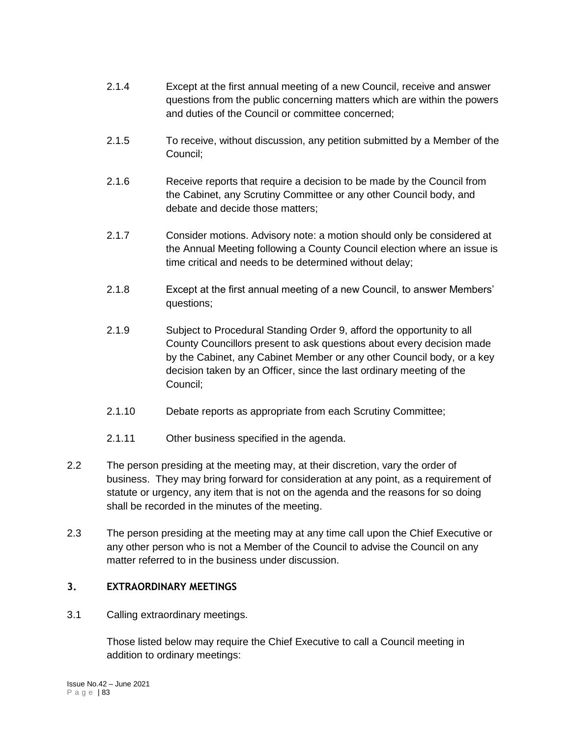2.1.4 Except at the first annual meeting of a new Council, receive and answer questions from the public concerning matters which are within the powers and duties of the Council or committee concerned;

2.1.5 To receive, without discussion, any petition submitted by a Member of the Council;

2.1.6 Receive reports that require a decision to be made by the Council from the Cabinet, any Scrutiny Committee or any other Council body, and debate and decide those matters;

2.1.7 Consider motions. Advisory note: a motion should only be considered at the Annual Meeting following a County Council election where an issue is time critical and needs to be determined without delay;

2.1.8 Except at the first annual meeting of a new Council, to answer Members' questions;

2.1.9 Subject to Procedural Standing Order 9, afford the opportunity to all County Councillors present to ask questions about every decision made by the Cabinet, any Cabinet Member or any other Council body, or a key decision taken by an Officer, since the last ordinary meeting of the Council;

2.1.10 Debate reports as appropriate from each Scrutiny Committee;

2.1.11 Other business specified in the agenda.

2.2 The person presiding at the meeting may, at their discretion, vary the order of business. They may bring forward for consideration at any point, as a requirement of statute or urgency, any item that is not on the agenda and the reasons for so doing shall be recorded in the minutes of the meeting.

2.3 The person presiding at the meeting may at any time call upon the Chief Executive or any other person who is not a Member of the Council to advise the Council on any matter referred to in the business under discussion.

## 3. EXTRAORDINARY MEETINGS

3.1 Calling extraordinary meetings.

Those listed below may require the Chief Executive to call a Council meeting in addition to ordinary meetings: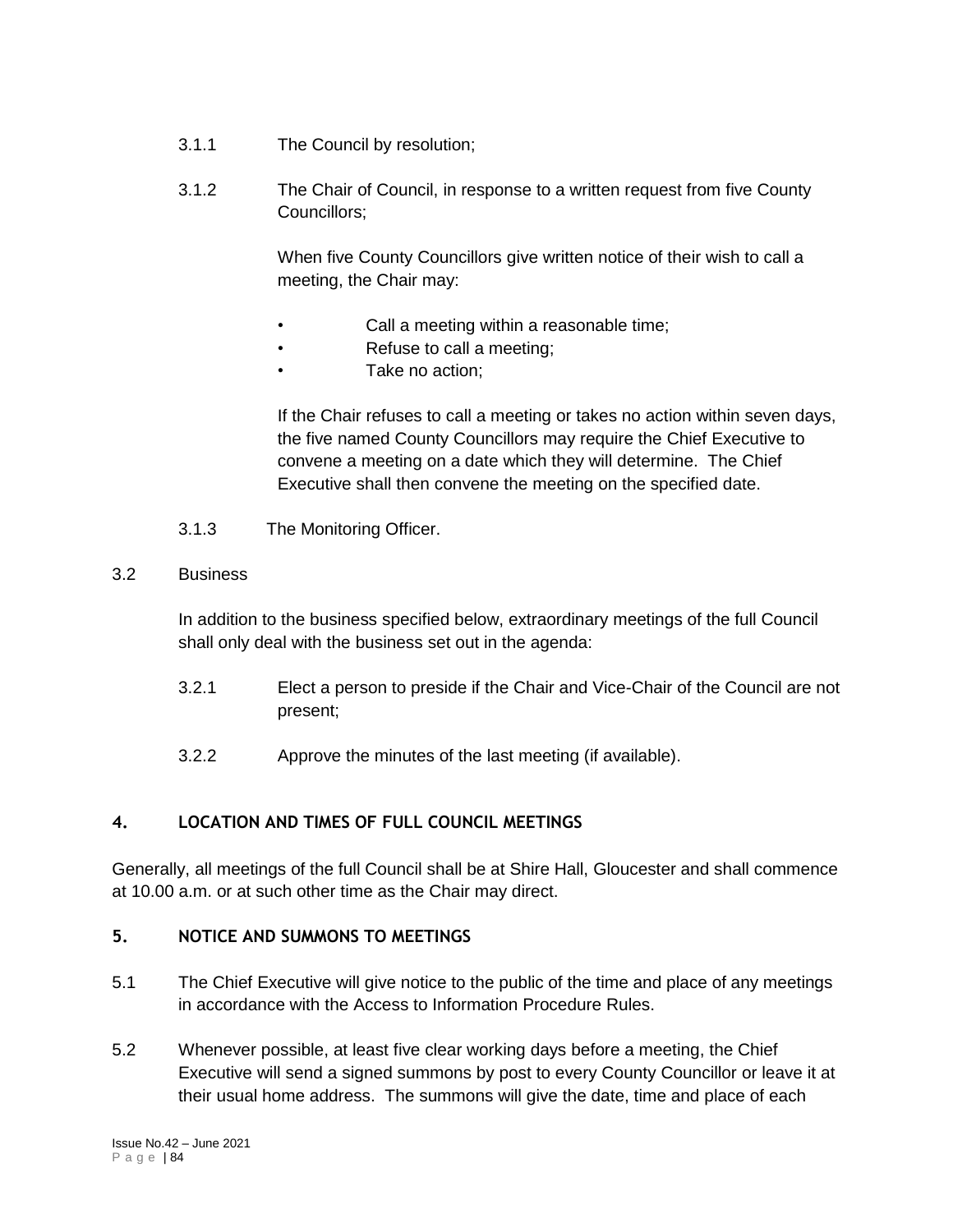3.1.1 The Council by resolution;

3.1.2 The Chair of Council, in response to a written request from five County Councillors;

When five County Councillors give written notice of their wish to call a meeting, the Chair may:

- Call a meeting within a reasonable time;
- Refuse to call a meeting;
- Take no action;

If the Chair refuses to call a meeting or takes no action within seven days, the five named County Councillors may require the Chief Executive to convene a meeting on a date which they will determine. The Chief Executive shall then convene the meeting on the specified date.

3.1.3 The Monitoring Officer.

3.2 Business

In addition to the business specified below, extraordinary meetings of the full Council shall only deal with the business set out in the agenda:

3.2.1 Elect a person to preside if the Chair and Vice-Chair of the Council are not present;

3.2.2 Approve the minutes of the last meeting (if available).

## 4. LOCATION AND TIMES OF FULL COUNCIL MEETINGS

Generally, all meetings of the full Council shall be at Shire Hall, Gloucester and shall commence at 10.00 a.m. or at such other time as the Chair may direct.

## 5. NOTICE AND SUMMONS TO MEETINGS

5.1 The Chief Executive will give notice to the public of the time and place of any meetings in accordance with the Access to Information Procedure Rules.

5.2 Whenever possible, at least five clear working days before a meeting, the Chief Executive will send a signed summons by post to every County Councillor or leave it at their usual home address. The summons will give the date, time and place of each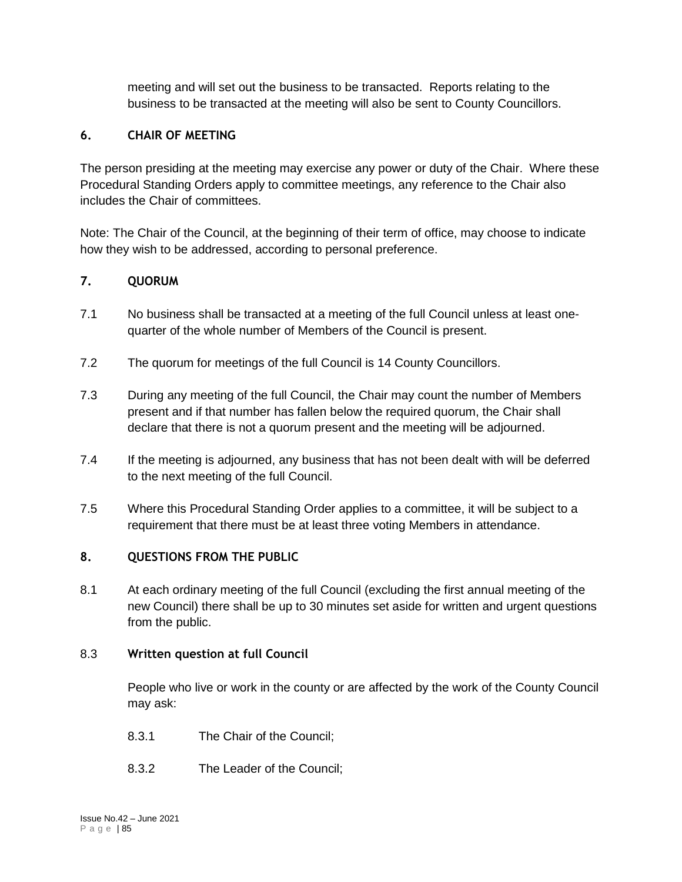meeting and will set out the business to be transacted. Reports relating to the business to be transacted at the meeting will also be sent to County Councillors.

## 6. CHAIR OF MEETING

The person presiding at the meeting may exercise any power or duty of the Chair. Where these Procedural Standing Orders apply to committee meetings, any reference to the Chair also includes the Chair of committees.

Note: The Chair of the Council, at the beginning of their term of office, may choose to indicate how they wish to be addressed, according to personal preference.

## 7. QUORUM

7.1 No business shall be transacted at a meeting of the full Council unless at least one-quarter of the whole number of Members of the Council is present.

7.2 The quorum for meetings of the full Council is 14 County Councillors.

7.3 During any meeting of the full Council, the Chair may count the number of Members present and if that number has fallen below the required quorum, the Chair shall declare that there is not a quorum present and the meeting will be adjourned.

7.4 If the meeting is adjourned, any business that has not been dealt with will be deferred to the next meeting of the full Council.

7.5 Where this Procedural Standing Order applies to a committee, it will be subject to a requirement that there must be at least three voting Members in attendance.

## 8. QUESTIONS FROM THE PUBLIC

8.1 At each ordinary meeting of the full Council (excluding the first annual meeting of the new Council) there shall be up to 30 minutes set aside for written and urgent questions from the public.

8.3 **Written question at full Council**

People who live or work in the county or are affected by the work of the County Council may ask:

8.3.1 The Chair of the Council;

8.3.2 The Leader of the Council;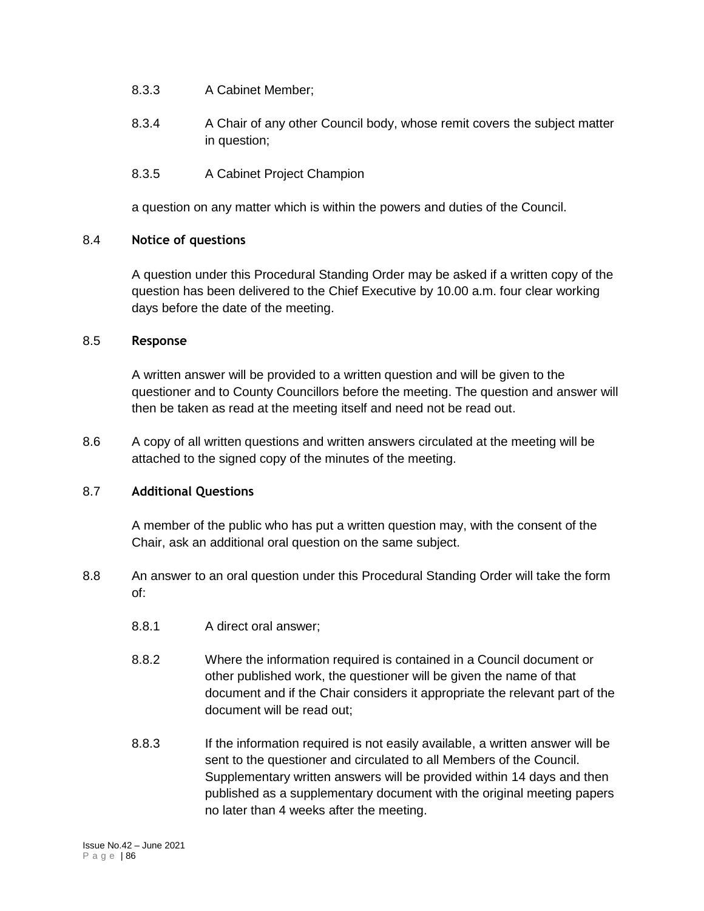8.3.3 A Cabinet Member;

8.3.4 A Chair of any other Council body, whose remit covers the subject matter in question;

8.3.5 A Cabinet Project Champion

a question on any matter which is within the powers and duties of the Council.

8.4 **Notice of questions**

A question under this Procedural Standing Order may be asked if a written copy of the question has been delivered to the Chief Executive by 10.00 a.m. four clear working days before the date of the meeting.

8.5 **Response**

A written answer will be provided to a written question and will be given to the questioner and to County Councillors before the meeting. The question and answer will then be taken as read at the meeting itself and need not be read out.

8.6 A copy of all written questions and written answers circulated at the meeting will be attached to the signed copy of the minutes of the meeting.

8.7 **Additional Questions**

A member of the public who has put a written question may, with the consent of the Chair, ask an additional oral question on the same subject.

8.8 An answer to an oral question under this Procedural Standing Order will take the form of:

8.8.1 A direct oral answer;

8.8.2 Where the information required is contained in a Council document or other published work, the questioner will be given the name of that document and if the Chair considers it appropriate the relevant part of the document will be read out;

8.8.3 If the information required is not easily available, a written answer will be sent to the questioner and circulated to all Members of the Council. Supplementary written answers will be provided within 14 days and then published as a supplementary document with the original meeting papers no later than 4 weeks after the meeting.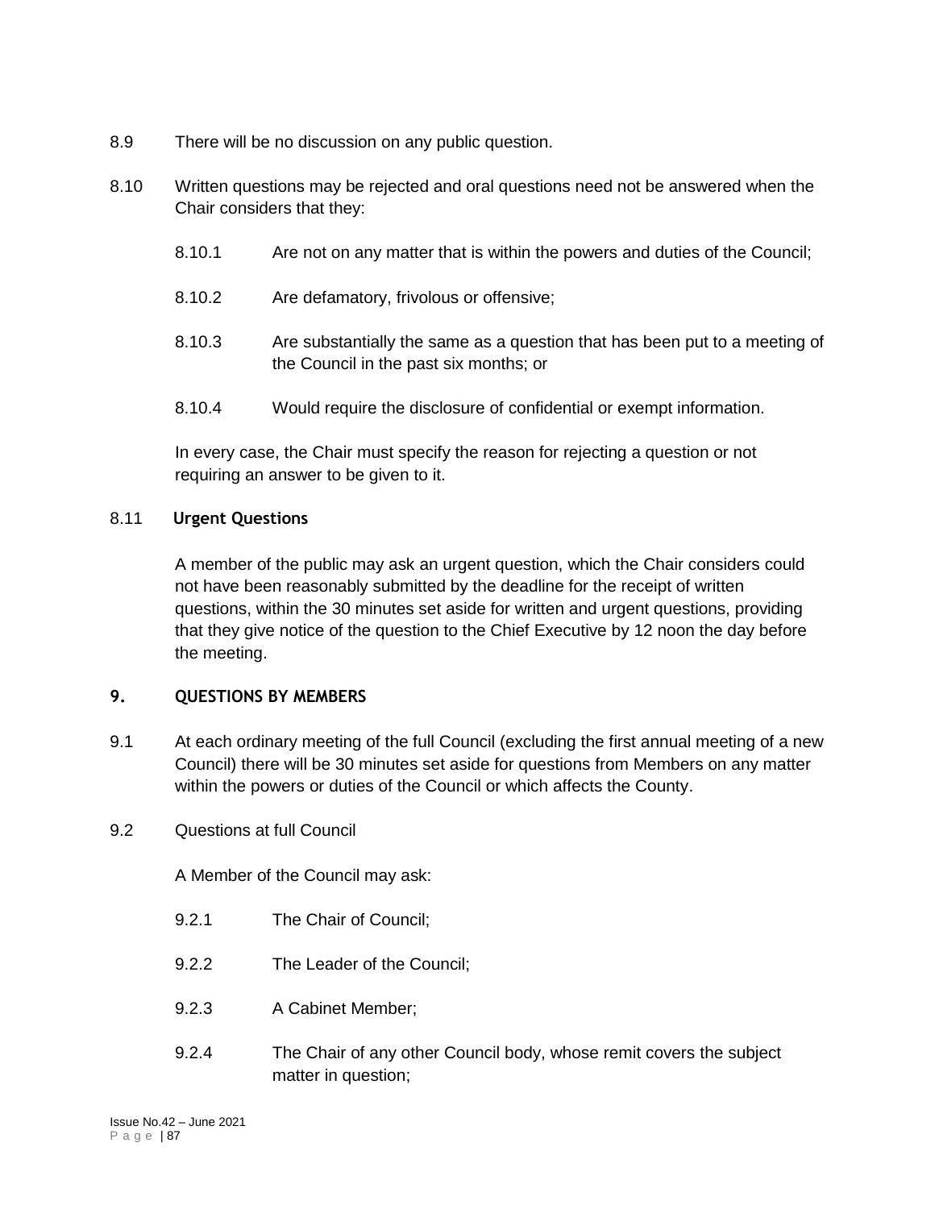8.9 There will be no discussion on any public question.

8.10 Written questions may be rejected and oral questions need not be answered when the Chair considers that they:

8.10.1 Are not on any matter that is within the powers and duties of the Council;

8.10.2 Are defamatory, frivolous or offensive;

8.10.3 Are substantially the same as a question that has been put to a meeting of the Council in the past six months; or

8.10.4 Would require the disclosure of confidential or exempt information.

In every case, the Chair must specify the reason for rejecting a question or not requiring an answer to be given to it.

8.11 **Urgent Questions**

A member of the public may ask an urgent question, which the Chair considers could not have been reasonably submitted by the deadline for the receipt of written questions, within the 30 minutes set aside for written and urgent questions, providing that they give notice of the question to the Chief Executive by 12 noon the day before the meeting.

## 9. QUESTIONS BY MEMBERS

9.1 At each ordinary meeting of the full Council (excluding the first annual meeting of a new Council) there will be 30 minutes set aside for questions from Members on any matter within the powers or duties of the Council or which affects the County.

9.2 Questions at full Council

A Member of the Council may ask:

9.2.1 The Chair of Council;

9.2.2 The Leader of the Council;

9.2.3 A Cabinet Member;

9.2.4 The Chair of any other Council body, whose remit covers the subject matter in question;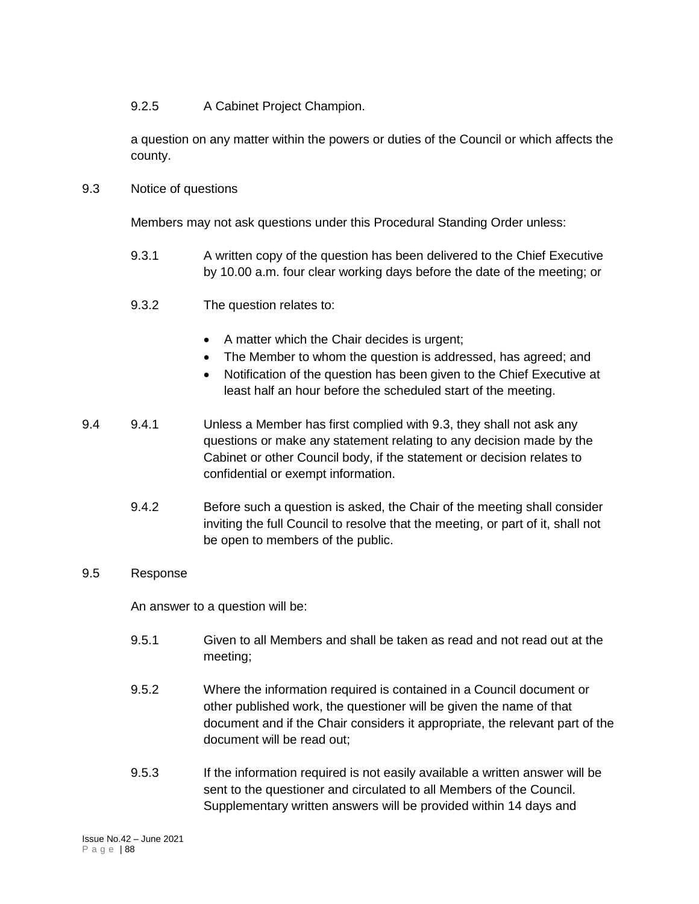9.2.5 A Cabinet Project Champion.

a question on any matter within the powers or duties of the Council or which affects the county.

9.3 Notice of questions

Members may not ask questions under this Procedural Standing Order unless:

9.3.1 A written copy of the question has been delivered to the Chief Executive by 10.00 a.m. four clear working days before the date of the meeting; or

9.3.2 The question relates to:

- A matter which the Chair decides is urgent;
- The Member to whom the question is addressed, has agreed; and
- Notification of the question has been given to the Chief Executive at least half an hour before the scheduled start of the meeting.

9.4 9.4.1 Unless a Member has first complied with 9.3, they shall not ask any questions or make any statement relating to any decision made by the Cabinet or other Council body, if the statement or decision relates to confidential or exempt information.

9.4.2 Before such a question is asked, the Chair of the meeting shall consider inviting the full Council to resolve that the meeting, or part of it, shall not be open to members of the public.

9.5 Response

An answer to a question will be:

9.5.1 Given to all Members and shall be taken as read and not read out at the meeting;

9.5.2 Where the information required is contained in a Council document or other published work, the questioner will be given the name of that document and if the Chair considers it appropriate, the relevant part of the document will be read out;

9.5.3 If the information required is not easily available a written answer will be sent to the questioner and circulated to all Members of the Council. Supplementary written answers will be provided within 14 days and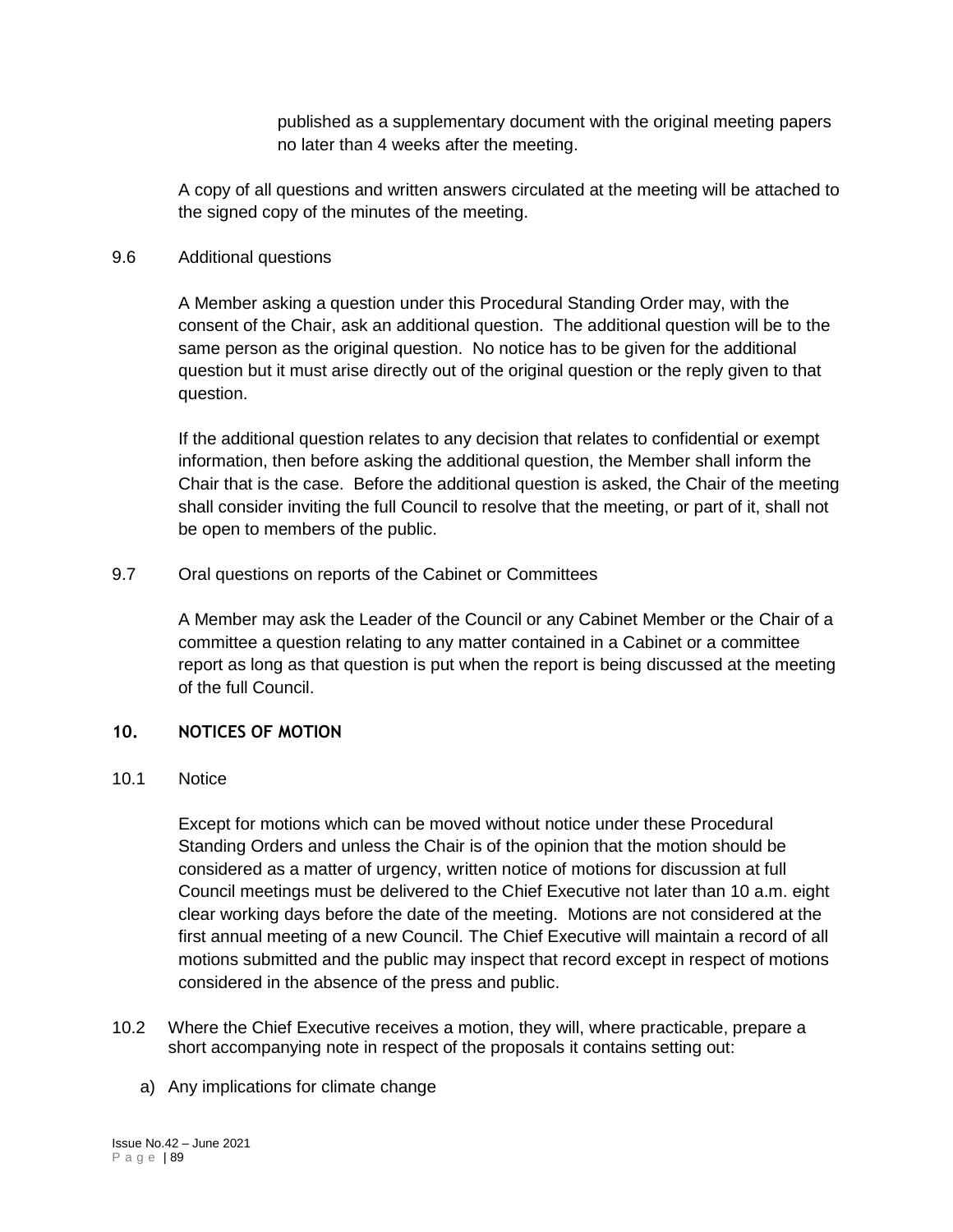published as a supplementary document with the original meeting papers no later than 4 weeks after the meeting.

A copy of all questions and written answers circulated at the meeting will be attached to the signed copy of the minutes of the meeting.

9.6 Additional questions

A Member asking a question under this Procedural Standing Order may, with the consent of the Chair, ask an additional question. The additional question will be to the same person as the original question. No notice has to be given for the additional question but it must arise directly out of the original question or the reply given to that question.

If the additional question relates to any decision that relates to confidential or exempt information, then before asking the additional question, the Member shall inform the Chair that is the case. Before the additional question is asked, the Chair of the meeting shall consider inviting the full Council to resolve that the meeting, or part of it, shall not be open to members of the public.

9.7 Oral questions on reports of the Cabinet or Committees

A Member may ask the Leader of the Council or any Cabinet Member or the Chair of a committee a question relating to any matter contained in a Cabinet or a committee report as long as that question is put when the report is being discussed at the meeting of the full Council.

## 10. NOTICES OF MOTION

10.1 Notice

Except for motions which can be moved without notice under these Procedural Standing Orders and unless the Chair is of the opinion that the motion should be considered as a matter of urgency, written notice of motions for discussion at full Council meetings must be delivered to the Chief Executive not later than 10 a.m. eight clear working days before the date of the meeting. Motions are not considered at the first annual meeting of a new Council. The Chief Executive will maintain a record of all motions submitted and the public may inspect that record except in respect of motions considered in the absence of the press and public.

10.2 Where the Chief Executive receives a motion, they will, where practicable, prepare a short accompanying note in respect of the proposals it contains setting out:

a) Any implications for climate change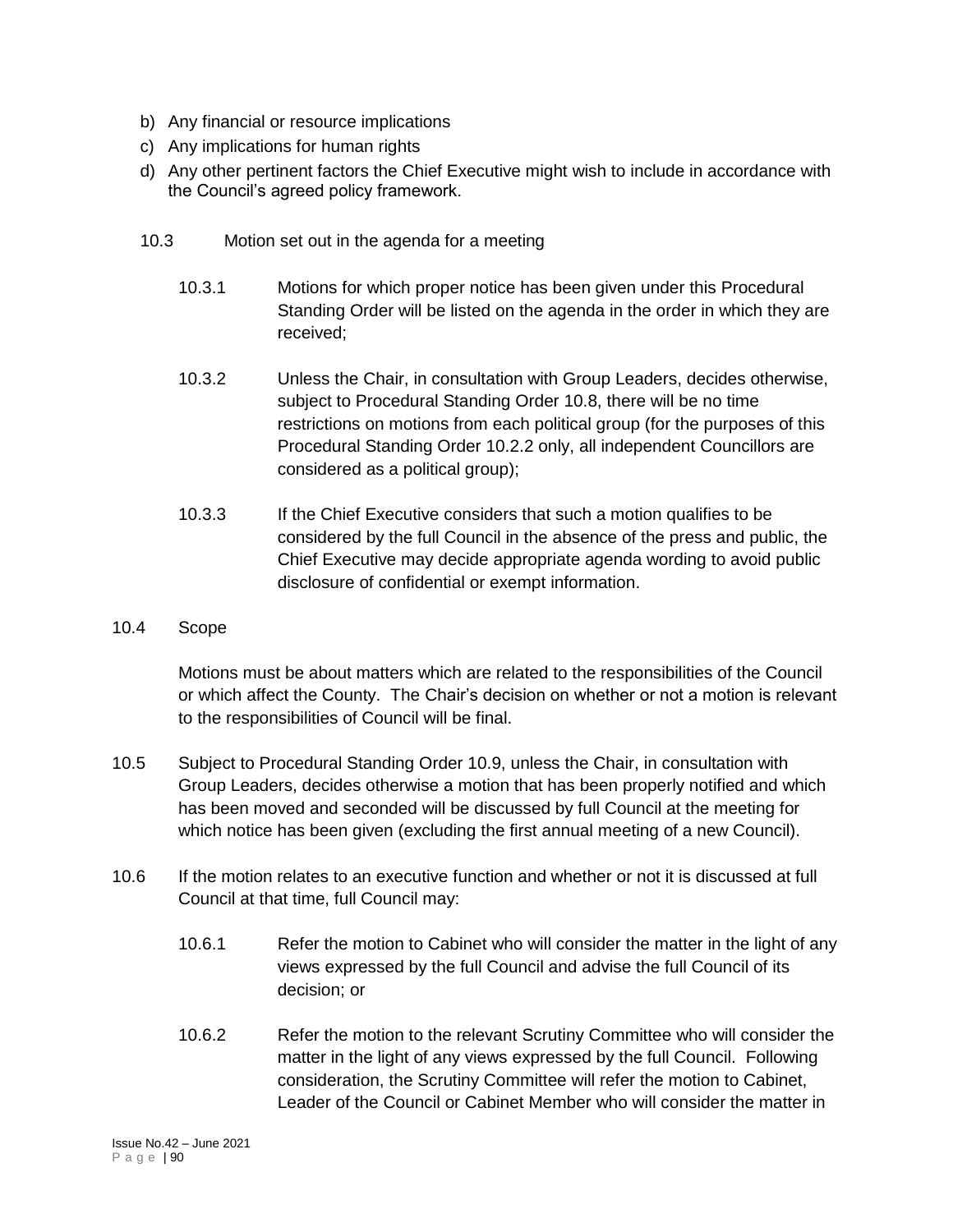b) Any financial or resource implications
c) Any implications for human rights
d) Any other pertinent factors the Chief Executive might wish to include in accordance with the Council's agreed policy framework.

10.3 Motion set out in the agenda for a meeting

10.3.1 Motions for which proper notice has been given under this Procedural Standing Order will be listed on the agenda in the order in which they are received;

10.3.2 Unless the Chair, in consultation with Group Leaders, decides otherwise, subject to Procedural Standing Order 10.8, there will be no time restrictions on motions from each political group (for the purposes of this Procedural Standing Order 10.2.2 only, all independent Councillors are considered as a political group);

10.3.3 If the Chief Executive considers that such a motion qualifies to be considered by the full Council in the absence of the press and public, the Chief Executive may decide appropriate agenda wording to avoid public disclosure of confidential or exempt information.

10.4 Scope

Motions must be about matters which are related to the responsibilities of the Council or which affect the County. The Chair's decision on whether or not a motion is relevant to the responsibilities of Council will be final.

10.5 Subject to Procedural Standing Order 10.9, unless the Chair, in consultation with Group Leaders, decides otherwise a motion that has been properly notified and which has been moved and seconded will be discussed by full Council at the meeting for which notice has been given (excluding the first annual meeting of a new Council).

10.6 If the motion relates to an executive function and whether or not it is discussed at full Council at that time, full Council may:

10.6.1 Refer the motion to Cabinet who will consider the matter in the light of any views expressed by the full Council and advise the full Council of its decision; or

10.6.2 Refer the motion to the relevant Scrutiny Committee who will consider the matter in the light of any views expressed by the full Council. Following consideration, the Scrutiny Committee will refer the motion to Cabinet, Leader of the Council or Cabinet Member who will consider the matter in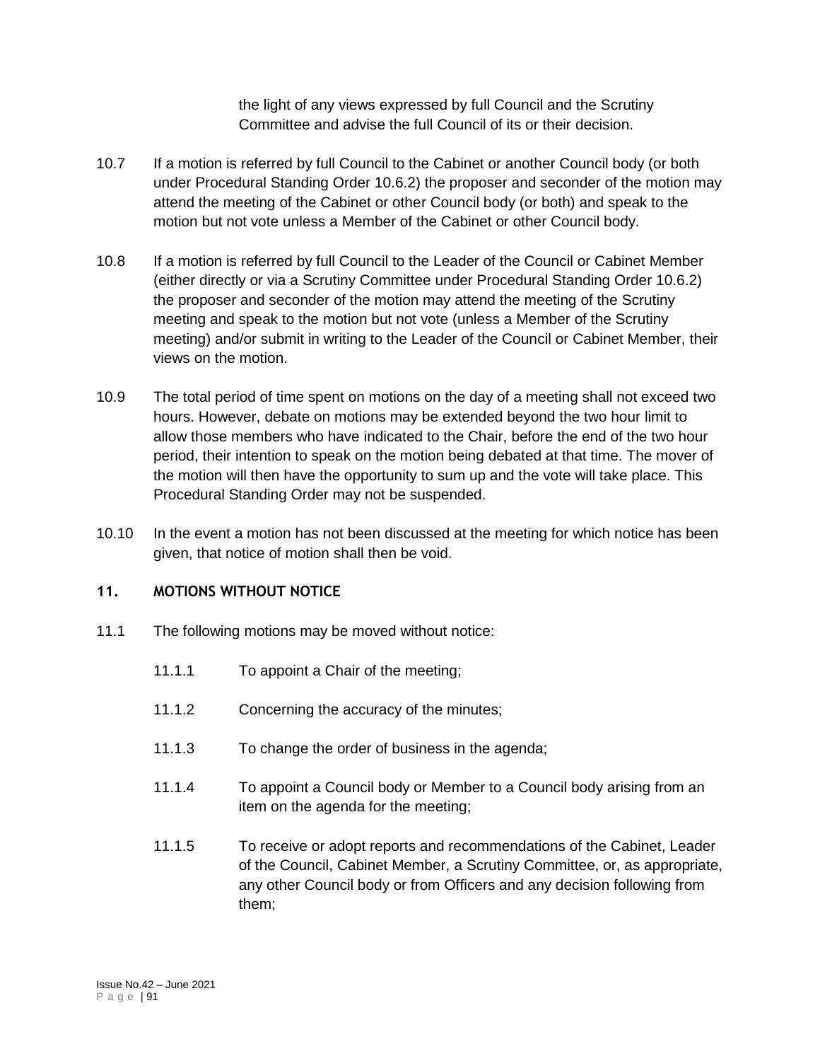the light of any views expressed by full Council and the Scrutiny Committee and advise the full Council of its or their decision.

10.7 If a motion is referred by full Council to the Cabinet or another Council body (or both under Procedural Standing Order 10.6.2) the proposer and seconder of the motion may attend the meeting of the Cabinet or other Council body (or both) and speak to the motion but not vote unless a Member of the Cabinet or other Council body.

10.8 If a motion is referred by full Council to the Leader of the Council or Cabinet Member (either directly or via a Scrutiny Committee under Procedural Standing Order 10.6.2) the proposer and seconder of the motion may attend the meeting of the Scrutiny meeting and speak to the motion but not vote (unless a Member of the Scrutiny meeting) and/or submit in writing to the Leader of the Council or Cabinet Member, their views on the motion.

10.9 The total period of time spent on motions on the day of a meeting shall not exceed two hours. However, debate on motions may be extended beyond the two hour limit to allow those members who have indicated to the Chair, before the end of the two hour period, their intention to speak on the motion being debated at that time. The mover of the motion will then have the opportunity to sum up and the vote will take place. This Procedural Standing Order may not be suspended.

10.10 In the event a motion has not been discussed at the meeting for which notice has been given, that notice of motion shall then be void.

## 11. MOTIONS WITHOUT NOTICE

11.1 The following motions may be moved without notice:

11.1.1 To appoint a Chair of the meeting;

11.1.2 Concerning the accuracy of the minutes;

11.1.3 To change the order of business in the agenda;

11.1.4 To appoint a Council body or Member to a Council body arising from an item on the agenda for the meeting;

11.1.5 To receive or adopt reports and recommendations of the Cabinet, Leader of the Council, Cabinet Member, a Scrutiny Committee, or, as appropriate, any other Council body or from Officers and any decision following from them;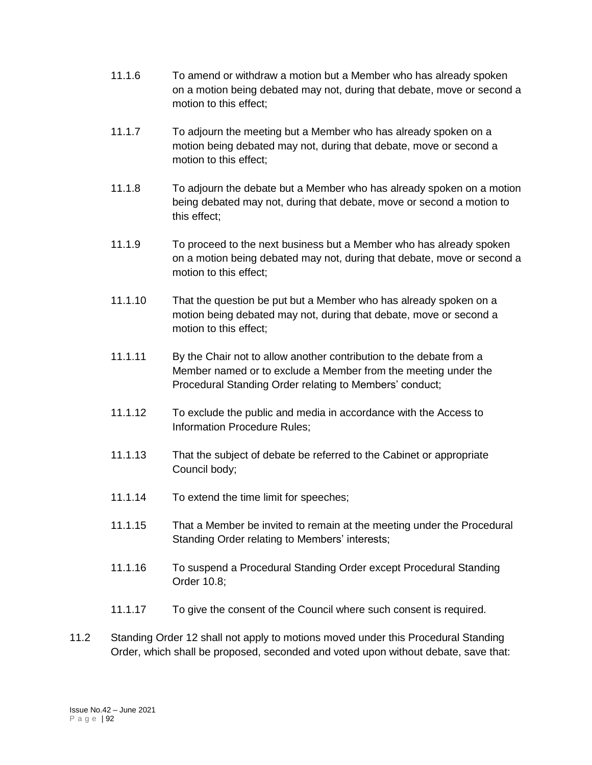11.1.6 To amend or withdraw a motion but a Member who has already spoken on a motion being debated may not, during that debate, move or second a motion to this effect;

11.1.7 To adjourn the meeting but a Member who has already spoken on a motion being debated may not, during that debate, move or second a motion to this effect;

11.1.8 To adjourn the debate but a Member who has already spoken on a motion being debated may not, during that debate, move or second a motion to this effect;

11.1.9 To proceed to the next business but a Member who has already spoken on a motion being debated may not, during that debate, move or second a motion to this effect;

11.1.10 That the question be put but a Member who has already spoken on a motion being debated may not, during that debate, move or second a motion to this effect;

11.1.11 By the Chair not to allow another contribution to the debate from a Member named or to exclude a Member from the meeting under the Procedural Standing Order relating to Members' conduct;

11.1.12 To exclude the public and media in accordance with the Access to Information Procedure Rules;

11.1.13 That the subject of debate be referred to the Cabinet or appropriate Council body;

11.1.14 To extend the time limit for speeches;

11.1.15 That a Member be invited to remain at the meeting under the Procedural Standing Order relating to Members' interests;

11.1.16 To suspend a Procedural Standing Order except Procedural Standing Order 10.8;

11.1.17 To give the consent of the Council where such consent is required.

11.2 Standing Order 12 shall not apply to motions moved under this Procedural Standing Order, which shall be proposed, seconded and voted upon without debate, save that: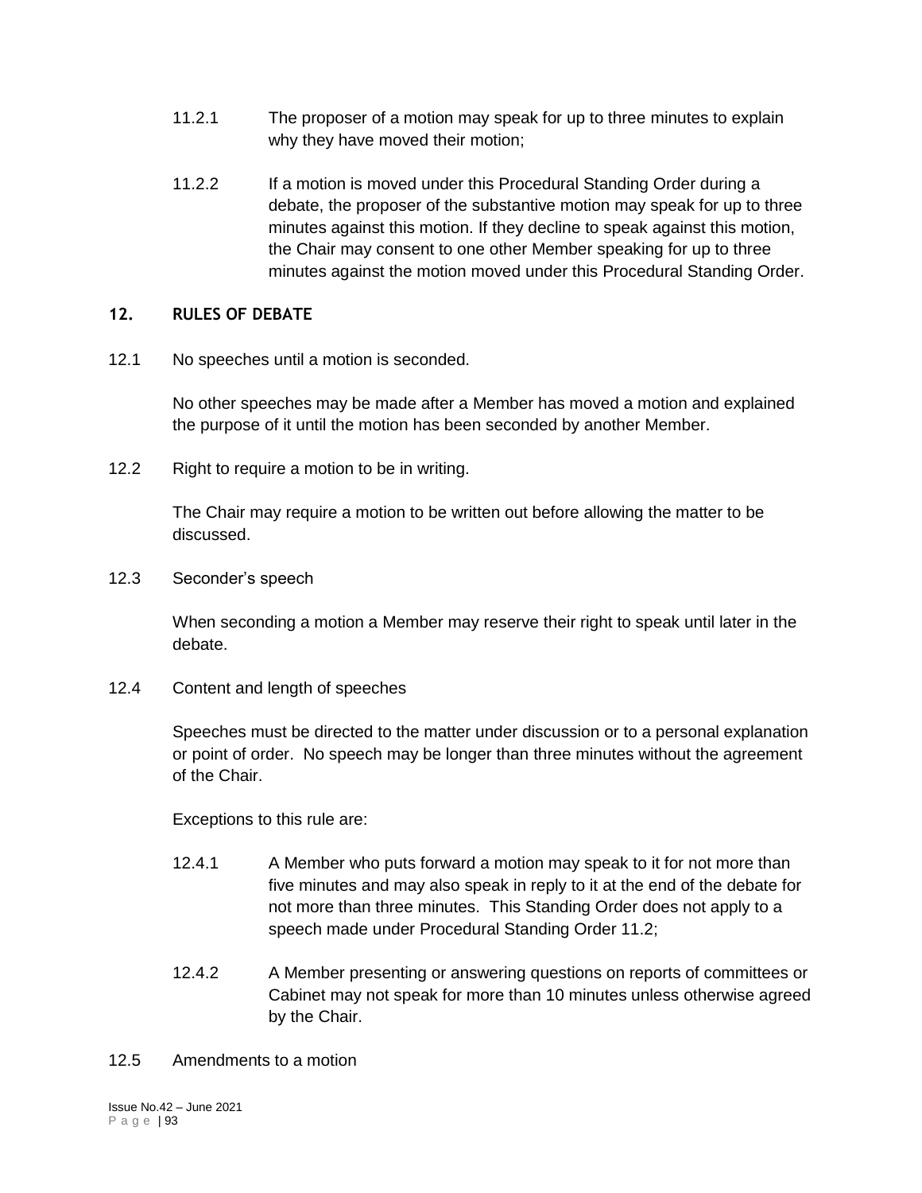11.2.1 The proposer of a motion may speak for up to three minutes to explain why they have moved their motion;

11.2.2 If a motion is moved under this Procedural Standing Order during a debate, the proposer of the substantive motion may speak for up to three minutes against this motion. If they decline to speak against this motion, the Chair may consent to one other Member speaking for up to three minutes against the motion moved under this Procedural Standing Order.

## 12. RULES OF DEBATE

12.1 No speeches until a motion is seconded.

No other speeches may be made after a Member has moved a motion and explained the purpose of it until the motion has been seconded by another Member.

12.2 Right to require a motion to be in writing.

The Chair may require a motion to be written out before allowing the matter to be discussed.

12.3 Seconder's speech

When seconding a motion a Member may reserve their right to speak until later in the debate.

12.4 Content and length of speeches

Speeches must be directed to the matter under discussion or to a personal explanation or point of order. No speech may be longer than three minutes without the agreement of the Chair.

Exceptions to this rule are:

12.4.1 A Member who puts forward a motion may speak to it for not more than five minutes and may also speak in reply to it at the end of the debate for not more than three minutes. This Standing Order does not apply to a speech made under Procedural Standing Order 11.2;

12.4.2 A Member presenting or answering questions on reports of committees or Cabinet may not speak for more than 10 minutes unless otherwise agreed by the Chair.

12.5 Amendments to a motion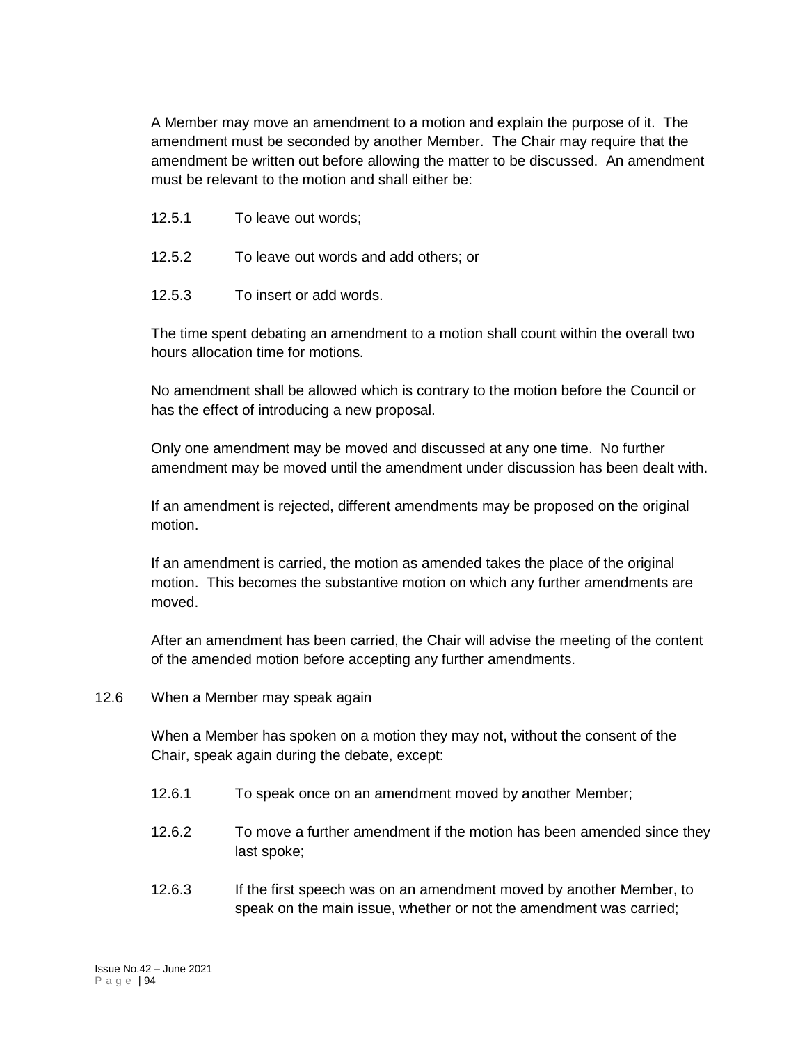A Member may move an amendment to a motion and explain the purpose of it. The amendment must be seconded by another Member. The Chair may require that the amendment be written out before allowing the matter to be discussed. An amendment must be relevant to the motion and shall either be:

12.5.1 To leave out words;

12.5.2 To leave out words and add others; or

12.5.3 To insert or add words.

The time spent debating an amendment to a motion shall count within the overall two hours allocation time for motions.

No amendment shall be allowed which is contrary to the motion before the Council or has the effect of introducing a new proposal.

Only one amendment may be moved and discussed at any one time. No further amendment may be moved until the amendment under discussion has been dealt with.

If an amendment is rejected, different amendments may be proposed on the original motion.

If an amendment is carried, the motion as amended takes the place of the original motion. This becomes the substantive motion on which any further amendments are moved.

After an amendment has been carried, the Chair will advise the meeting of the content of the amended motion before accepting any further amendments.

12.6 When a Member may speak again

When a Member has spoken on a motion they may not, without the consent of the Chair, speak again during the debate, except:

12.6.1 To speak once on an amendment moved by another Member;

12.6.2 To move a further amendment if the motion has been amended since they last spoke;

12.6.3 If the first speech was on an amendment moved by another Member, to speak on the main issue, whether or not the amendment was carried;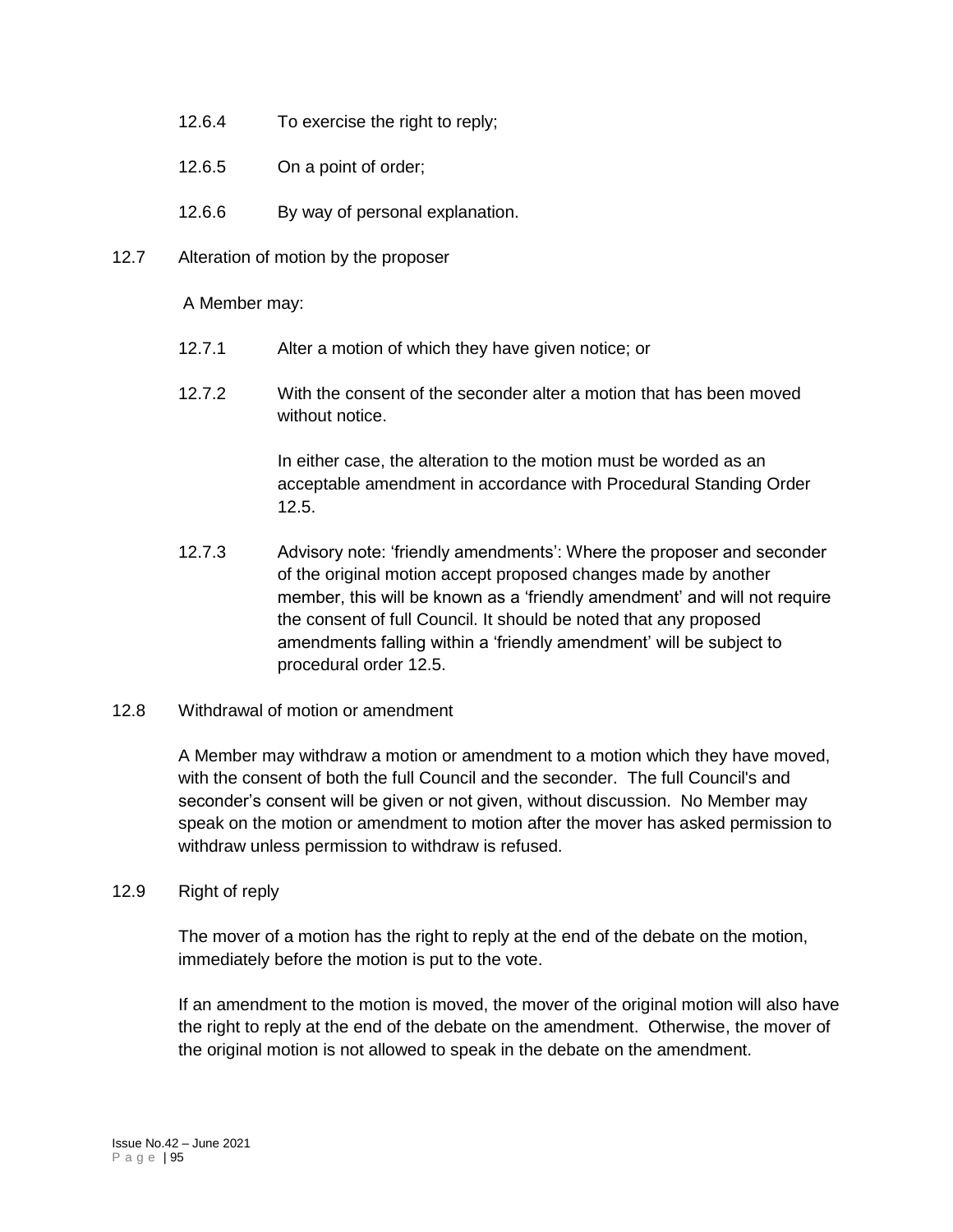12.6.4 To exercise the right to reply;

12.6.5 On a point of order;

12.6.6 By way of personal explanation.

12.7 Alteration of motion by the proposer

A Member may:

12.7.1 Alter a motion of which they have given notice; or

12.7.2 With the consent of the seconder alter a motion that has been moved without notice.

In either case, the alteration to the motion must be worded as an acceptable amendment in accordance with Procedural Standing Order 12.5.

12.7.3 Advisory note: 'friendly amendments': Where the proposer and seconder of the original motion accept proposed changes made by another member, this will be known as a 'friendly amendment' and will not require the consent of full Council. It should be noted that any proposed amendments falling within a 'friendly amendment' will be subject to procedural order 12.5.

12.8 Withdrawal of motion or amendment

A Member may withdraw a motion or amendment to a motion which they have moved, with the consent of both the full Council and the seconder. The full Council's and seconder's consent will be given or not given, without discussion. No Member may speak on the motion or amendment to motion after the mover has asked permission to withdraw unless permission to withdraw is refused.

12.9 Right of reply

The mover of a motion has the right to reply at the end of the debate on the motion, immediately before the motion is put to the vote.

If an amendment to the motion is moved, the mover of the original motion will also have the right to reply at the end of the debate on the amendment. Otherwise, the mover of the original motion is not allowed to speak in the debate on the amendment.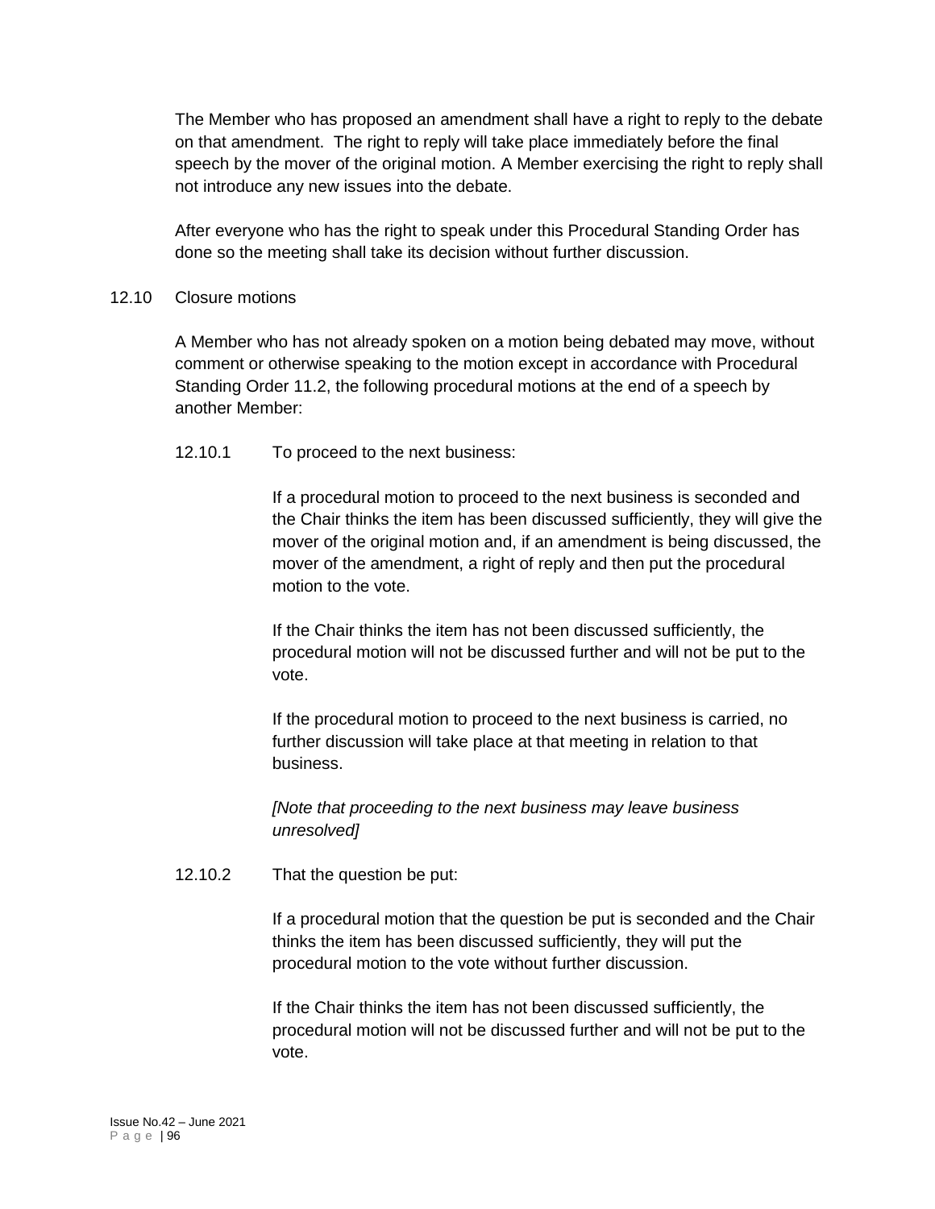The Member who has proposed an amendment shall have a right to reply to the debate on that amendment. The right to reply will take place immediately before the final speech by the mover of the original motion. A Member exercising the right to reply shall not introduce any new issues into the debate.

After everyone who has the right to speak under this Procedural Standing Order has done so the meeting shall take its decision without further discussion.

12.10 Closure motions

A Member who has not already spoken on a motion being debated may move, without comment or otherwise speaking to the motion except in accordance with Procedural Standing Order 11.2, the following procedural motions at the end of a speech by another Member:

12.10.1 To proceed to the next business:

If a procedural motion to proceed to the next business is seconded and the Chair thinks the item has been discussed sufficiently, they will give the mover of the original motion and, if an amendment is being discussed, the mover of the amendment, a right of reply and then put the procedural motion to the vote.

If the Chair thinks the item has not been discussed sufficiently, the procedural motion will not be discussed further and will not be put to the vote.

If the procedural motion to proceed to the next business is carried, no further discussion will take place at that meeting in relation to that business.

*[Note that proceeding to the next business may leave business unresolved]*

12.10.2 That the question be put:

If a procedural motion that the question be put is seconded and the Chair thinks the item has been discussed sufficiently, they will put the procedural motion to the vote without further discussion.

If the Chair thinks the item has not been discussed sufficiently, the procedural motion will not be discussed further and will not be put to the vote.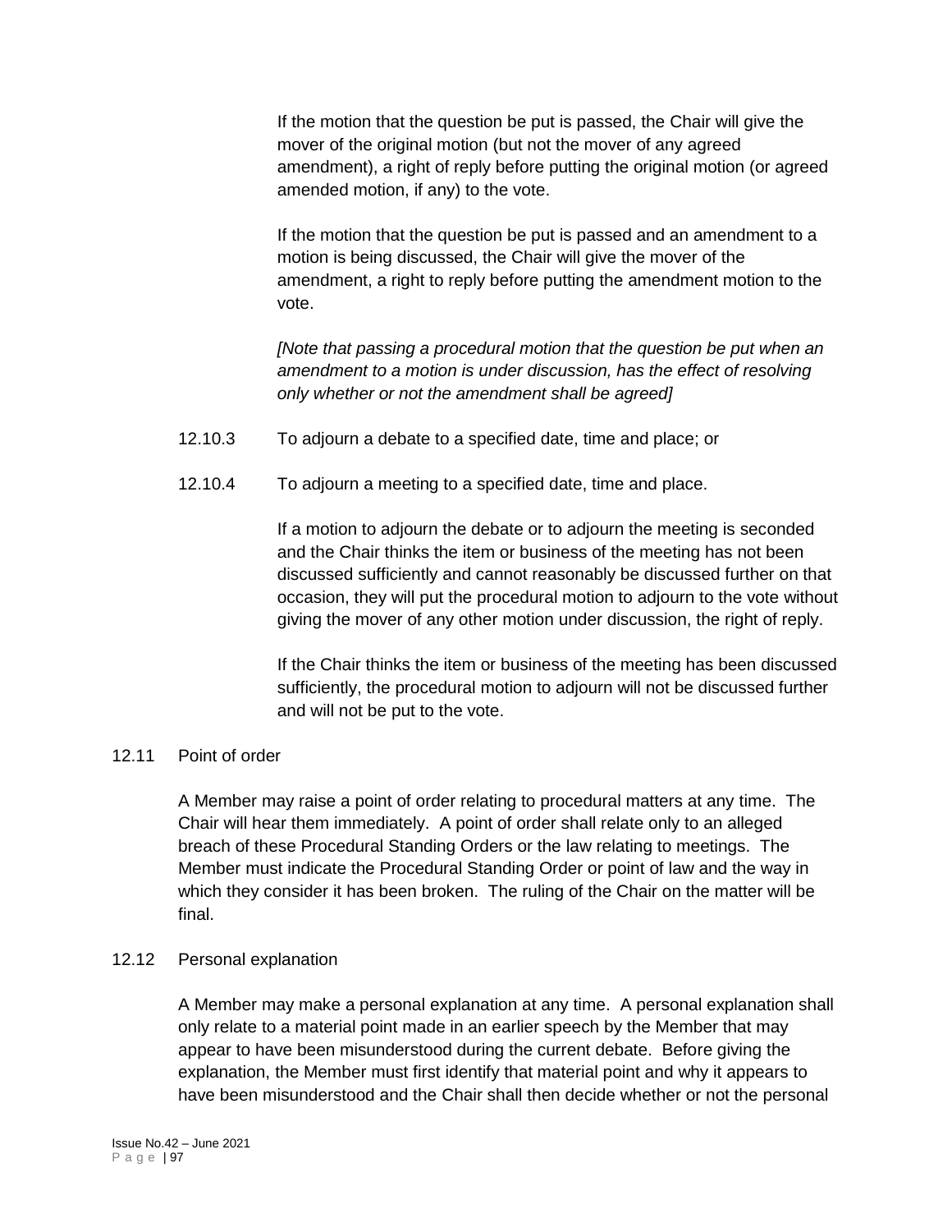If the motion that the question be put is passed, the Chair will give the mover of the original motion (but not the mover of any agreed amendment), a right of reply before putting the original motion (or agreed amended motion, if any) to the vote.

If the motion that the question be put is passed and an amendment to a motion is being discussed, the Chair will give the mover of the amendment, a right to reply before putting the amendment motion to the vote.

*[Note that passing a procedural motion that the question be put when an amendment to a motion is under discussion, has the effect of resolving only whether or not the amendment shall be agreed]*

12.10.3 To adjourn a debate to a specified date, time and place; or

12.10.4 To adjourn a meeting to a specified date, time and place.

If a motion to adjourn the debate or to adjourn the meeting is seconded and the Chair thinks the item or business of the meeting has not been discussed sufficiently and cannot reasonably be discussed further on that occasion, they will put the procedural motion to adjourn to the vote without giving the mover of any other motion under discussion, the right of reply.

If the Chair thinks the item or business of the meeting has been discussed sufficiently, the procedural motion to adjourn will not be discussed further and will not be put to the vote.

12.11 Point of order

A Member may raise a point of order relating to procedural matters at any time. The Chair will hear them immediately. A point of order shall relate only to an alleged breach of these Procedural Standing Orders or the law relating to meetings. The Member must indicate the Procedural Standing Order or point of law and the way in which they consider it has been broken. The ruling of the Chair on the matter will be final.

12.12 Personal explanation

A Member may make a personal explanation at any time. A personal explanation shall only relate to a material point made in an earlier speech by the Member that may appear to have been misunderstood during the current debate. Before giving the explanation, the Member must first identify that material point and why it appears to have been misunderstood and the Chair shall then decide whether or not the personal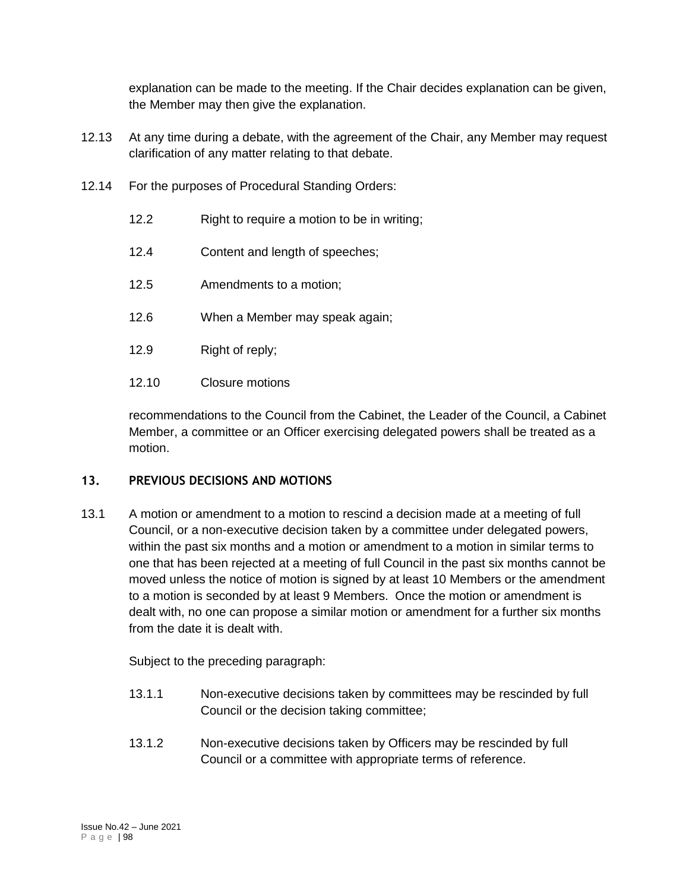explanation can be made to the meeting. If the Chair decides explanation can be given, the Member may then give the explanation.

12.13 At any time during a debate, with the agreement of the Chair, any Member may request clarification of any matter relating to that debate.

12.14 For the purposes of Procedural Standing Orders:

- 12.2 Right to require a motion to be in writing;
- 12.4 Content and length of speeches;
- 12.5 Amendments to a motion;
- 12.6 When a Member may speak again;
- 12.9 Right of reply;
- 12.10 Closure motions

recommendations to the Council from the Cabinet, the Leader of the Council, a Cabinet Member, a committee or an Officer exercising delegated powers shall be treated as a motion.

## 13. PREVIOUS DECISIONS AND MOTIONS

13.1 A motion or amendment to a motion to rescind a decision made at a meeting of full Council, or a non-executive decision taken by a committee under delegated powers, within the past six months and a motion or amendment to a motion in similar terms to one that has been rejected at a meeting of full Council in the past six months cannot be moved unless the notice of motion is signed by at least 10 Members or the amendment to a motion is seconded by at least 9 Members. Once the motion or amendment is dealt with, no one can propose a similar motion or amendment for a further six months from the date it is dealt with.

Subject to the preceding paragraph:

- 13.1.1 Non-executive decisions taken by committees may be rescinded by full Council or the decision taking committee;
- 13.1.2 Non-executive decisions taken by Officers may be rescinded by full Council or a committee with appropriate terms of reference.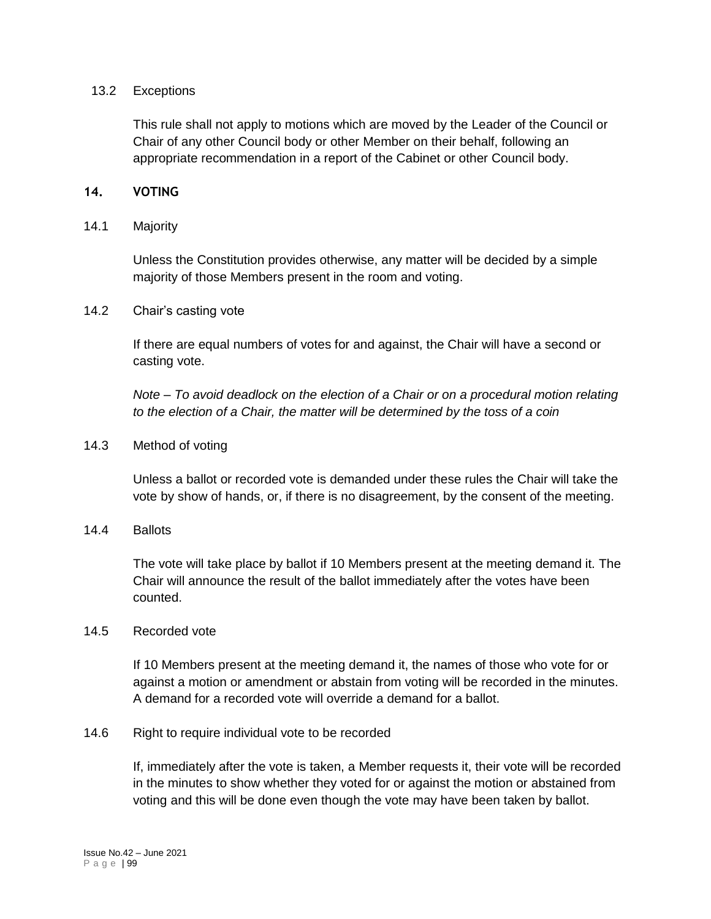### 13.2 Exceptions

This rule shall not apply to motions which are moved by the Leader of the Council or Chair of any other Council body or other Member on their behalf, following an appropriate recommendation in a report of the Cabinet or other Council body.

## 14. VOTING

### 14.1 Majority

Unless the Constitution provides otherwise, any matter will be decided by a simple majority of those Members present in the room and voting.

### 14.2 Chair's casting vote

If there are equal numbers of votes for and against, the Chair will have a second or casting vote.

*Note – To avoid deadlock on the election of a Chair or on a procedural motion relating to the election of a Chair, the matter will be determined by the toss of a coin*

### 14.3 Method of voting

Unless a ballot or recorded vote is demanded under these rules the Chair will take the vote by show of hands, or, if there is no disagreement, by the consent of the meeting.

### 14.4 Ballots

The vote will take place by ballot if 10 Members present at the meeting demand it. The Chair will announce the result of the ballot immediately after the votes have been counted.

### 14.5 Recorded vote

If 10 Members present at the meeting demand it, the names of those who vote for or against a motion or amendment or abstain from voting will be recorded in the minutes. A demand for a recorded vote will override a demand for a ballot.

### 14.6 Right to require individual vote to be recorded

If, immediately after the vote is taken, a Member requests it, their vote will be recorded in the minutes to show whether they voted for or against the motion or abstained from voting and this will be done even though the vote may have been taken by ballot.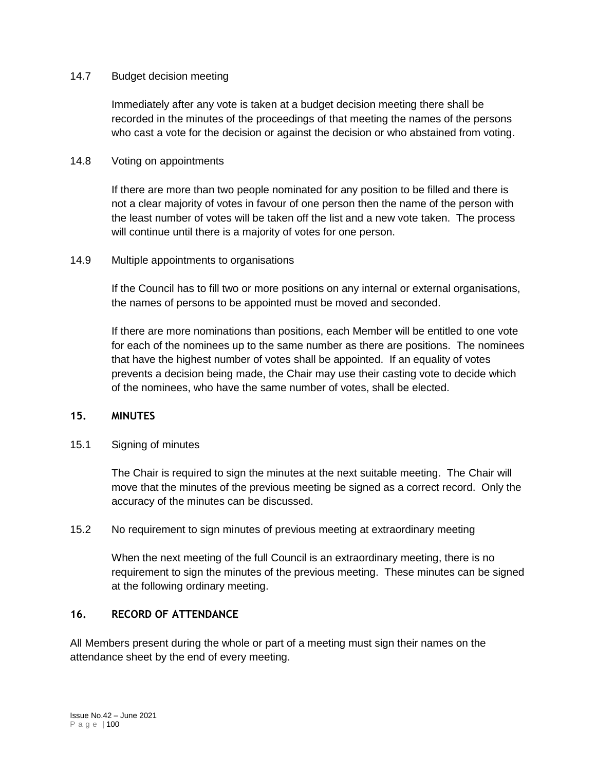14.7 Budget decision meeting

Immediately after any vote is taken at a budget decision meeting there shall be recorded in the minutes of the proceedings of that meeting the names of the persons who cast a vote for the decision or against the decision or who abstained from voting.

14.8 Voting on appointments

If there are more than two people nominated for any position to be filled and there is not a clear majority of votes in favour of one person then the name of the person with the least number of votes will be taken off the list and a new vote taken. The process will continue until there is a majority of votes for one person.

14.9 Multiple appointments to organisations

If the Council has to fill two or more positions on any internal or external organisations, the names of persons to be appointed must be moved and seconded.

If there are more nominations than positions, each Member will be entitled to one vote for each of the nominees up to the same number as there are positions. The nominees that have the highest number of votes shall be appointed. If an equality of votes prevents a decision being made, the Chair may use their casting vote to decide which of the nominees, who have the same number of votes, shall be elected.

## 15. MINUTES

15.1 Signing of minutes

The Chair is required to sign the minutes at the next suitable meeting. The Chair will move that the minutes of the previous meeting be signed as a correct record. Only the accuracy of the minutes can be discussed.

15.2 No requirement to sign minutes of previous meeting at extraordinary meeting

When the next meeting of the full Council is an extraordinary meeting, there is no requirement to sign the minutes of the previous meeting. These minutes can be signed at the following ordinary meeting.

## 16. RECORD OF ATTENDANCE

All Members present during the whole or part of a meeting must sign their names on the attendance sheet by the end of every meeting.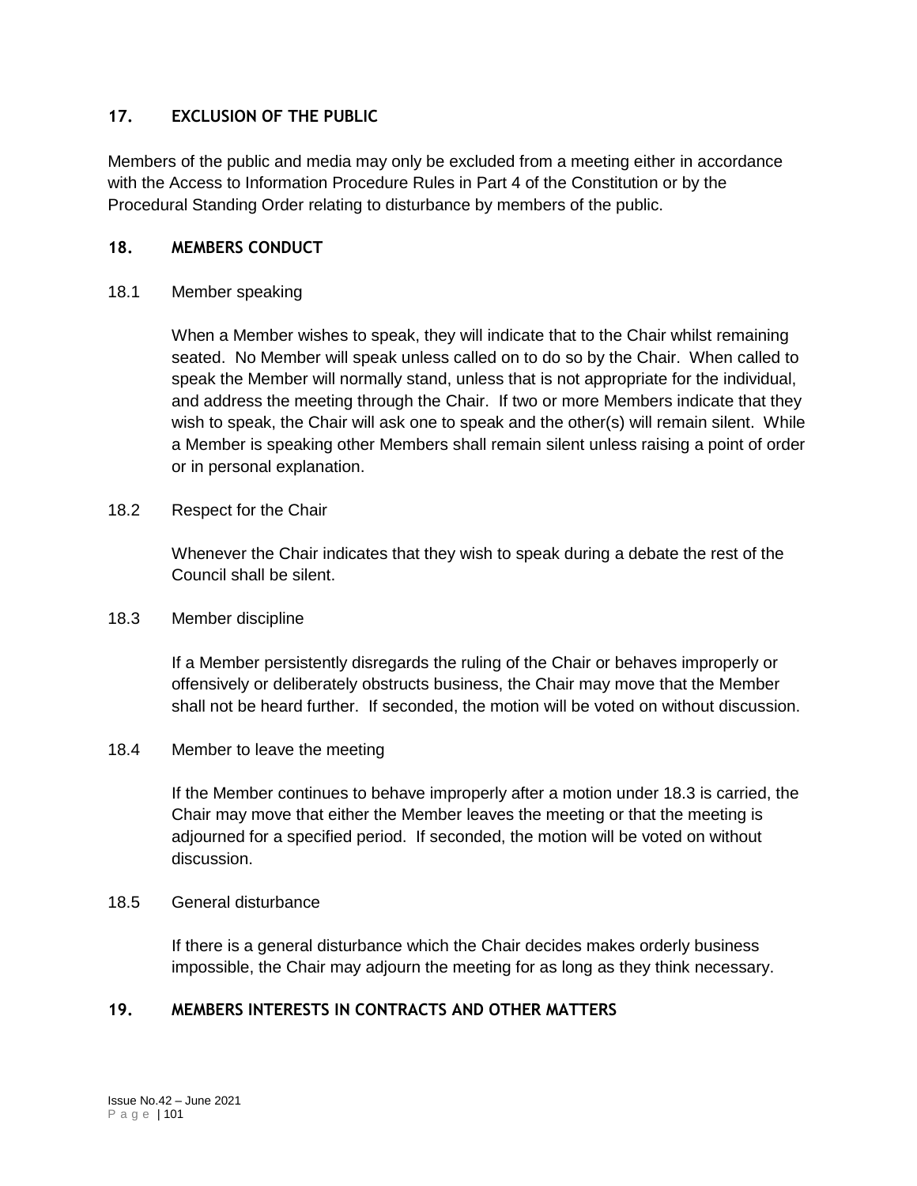## 17. EXCLUSION OF THE PUBLIC

Members of the public and media may only be excluded from a meeting either in accordance with the Access to Information Procedure Rules in Part 4 of the Constitution or by the Procedural Standing Order relating to disturbance by members of the public.

## 18. MEMBERS CONDUCT

### 18.1 Member speaking

When a Member wishes to speak, they will indicate that to the Chair whilst remaining seated. No Member will speak unless called on to do so by the Chair. When called to speak the Member will normally stand, unless that is not appropriate for the individual, and address the meeting through the Chair. If two or more Members indicate that they wish to speak, the Chair will ask one to speak and the other(s) will remain silent. While a Member is speaking other Members shall remain silent unless raising a point of order or in personal explanation.

### 18.2 Respect for the Chair

Whenever the Chair indicates that they wish to speak during a debate the rest of the Council shall be silent.

### 18.3 Member discipline

If a Member persistently disregards the ruling of the Chair or behaves improperly or offensively or deliberately obstructs business, the Chair may move that the Member shall not be heard further. If seconded, the motion will be voted on without discussion.

### 18.4 Member to leave the meeting

If the Member continues to behave improperly after a motion under 18.3 is carried, the Chair may move that either the Member leaves the meeting or that the meeting is adjourned for a specified period. If seconded, the motion will be voted on without discussion.

### 18.5 General disturbance

If there is a general disturbance which the Chair decides makes orderly business impossible, the Chair may adjourn the meeting for as long as they think necessary.

## 19. MEMBERS INTERESTS IN CONTRACTS AND OTHER MATTERS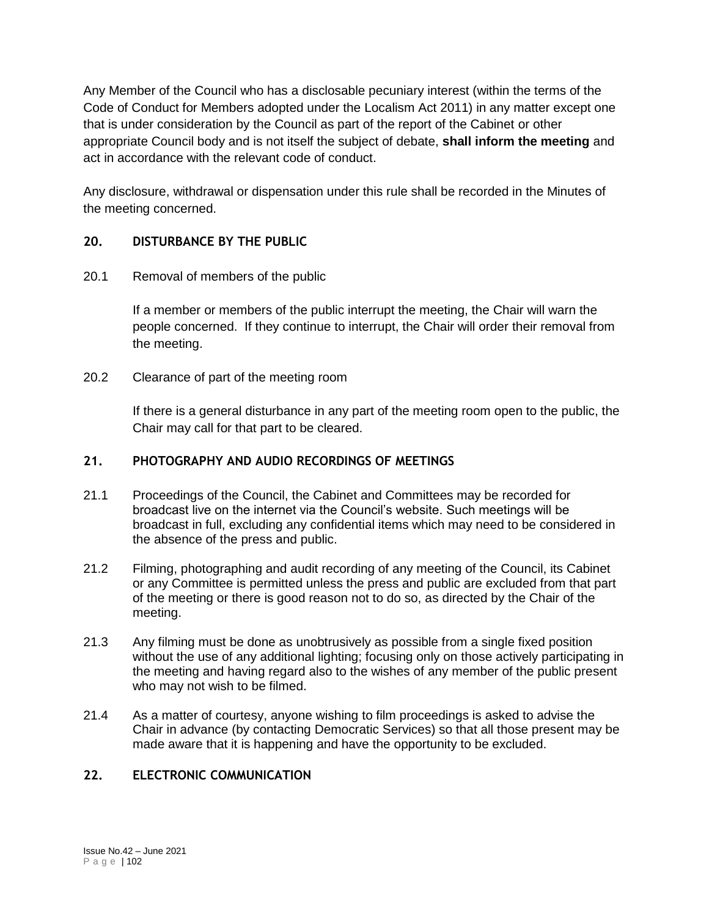Any Member of the Council who has a disclosable pecuniary interest (within the terms of the Code of Conduct for Members adopted under the Localism Act 2011) in any matter except one that is under consideration by the Council as part of the report of the Cabinet or other appropriate Council body and is not itself the subject of debate, **shall inform the meeting** and act in accordance with the relevant code of conduct.

Any disclosure, withdrawal or dispensation under this rule shall be recorded in the Minutes of the meeting concerned.

## 20. DISTURBANCE BY THE PUBLIC

20.1 Removal of members of the public

If a member or members of the public interrupt the meeting, the Chair will warn the people concerned. If they continue to interrupt, the Chair will order their removal from the meeting.

20.2 Clearance of part of the meeting room

If there is a general disturbance in any part of the meeting room open to the public, the Chair may call for that part to be cleared.

## 21. PHOTOGRAPHY AND AUDIO RECORDINGS OF MEETINGS

21.1 Proceedings of the Council, the Cabinet and Committees may be recorded for broadcast live on the internet via the Council's website. Such meetings will be broadcast in full, excluding any confidential items which may need to be considered in the absence of the press and public.

21.2 Filming, photographing and audit recording of any meeting of the Council, its Cabinet or any Committee is permitted unless the press and public are excluded from that part of the meeting or there is good reason not to do so, as directed by the Chair of the meeting.

21.3 Any filming must be done as unobtrusively as possible from a single fixed position without the use of any additional lighting; focusing only on those actively participating in the meeting and having regard also to the wishes of any member of the public present who may not wish to be filmed.

21.4 As a matter of courtesy, anyone wishing to film proceedings is asked to advise the Chair in advance (by contacting Democratic Services) so that all those present may be made aware that it is happening and have the opportunity to be excluded.

## 22. ELECTRONIC COMMUNICATION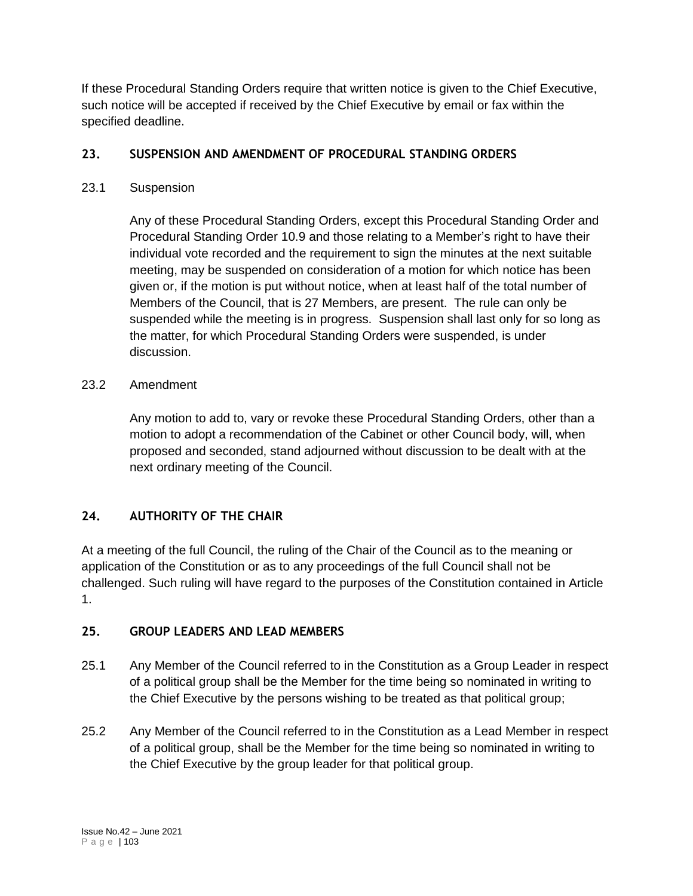If these Procedural Standing Orders require that written notice is given to the Chief Executive, such notice will be accepted if received by the Chief Executive by email or fax within the specified deadline.

## 23. SUSPENSION AND AMENDMENT OF PROCEDURAL STANDING ORDERS

### 23.1 Suspension

Any of these Procedural Standing Orders, except this Procedural Standing Order and Procedural Standing Order 10.9 and those relating to a Member's right to have their individual vote recorded and the requirement to sign the minutes at the next suitable meeting, may be suspended on consideration of a motion for which notice has been given or, if the motion is put without notice, when at least half of the total number of Members of the Council, that is 27 Members, are present. The rule can only be suspended while the meeting is in progress. Suspension shall last only for so long as the matter, for which Procedural Standing Orders were suspended, is under discussion.

### 23.2 Amendment

Any motion to add to, vary or revoke these Procedural Standing Orders, other than a motion to adopt a recommendation of the Cabinet or other Council body, will, when proposed and seconded, stand adjourned without discussion to be dealt with at the next ordinary meeting of the Council.

## 24. AUTHORITY OF THE CHAIR

At a meeting of the full Council, the ruling of the Chair of the Council as to the meaning or application of the Constitution or as to any proceedings of the full Council shall not be challenged. Such ruling will have regard to the purposes of the Constitution contained in Article 1.

## 25. GROUP LEADERS AND LEAD MEMBERS

25.1 Any Member of the Council referred to in the Constitution as a Group Leader in respect of a political group shall be the Member for the time being so nominated in writing to the Chief Executive by the persons wishing to be treated as that political group;

25.2 Any Member of the Council referred to in the Constitution as a Lead Member in respect of a political group, shall be the Member for the time being so nominated in writing to the Chief Executive by the group leader for that political group.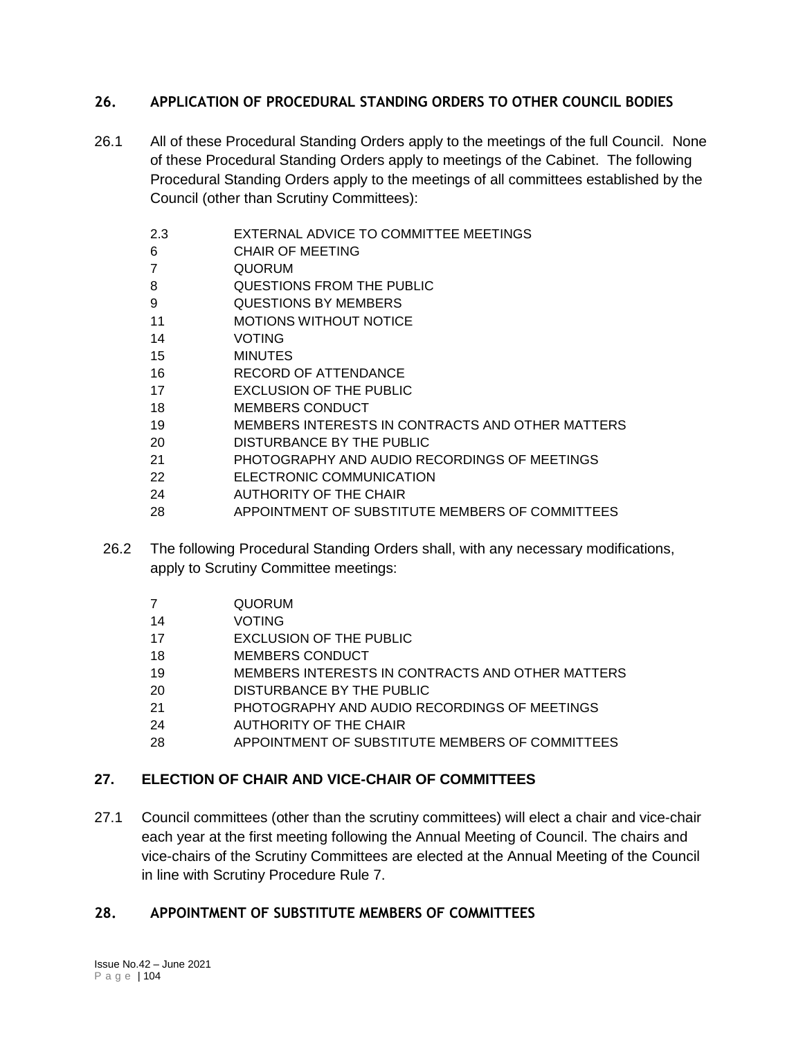## 26. APPLICATION OF PROCEDURAL STANDING ORDERS TO OTHER COUNCIL BODIES

26.1 All of these Procedural Standing Orders apply to the meetings of the full Council. None of these Procedural Standing Orders apply to meetings of the Cabinet. The following Procedural Standing Orders apply to the meetings of all committees established by the Council (other than Scrutiny Committees):

| | |
|---|---|
| 2.3 | EXTERNAL ADVICE TO COMMITTEE MEETINGS |
| 6 | CHAIR OF MEETING |
| 7 | QUORUM |
| 8 | QUESTIONS FROM THE PUBLIC |
| 9 | QUESTIONS BY MEMBERS |
| 11 | MOTIONS WITHOUT NOTICE |
| 14 | VOTING |
| 15 | MINUTES |
| 16 | RECORD OF ATTENDANCE |
| 17 | EXCLUSION OF THE PUBLIC |
| 18 | MEMBERS CONDUCT |
| 19 | MEMBERS INTERESTS IN CONTRACTS AND OTHER MATTERS |
| 20 | DISTURBANCE BY THE PUBLIC |
| 21 | PHOTOGRAPHY AND AUDIO RECORDINGS OF MEETINGS |
| 22 | ELECTRONIC COMMUNICATION |
| 24 | AUTHORITY OF THE CHAIR |
| 28 | APPOINTMENT OF SUBSTITUTE MEMBERS OF COMMITTEES |

26.2 The following Procedural Standing Orders shall, with any necessary modifications, apply to Scrutiny Committee meetings:

| | |
|---|---|
| 7 | QUORUM |
| 14 | VOTING |
| 17 | EXCLUSION OF THE PUBLIC |
| 18 | MEMBERS CONDUCT |
| 19 | MEMBERS INTERESTS IN CONTRACTS AND OTHER MATTERS |
| 20 | DISTURBANCE BY THE PUBLIC |
| 21 | PHOTOGRAPHY AND AUDIO RECORDINGS OF MEETINGS |
| 24 | AUTHORITY OF THE CHAIR |
| 28 | APPOINTMENT OF SUBSTITUTE MEMBERS OF COMMITTEES |

## 27. ELECTION OF CHAIR AND VICE-CHAIR OF COMMITTEES

27.1 Council committees (other than the scrutiny committees) will elect a chair and vice-chair each year at the first meeting following the Annual Meeting of Council. The chairs and vice-chairs of the Scrutiny Committees are elected at the Annual Meeting of the Council in line with Scrutiny Procedure Rule 7.

## 28. APPOINTMENT OF SUBSTITUTE MEMBERS OF COMMITTEES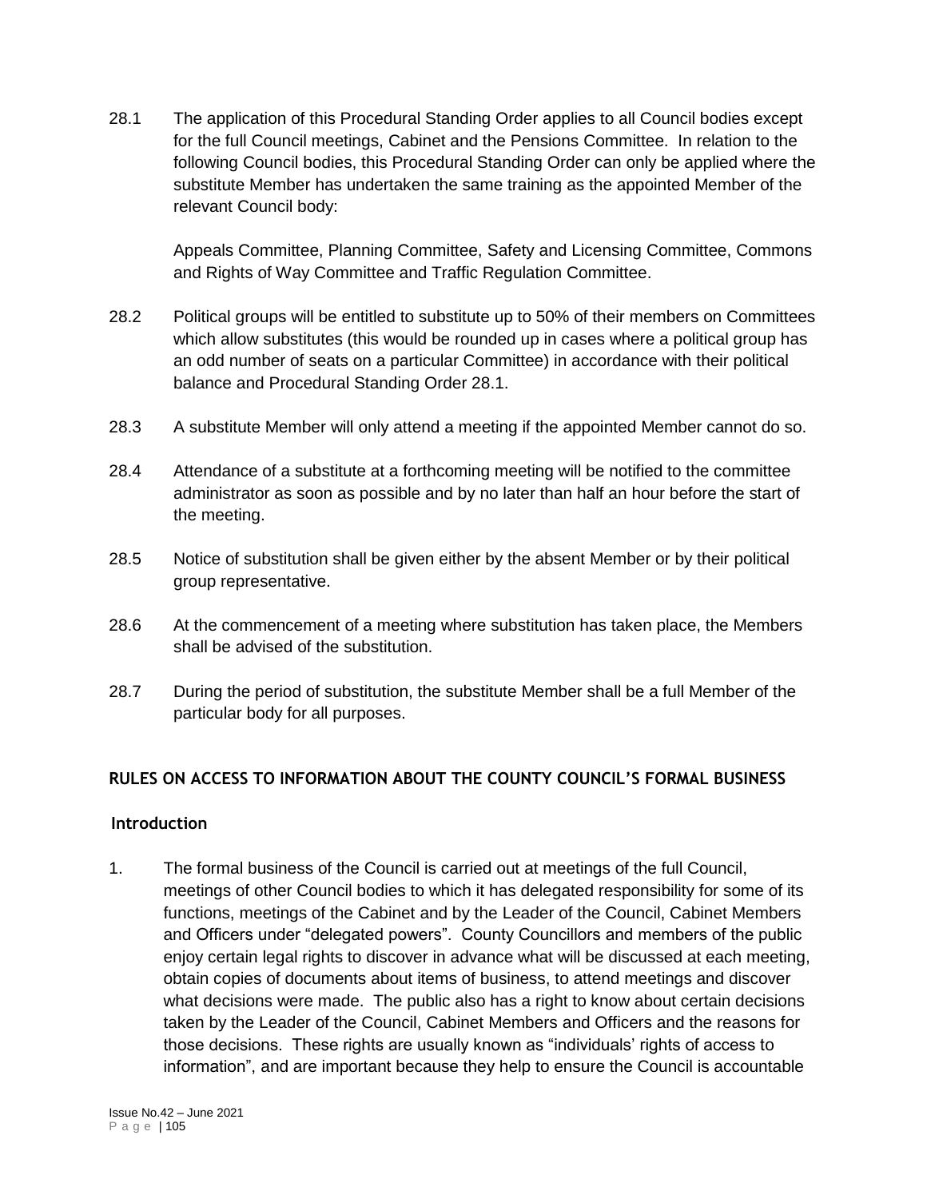28.1 The application of this Procedural Standing Order applies to all Council bodies except for the full Council meetings, Cabinet and the Pensions Committee. In relation to the following Council bodies, this Procedural Standing Order can only be applied where the substitute Member has undertaken the same training as the appointed Member of the relevant Council body:

Appeals Committee, Planning Committee, Safety and Licensing Committee, Commons and Rights of Way Committee and Traffic Regulation Committee.

28.2 Political groups will be entitled to substitute up to 50% of their members on Committees which allow substitutes (this would be rounded up in cases where a political group has an odd number of seats on a particular Committee) in accordance with their political balance and Procedural Standing Order 28.1.

28.3 A substitute Member will only attend a meeting if the appointed Member cannot do so.

28.4 Attendance of a substitute at a forthcoming meeting will be notified to the committee administrator as soon as possible and by no later than half an hour before the start of the meeting.

28.5 Notice of substitution shall be given either by the absent Member or by their political group representative.

28.6 At the commencement of a meeting where substitution has taken place, the Members shall be advised of the substitution.

28.7 During the period of substitution, the substitute Member shall be a full Member of the particular body for all purposes.

## RULES ON ACCESS TO INFORMATION ABOUT THE COUNTY COUNCIL'S FORMAL BUSINESS

### Introduction

1. The formal business of the Council is carried out at meetings of the full Council, meetings of other Council bodies to which it has delegated responsibility for some of its functions, meetings of the Cabinet and by the Leader of the Council, Cabinet Members and Officers under "delegated powers". County Councillors and members of the public enjoy certain legal rights to discover in advance what will be discussed at each meeting, obtain copies of documents about items of business, to attend meetings and discover what decisions were made. The public also has a right to know about certain decisions taken by the Leader of the Council, Cabinet Members and Officers and the reasons for those decisions. These rights are usually known as "individuals' rights of access to information", and are important because they help to ensure the Council is accountable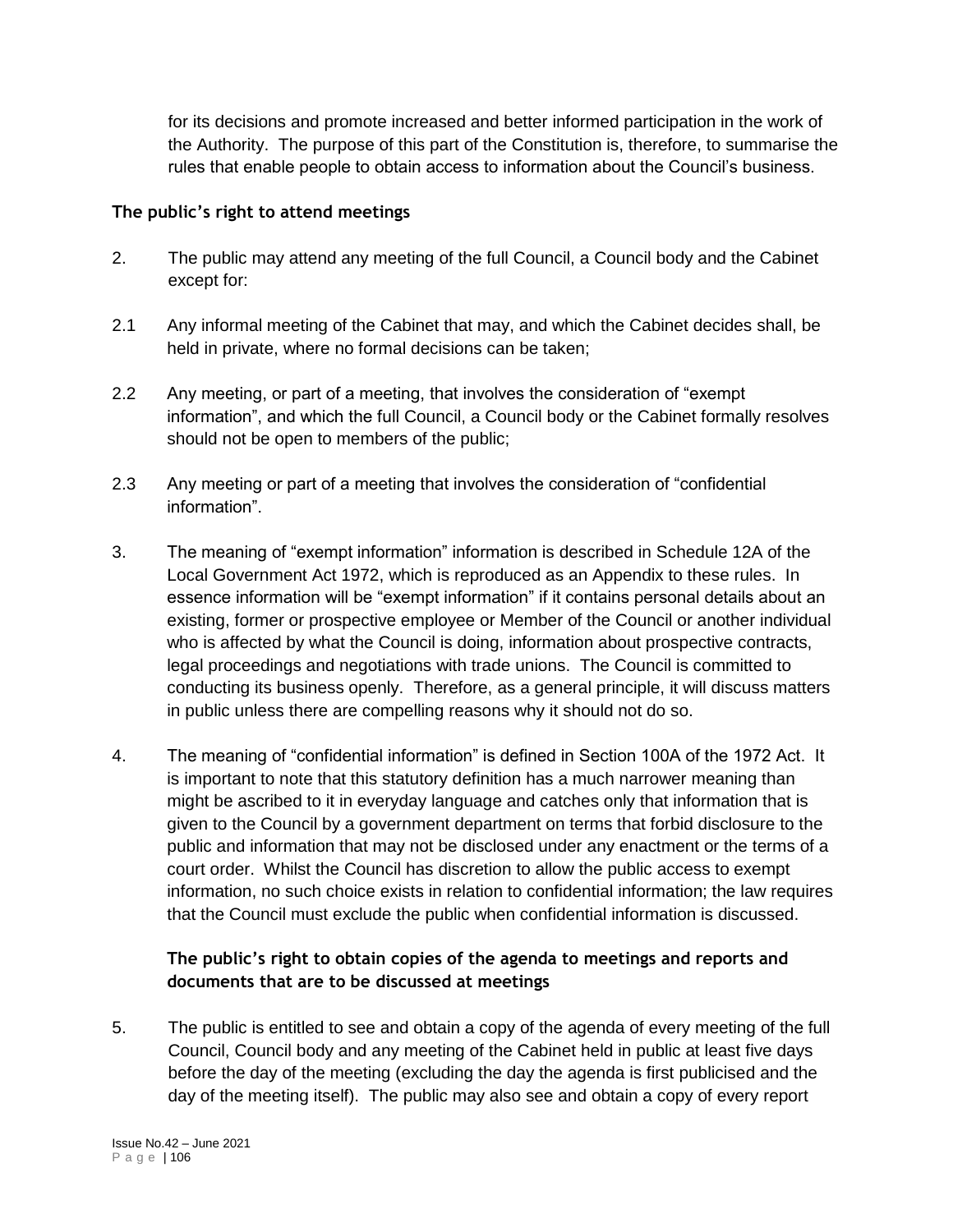for its decisions and promote increased and better informed participation in the work of the Authority. The purpose of this part of the Constitution is, therefore, to summarise the rules that enable people to obtain access to information about the Council's business.

**The public's right to attend meetings**

2. The public may attend any meeting of the full Council, a Council body and the Cabinet except for:

2.1 Any informal meeting of the Cabinet that may, and which the Cabinet decides shall, be held in private, where no formal decisions can be taken;

2.2 Any meeting, or part of a meeting, that involves the consideration of "exempt information", and which the full Council, a Council body or the Cabinet formally resolves should not be open to members of the public;

2.3 Any meeting or part of a meeting that involves the consideration of "confidential information".

3. The meaning of "exempt information" information is described in Schedule 12A of the Local Government Act 1972, which is reproduced as an Appendix to these rules. In essence information will be "exempt information" if it contains personal details about an existing, former or prospective employee or Member of the Council or another individual who is affected by what the Council is doing, information about prospective contracts, legal proceedings and negotiations with trade unions. The Council is committed to conducting its business openly. Therefore, as a general principle, it will discuss matters in public unless there are compelling reasons why it should not do so.

4. The meaning of "confidential information" is defined in Section 100A of the 1972 Act. It is important to note that this statutory definition has a much narrower meaning than might be ascribed to it in everyday language and catches only that information that is given to the Council by a government department on terms that forbid disclosure to the public and information that may not be disclosed under any enactment or the terms of a court order. Whilst the Council has discretion to allow the public access to exempt information, no such choice exists in relation to confidential information; the law requires that the Council must exclude the public when confidential information is discussed.

**The public's right to obtain copies of the agenda to meetings and reports and documents that are to be discussed at meetings**

5. The public is entitled to see and obtain a copy of the agenda of every meeting of the full Council, Council body and any meeting of the Cabinet held in public at least five days before the day of the meeting (excluding the day the agenda is first publicised and the day of the meeting itself). The public may also see and obtain a copy of every report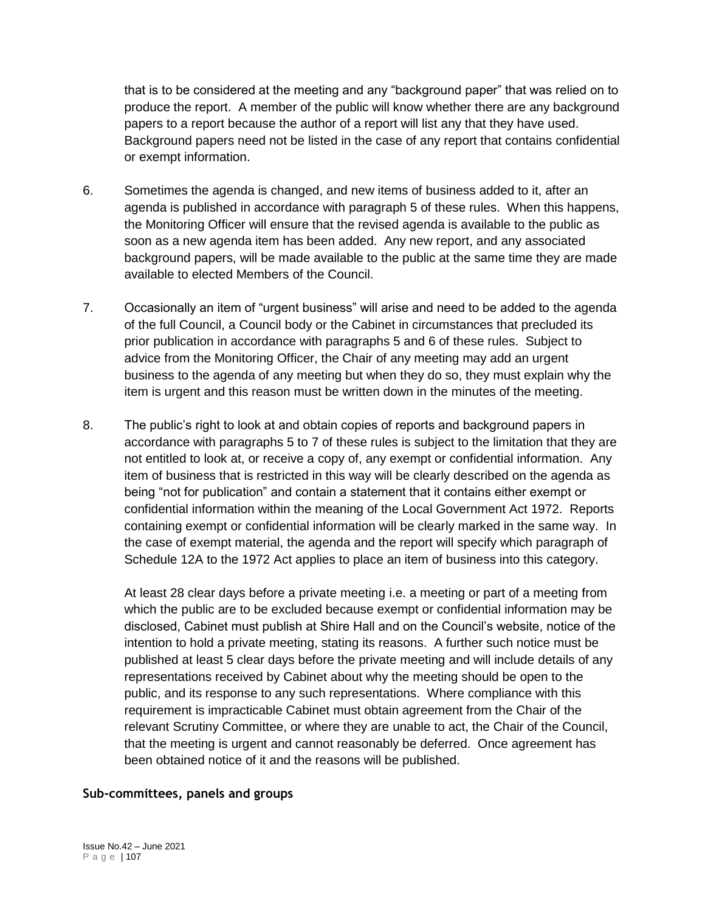that is to be considered at the meeting and any "background paper" that was relied on to produce the report. A member of the public will know whether there are any background papers to a report because the author of a report will list any that they have used. Background papers need not be listed in the case of any report that contains confidential or exempt information.

6. Sometimes the agenda is changed, and new items of business added to it, after an agenda is published in accordance with paragraph 5 of these rules. When this happens, the Monitoring Officer will ensure that the revised agenda is available to the public as soon as a new agenda item has been added. Any new report, and any associated background papers, will be made available to the public at the same time they are made available to elected Members of the Council.

7. Occasionally an item of "urgent business" will arise and need to be added to the agenda of the full Council, a Council body or the Cabinet in circumstances that precluded its prior publication in accordance with paragraphs 5 and 6 of these rules. Subject to advice from the Monitoring Officer, the Chair of any meeting may add an urgent business to the agenda of any meeting but when they do so, they must explain why the item is urgent and this reason must be written down in the minutes of the meeting.

8. The public's right to look at and obtain copies of reports and background papers in accordance with paragraphs 5 to 7 of these rules is subject to the limitation that they are not entitled to look at, or receive a copy of, any exempt or confidential information. Any item of business that is restricted in this way will be clearly described on the agenda as being "not for publication" and contain a statement that it contains either exempt or confidential information within the meaning of the Local Government Act 1972. Reports containing exempt or confidential information will be clearly marked in the same way. In the case of exempt material, the agenda and the report will specify which paragraph of Schedule 12A to the 1972 Act applies to place an item of business into this category.

   At least 28 clear days before a private meeting i.e. a meeting or part of a meeting from which the public are to be excluded because exempt or confidential information may be disclosed, Cabinet must publish at Shire Hall and on the Council's website, notice of the intention to hold a private meeting, stating its reasons. A further such notice must be published at least 5 clear days before the private meeting and will include details of any representations received by Cabinet about why the meeting should be open to the public, and its response to any such representations. Where compliance with this requirement is impracticable Cabinet must obtain agreement from the Chair of the relevant Scrutiny Committee, or where they are unable to act, the Chair of the Council, that the meeting is urgent and cannot reasonably be deferred. Once agreement has been obtained notice of it and the reasons will be published.

**Sub-committees, panels and groups**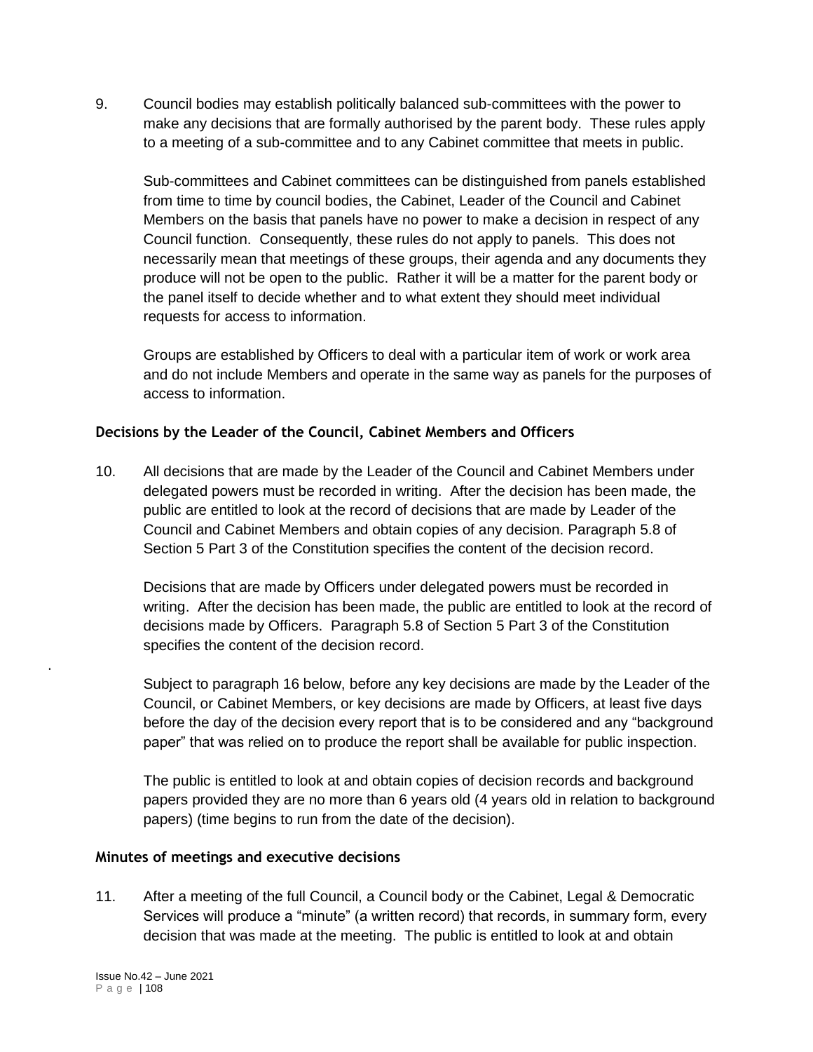9. Council bodies may establish politically balanced sub-committees with the power to make any decisions that are formally authorised by the parent body. These rules apply to a meeting of a sub-committee and to any Cabinet committee that meets in public.

   Sub-committees and Cabinet committees can be distinguished from panels established from time to time by council bodies, the Cabinet, Leader of the Council and Cabinet Members on the basis that panels have no power to make a decision in respect of any Council function. Consequently, these rules do not apply to panels. This does not necessarily mean that meetings of these groups, their agenda and any documents they produce will not be open to the public. Rather it will be a matter for the parent body or the panel itself to decide whether and to what extent they should meet individual requests for access to information.

   Groups are established by Officers to deal with a particular item of work or work area and do not include Members and operate in the same way as panels for the purposes of access to information.

### Decisions by the Leader of the Council, Cabinet Members and Officers

10. All decisions that are made by the Leader of the Council and Cabinet Members under delegated powers must be recorded in writing. After the decision has been made, the public are entitled to look at the record of decisions that are made by Leader of the Council and Cabinet Members and obtain copies of any decision. Paragraph 5.8 of Section 5 Part 3 of the Constitution specifies the content of the decision record.

    Decisions that are made by Officers under delegated powers must be recorded in writing. After the decision has been made, the public are entitled to look at the record of decisions made by Officers. Paragraph 5.8 of Section 5 Part 3 of the Constitution specifies the content of the decision record.

    Subject to paragraph 16 below, before any key decisions are made by the Leader of the Council, or Cabinet Members, or key decisions are made by Officers, at least five days before the day of the decision every report that is to be considered and any "background paper" that was relied on to produce the report shall be available for public inspection.

    The public is entitled to look at and obtain copies of decision records and background papers provided they are no more than 6 years old (4 years old in relation to background papers) (time begins to run from the date of the decision).

### Minutes of meetings and executive decisions

11. After a meeting of the full Council, a Council body or the Cabinet, Legal & Democratic Services will produce a "minute" (a written record) that records, in summary form, every decision that was made at the meeting. The public is entitled to look at and obtain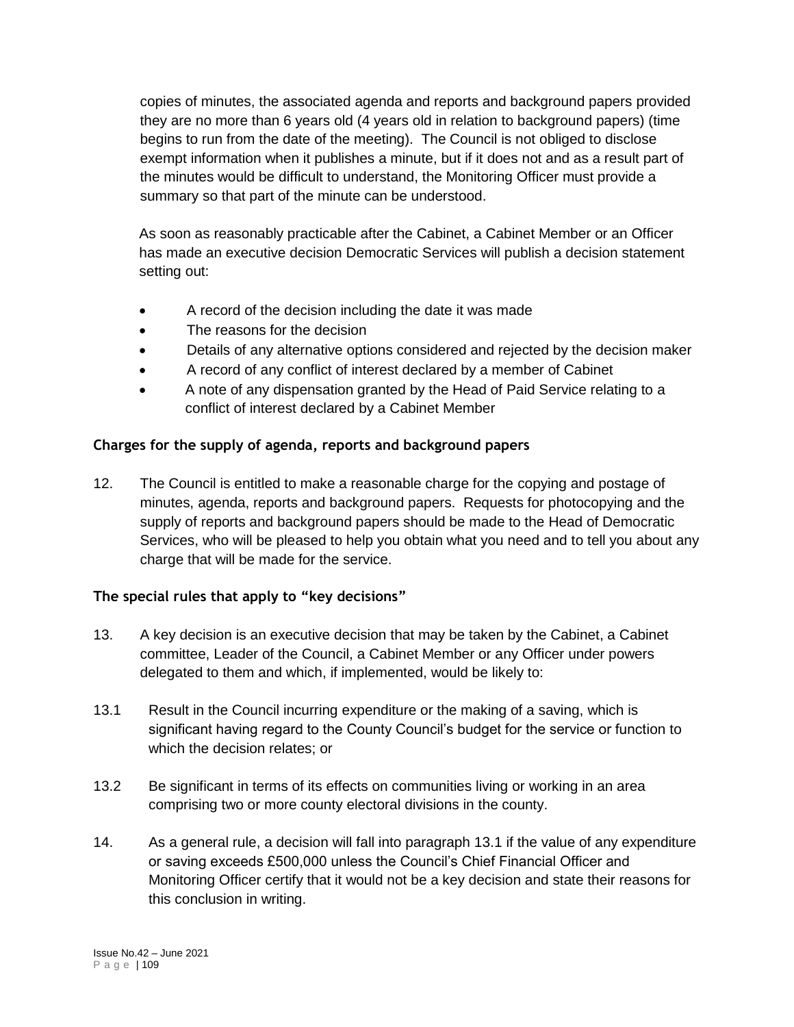copies of minutes, the associated agenda and reports and background papers provided they are no more than 6 years old (4 years old in relation to background papers) (time begins to run from the date of the meeting). The Council is not obliged to disclose exempt information when it publishes a minute, but if it does not and as a result part of the minutes would be difficult to understand, the Monitoring Officer must provide a summary so that part of the minute can be understood.

As soon as reasonably practicable after the Cabinet, a Cabinet Member or an Officer has made an executive decision Democratic Services will publish a decision statement setting out:

- A record of the decision including the date it was made
- The reasons for the decision
- Details of any alternative options considered and rejected by the decision maker
- A record of any conflict of interest declared by a member of Cabinet
- A note of any dispensation granted by the Head of Paid Service relating to a conflict of interest declared by a Cabinet Member

### Charges for the supply of agenda, reports and background papers

12. The Council is entitled to make a reasonable charge for the copying and postage of minutes, agenda, reports and background papers. Requests for photocopying and the supply of reports and background papers should be made to the Head of Democratic Services, who will be pleased to help you obtain what you need and to tell you about any charge that will be made for the service.

### The special rules that apply to "key decisions"

13. A key decision is an executive decision that may be taken by the Cabinet, a Cabinet committee, Leader of the Council, a Cabinet Member or any Officer under powers delegated to them and which, if implemented, would be likely to:

13.1 Result in the Council incurring expenditure or the making of a saving, which is significant having regard to the County Council's budget for the service or function to which the decision relates; or

13.2 Be significant in terms of its effects on communities living or working in an area comprising two or more county electoral divisions in the county.

14. As a general rule, a decision will fall into paragraph 13.1 if the value of any expenditure or saving exceeds £500,000 unless the Council's Chief Financial Officer and Monitoring Officer certify that it would not be a key decision and state their reasons for this conclusion in writing.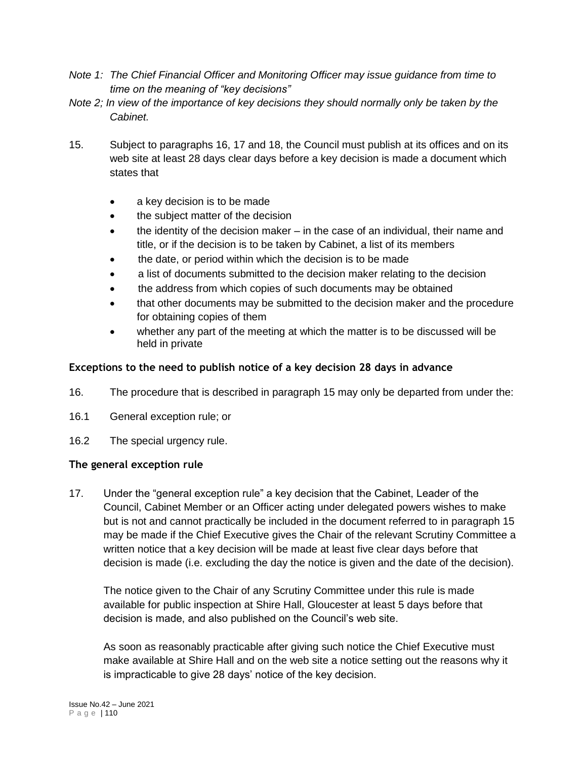*Note 1: The Chief Financial Officer and Monitoring Officer may issue guidance from time to time on the meaning of "key decisions"*

*Note 2; In view of the importance of key decisions they should normally only be taken by the Cabinet.*

15. Subject to paragraphs 16, 17 and 18, the Council must publish at its offices and on its web site at least 28 days clear days before a key decision is made a document which states that

- a key decision is to be made
- the subject matter of the decision
- the identity of the decision maker – in the case of an individual, their name and title, or if the decision is to be taken by Cabinet, a list of its members
- the date, or period within which the decision is to be made
- a list of documents submitted to the decision maker relating to the decision
- the address from which copies of such documents may be obtained
- that other documents may be submitted to the decision maker and the procedure for obtaining copies of them
- whether any part of the meeting at which the matter is to be discussed will be held in private

**Exceptions to the need to publish notice of a key decision 28 days in advance**

16. The procedure that is described in paragraph 15 may only be departed from under the:

16.1 General exception rule; or

16.2 The special urgency rule.

**The general exception rule**

17. Under the "general exception rule" a key decision that the Cabinet, Leader of the Council, Cabinet Member or an Officer acting under delegated powers wishes to make but is not and cannot practically be included in the document referred to in paragraph 15 may be made if the Chief Executive gives the Chair of the relevant Scrutiny Committee a written notice that a key decision will be made at least five clear days before that decision is made (i.e. excluding the day the notice is given and the date of the decision).

The notice given to the Chair of any Scrutiny Committee under this rule is made available for public inspection at Shire Hall, Gloucester at least 5 days before that decision is made, and also published on the Council's web site.

As soon as reasonably practicable after giving such notice the Chief Executive must make available at Shire Hall and on the web site a notice setting out the reasons why it is impracticable to give 28 days' notice of the key decision.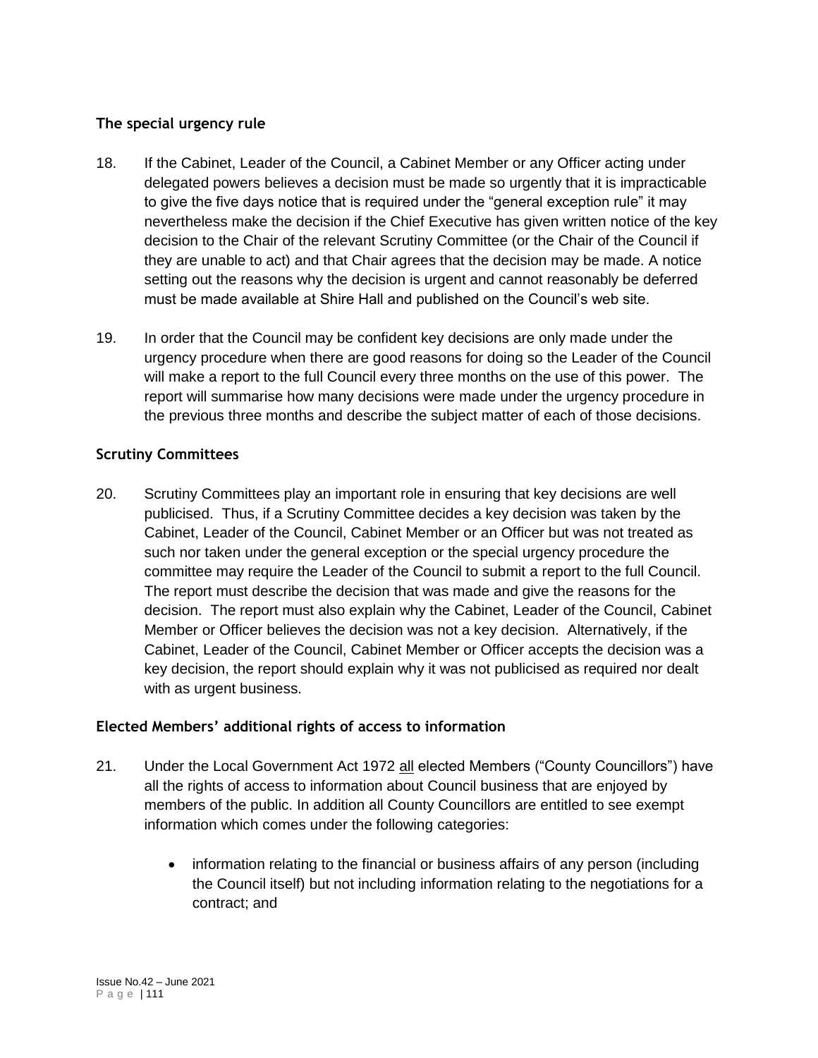### The special urgency rule

18. If the Cabinet, Leader of the Council, a Cabinet Member or any Officer acting under delegated powers believes a decision must be made so urgently that it is impracticable to give the five days notice that is required under the "general exception rule" it may nevertheless make the decision if the Chief Executive has given written notice of the key decision to the Chair of the relevant Scrutiny Committee (or the Chair of the Council if they are unable to act) and that Chair agrees that the decision may be made. A notice setting out the reasons why the decision is urgent and cannot reasonably be deferred must be made available at Shire Hall and published on the Council's web site.

19. In order that the Council may be confident key decisions are only made under the urgency procedure when there are good reasons for doing so the Leader of the Council will make a report to the full Council every three months on the use of this power. The report will summarise how many decisions were made under the urgency procedure in the previous three months and describe the subject matter of each of those decisions.

### Scrutiny Committees

20. Scrutiny Committees play an important role in ensuring that key decisions are well publicised. Thus, if a Scrutiny Committee decides a key decision was taken by the Cabinet, Leader of the Council, Cabinet Member or an Officer but was not treated as such nor taken under the general exception or the special urgency procedure the committee may require the Leader of the Council to submit a report to the full Council. The report must describe the decision that was made and give the reasons for the decision. The report must also explain why the Cabinet, Leader of the Council, Cabinet Member or Officer believes the decision was not a key decision. Alternatively, if the Cabinet, Leader of the Council, Cabinet Member or Officer accepts the decision was a key decision, the report should explain why it was not publicised as required nor dealt with as urgent business.

### Elected Members' additional rights of access to information

21. Under the Local Government Act 1972 <u>all</u> elected Members ("County Councillors") have all the rights of access to information about Council business that are enjoyed by members of the public. In addition all County Councillors are entitled to see exempt information which comes under the following categories:

    - information relating to the financial or business affairs of any person (including the Council itself) but not including information relating to the negotiations for a contract; and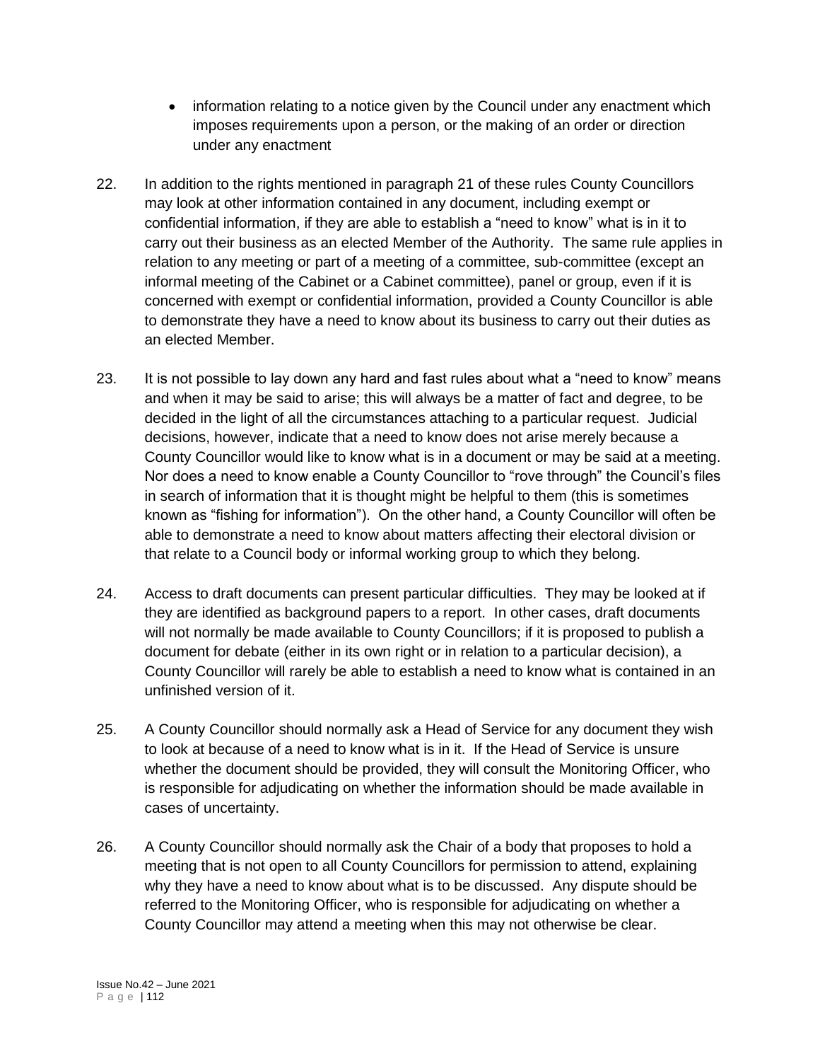- information relating to a notice given by the Council under any enactment which imposes requirements upon a person, or the making of an order or direction under any enactment

22. In addition to the rights mentioned in paragraph 21 of these rules County Councillors may look at other information contained in any document, including exempt or confidential information, if they are able to establish a "need to know" what is in it to carry out their business as an elected Member of the Authority. The same rule applies in relation to any meeting or part of a meeting of a committee, sub-committee (except an informal meeting of the Cabinet or a Cabinet committee), panel or group, even if it is concerned with exempt or confidential information, provided a County Councillor is able to demonstrate they have a need to know about its business to carry out their duties as an elected Member.

23. It is not possible to lay down any hard and fast rules about what a "need to know" means and when it may be said to arise; this will always be a matter of fact and degree, to be decided in the light of all the circumstances attaching to a particular request. Judicial decisions, however, indicate that a need to know does not arise merely because a County Councillor would like to know what is in a document or may be said at a meeting. Nor does a need to know enable a County Councillor to "rove through" the Council's files in search of information that it is thought might be helpful to them (this is sometimes known as "fishing for information"). On the other hand, a County Councillor will often be able to demonstrate a need to know about matters affecting their electoral division or that relate to a Council body or informal working group to which they belong.

24. Access to draft documents can present particular difficulties. They may be looked at if they are identified as background papers to a report. In other cases, draft documents will not normally be made available to County Councillors; if it is proposed to publish a document for debate (either in its own right or in relation to a particular decision), a County Councillor will rarely be able to establish a need to know what is contained in an unfinished version of it.

25. A County Councillor should normally ask a Head of Service for any document they wish to look at because of a need to know what is in it. If the Head of Service is unsure whether the document should be provided, they will consult the Monitoring Officer, who is responsible for adjudicating on whether the information should be made available in cases of uncertainty.

26. A County Councillor should normally ask the Chair of a body that proposes to hold a meeting that is not open to all County Councillors for permission to attend, explaining why they have a need to know about what is to be discussed. Any dispute should be referred to the Monitoring Officer, who is responsible for adjudicating on whether a County Councillor may attend a meeting when this may not otherwise be clear.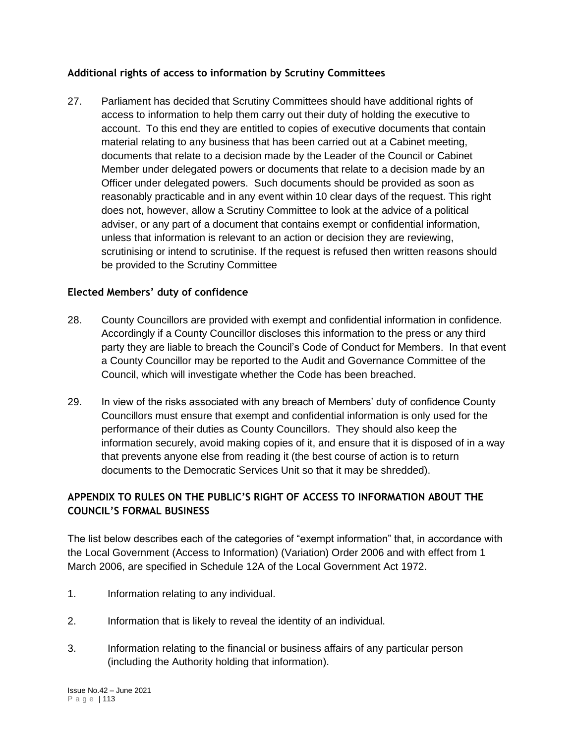### Additional rights of access to information by Scrutiny Committees

27. Parliament has decided that Scrutiny Committees should have additional rights of access to information to help them carry out their duty of holding the executive to account. To this end they are entitled to copies of executive documents that contain material relating to any business that has been carried out at a Cabinet meeting, documents that relate to a decision made by the Leader of the Council or Cabinet Member under delegated powers or documents that relate to a decision made by an Officer under delegated powers. Such documents should be provided as soon as reasonably practicable and in any event within 10 clear days of the request. This right does not, however, allow a Scrutiny Committee to look at the advice of a political adviser, or any part of a document that contains exempt or confidential information, unless that information is relevant to an action or decision they are reviewing, scrutinising or intend to scrutinise. If the request is refused then written reasons should be provided to the Scrutiny Committee

### Elected Members' duty of confidence

28. County Councillors are provided with exempt and confidential information in confidence. Accordingly if a County Councillor discloses this information to the press or any third party they are liable to breach the Council's Code of Conduct for Members. In that event a County Councillor may be reported to the Audit and Governance Committee of the Council, which will investigate whether the Code has been breached.

29. In view of the risks associated with any breach of Members' duty of confidence County Councillors must ensure that exempt and confidential information is only used for the performance of their duties as County Councillors. They should also keep the information securely, avoid making copies of it, and ensure that it is disposed of in a way that prevents anyone else from reading it (the best course of action is to return documents to the Democratic Services Unit so that it may be shredded).

### APPENDIX TO RULES ON THE PUBLIC'S RIGHT OF ACCESS TO INFORMATION ABOUT THE COUNCIL'S FORMAL BUSINESS

The list below describes each of the categories of "exempt information" that, in accordance with the Local Government (Access to Information) (Variation) Order 2006 and with effect from 1 March 2006, are specified in Schedule 12A of the Local Government Act 1972.

1. Information relating to any individual.

2. Information that is likely to reveal the identity of an individual.

3. Information relating to the financial or business affairs of any particular person (including the Authority holding that information).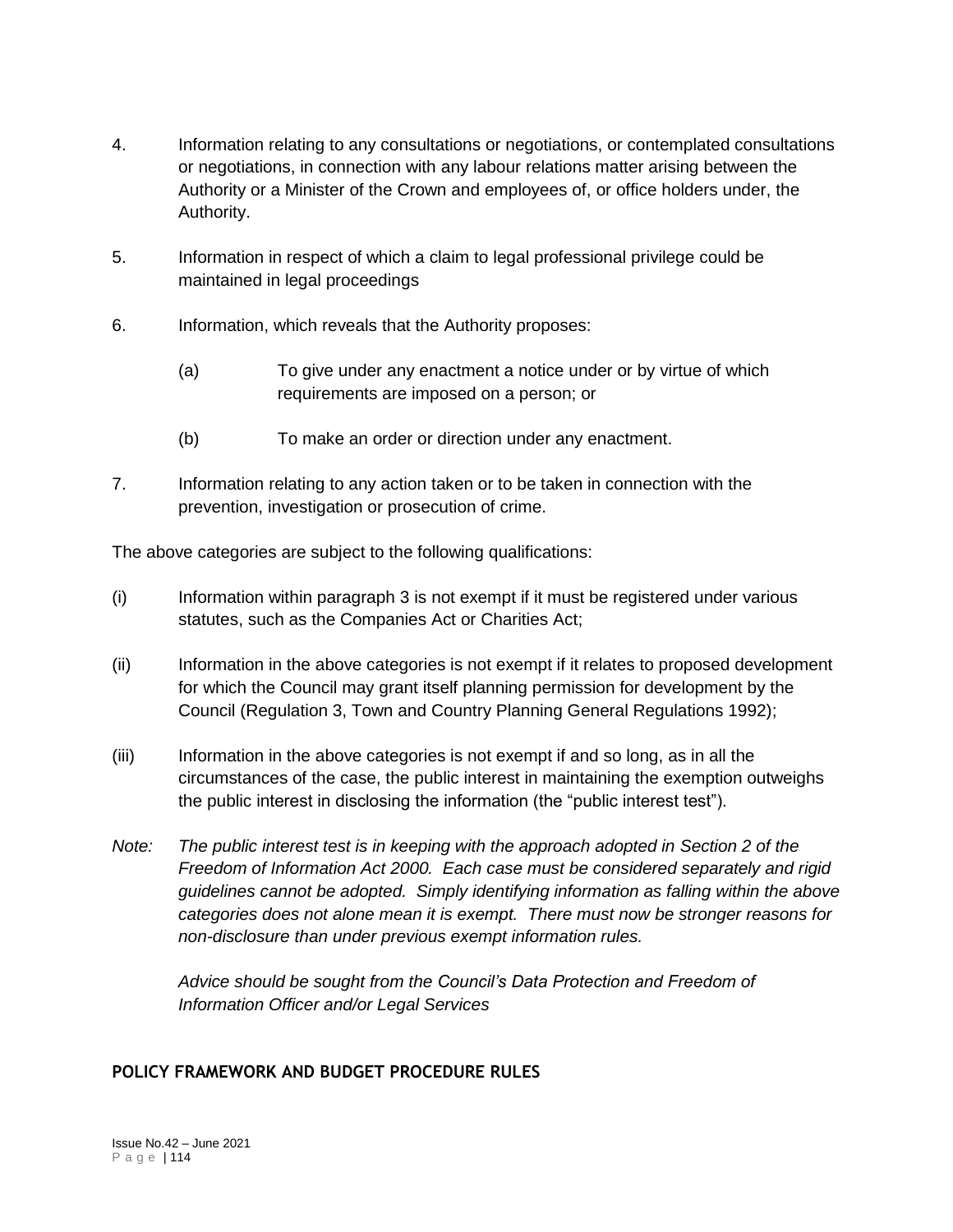4. Information relating to any consultations or negotiations, or contemplated consultations or negotiations, in connection with any labour relations matter arising between the Authority or a Minister of the Crown and employees of, or office holders under, the Authority.

5. Information in respect of which a claim to legal professional privilege could be maintained in legal proceedings

6. Information, which reveals that the Authority proposes:

   (a) To give under any enactment a notice under or by virtue of which requirements are imposed on a person; or

   (b) To make an order or direction under any enactment.

7. Information relating to any action taken or to be taken in connection with the prevention, investigation or prosecution of crime.

The above categories are subject to the following qualifications:

(i) Information within paragraph 3 is not exempt if it must be registered under various statutes, such as the Companies Act or Charities Act;

(ii) Information in the above categories is not exempt if it relates to proposed development for which the Council may grant itself planning permission for development by the Council (Regulation 3, Town and Country Planning General Regulations 1992);

(iii) Information in the above categories is not exempt if and so long, as in all the circumstances of the case, the public interest in maintaining the exemption outweighs the public interest in disclosing the information (the "public interest test").

*Note: The public interest test is in keeping with the approach adopted in Section 2 of the Freedom of Information Act 2000. Each case must be considered separately and rigid guidelines cannot be adopted. Simply identifying information as falling within the above categories does not alone mean it is exempt. There must now be stronger reasons for non-disclosure than under previous exempt information rules.*

*Advice should be sought from the Council's Data Protection and Freedom of Information Officer and/or Legal Services*

## POLICY FRAMEWORK AND BUDGET PROCEDURE RULES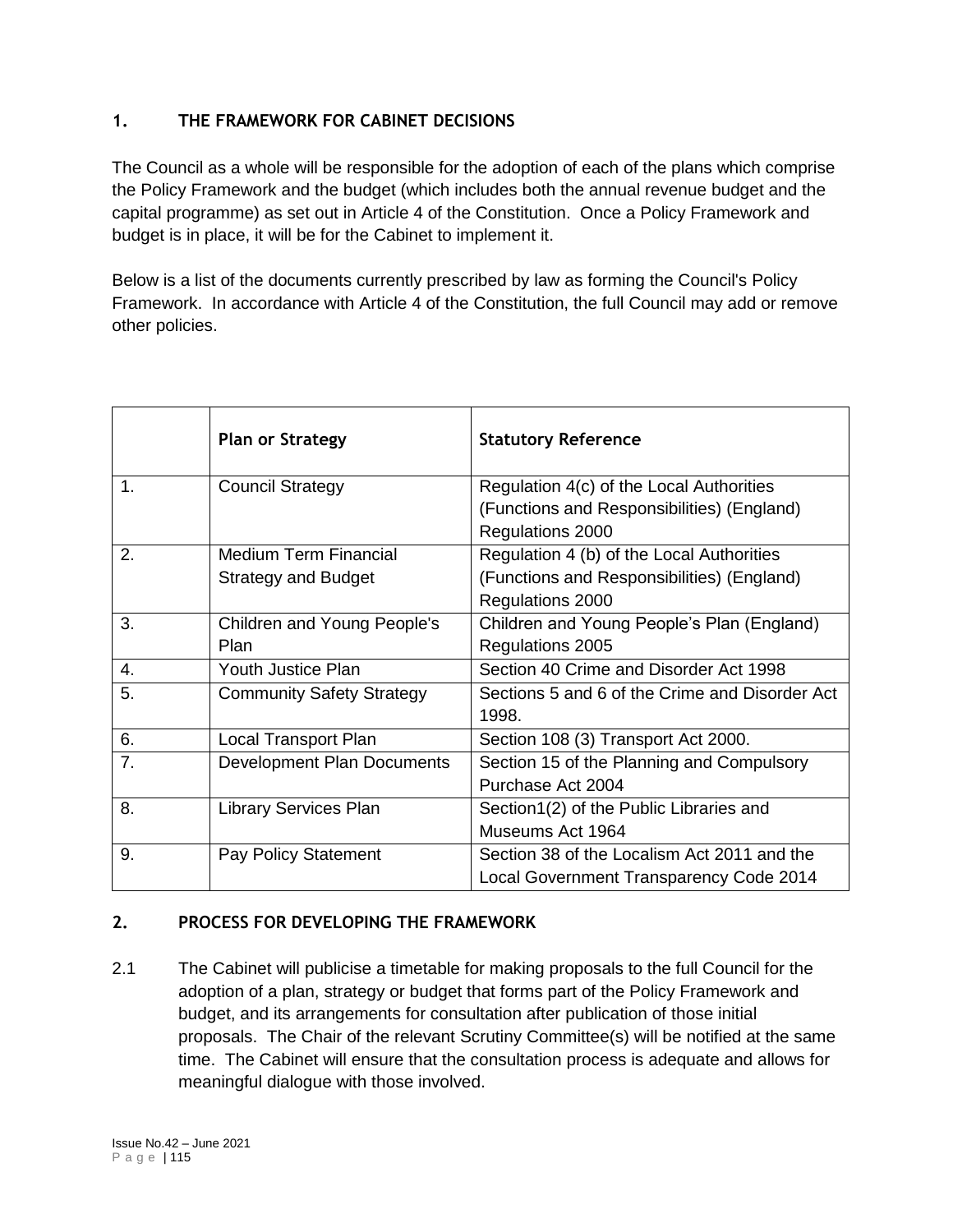## 1. THE FRAMEWORK FOR CABINET DECISIONS

The Council as a whole will be responsible for the adoption of each of the plans which comprise the Policy Framework and the budget (which includes both the annual revenue budget and the capital programme) as set out in Article 4 of the Constitution. Once a Policy Framework and budget is in place, it will be for the Cabinet to implement it.

Below is a list of the documents currently prescribed by law as forming the Council's Policy Framework. In accordance with Article 4 of the Constitution, the full Council may add or remove other policies.

| | **Plan or Strategy** | **Statutory Reference** |
|---|---|---|
| 1. | Council Strategy | Regulation 4(c) of the Local Authorities (Functions and Responsibilities) (England) Regulations 2000 |
| 2. | Medium Term Financial Strategy and Budget | Regulation 4 (b) of the Local Authorities (Functions and Responsibilities) (England) Regulations 2000 |
| 3. | Children and Young People's Plan | Children and Young People's Plan (England) Regulations 2005 |
| 4. | Youth Justice Plan | Section 40 Crime and Disorder Act 1998 |
| 5. | Community Safety Strategy | Sections 5 and 6 of the Crime and Disorder Act 1998. |
| 6. | Local Transport Plan | Section 108 (3) Transport Act 2000. |
| 7. | Development Plan Documents | Section 15 of the Planning and Compulsory Purchase Act 2004 |
| 8. | Library Services Plan | Section1(2) of the Public Libraries and Museums Act 1964 |
| 9. | Pay Policy Statement | Section 38 of the Localism Act 2011 and the Local Government Transparency Code 2014 |

## 2. PROCESS FOR DEVELOPING THE FRAMEWORK

2.1 The Cabinet will publicise a timetable for making proposals to the full Council for the adoption of a plan, strategy or budget that forms part of the Policy Framework and budget, and its arrangements for consultation after publication of those initial proposals. The Chair of the relevant Scrutiny Committee(s) will be notified at the same time. The Cabinet will ensure that the consultation process is adequate and allows for meaningful dialogue with those involved.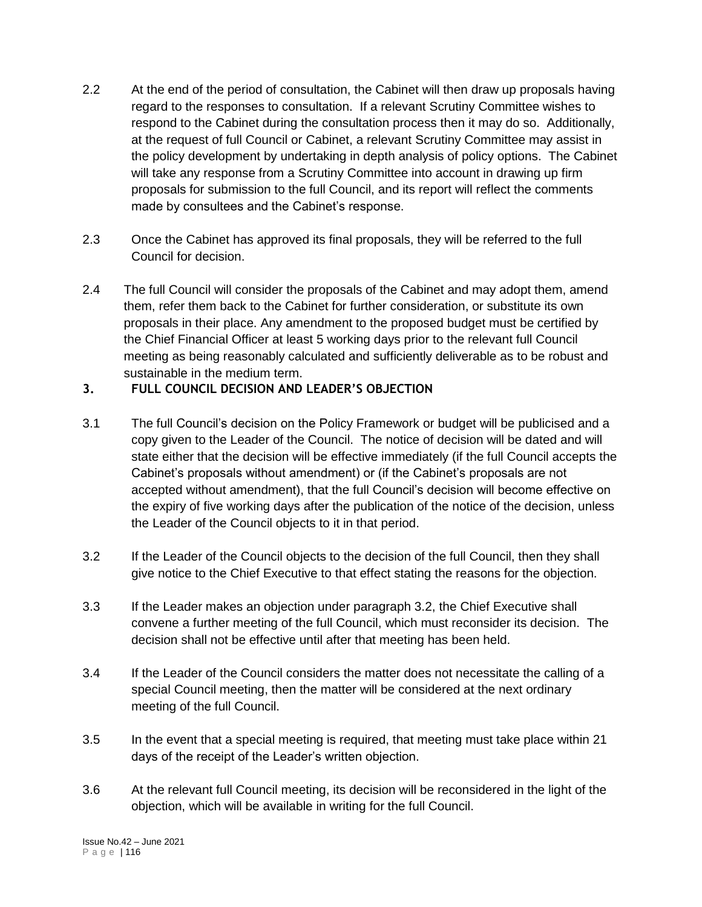2.2 At the end of the period of consultation, the Cabinet will then draw up proposals having regard to the responses to consultation. If a relevant Scrutiny Committee wishes to respond to the Cabinet during the consultation process then it may do so. Additionally, at the request of full Council or Cabinet, a relevant Scrutiny Committee may assist in the policy development by undertaking in depth analysis of policy options. The Cabinet will take any response from a Scrutiny Committee into account in drawing up firm proposals for submission to the full Council, and its report will reflect the comments made by consultees and the Cabinet's response.

2.3 Once the Cabinet has approved its final proposals, they will be referred to the full Council for decision.

2.4 The full Council will consider the proposals of the Cabinet and may adopt them, amend them, refer them back to the Cabinet for further consideration, or substitute its own proposals in their place. Any amendment to the proposed budget must be certified by the Chief Financial Officer at least 5 working days prior to the relevant full Council meeting as being reasonably calculated and sufficiently deliverable as to be robust and sustainable in the medium term.

## 3. FULL COUNCIL DECISION AND LEADER'S OBJECTION

3.1 The full Council's decision on the Policy Framework or budget will be publicised and a copy given to the Leader of the Council. The notice of decision will be dated and will state either that the decision will be effective immediately (if the full Council accepts the Cabinet's proposals without amendment) or (if the Cabinet's proposals are not accepted without amendment), that the full Council's decision will become effective on the expiry of five working days after the publication of the notice of the decision, unless the Leader of the Council objects to it in that period.

3.2 If the Leader of the Council objects to the decision of the full Council, then they shall give notice to the Chief Executive to that effect stating the reasons for the objection.

3.3 If the Leader makes an objection under paragraph 3.2, the Chief Executive shall convene a further meeting of the full Council, which must reconsider its decision. The decision shall not be effective until after that meeting has been held.

3.4 If the Leader of the Council considers the matter does not necessitate the calling of a special Council meeting, then the matter will be considered at the next ordinary meeting of the full Council.

3.5 In the event that a special meeting is required, that meeting must take place within 21 days of the receipt of the Leader's written objection.

3.6 At the relevant full Council meeting, its decision will be reconsidered in the light of the objection, which will be available in writing for the full Council.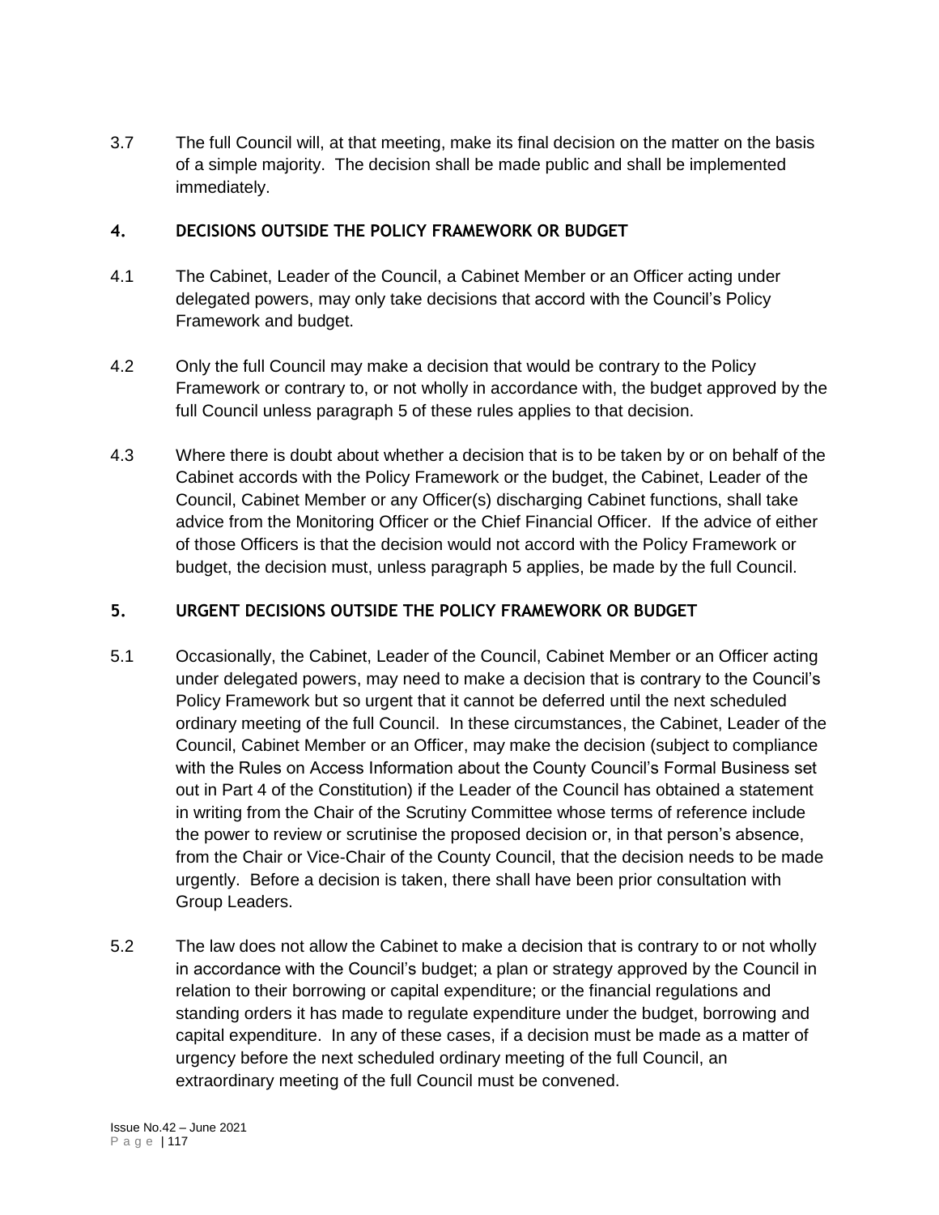3.7 The full Council will, at that meeting, make its final decision on the matter on the basis of a simple majority. The decision shall be made public and shall be implemented immediately.

## 4. DECISIONS OUTSIDE THE POLICY FRAMEWORK OR BUDGET

4.1 The Cabinet, Leader of the Council, a Cabinet Member or an Officer acting under delegated powers, may only take decisions that accord with the Council's Policy Framework and budget.

4.2 Only the full Council may make a decision that would be contrary to the Policy Framework or contrary to, or not wholly in accordance with, the budget approved by the full Council unless paragraph 5 of these rules applies to that decision.

4.3 Where there is doubt about whether a decision that is to be taken by or on behalf of the Cabinet accords with the Policy Framework or the budget, the Cabinet, Leader of the Council, Cabinet Member or any Officer(s) discharging Cabinet functions, shall take advice from the Monitoring Officer or the Chief Financial Officer. If the advice of either of those Officers is that the decision would not accord with the Policy Framework or budget, the decision must, unless paragraph 5 applies, be made by the full Council.

## 5. URGENT DECISIONS OUTSIDE THE POLICY FRAMEWORK OR BUDGET

5.1 Occasionally, the Cabinet, Leader of the Council, Cabinet Member or an Officer acting under delegated powers, may need to make a decision that is contrary to the Council's Policy Framework but so urgent that it cannot be deferred until the next scheduled ordinary meeting of the full Council. In these circumstances, the Cabinet, Leader of the Council, Cabinet Member or an Officer, may make the decision (subject to compliance with the Rules on Access Information about the County Council's Formal Business set out in Part 4 of the Constitution) if the Leader of the Council has obtained a statement in writing from the Chair of the Scrutiny Committee whose terms of reference include the power to review or scrutinise the proposed decision or, in that person's absence, from the Chair or Vice-Chair of the County Council, that the decision needs to be made urgently. Before a decision is taken, there shall have been prior consultation with Group Leaders.

5.2 The law does not allow the Cabinet to make a decision that is contrary to or not wholly in accordance with the Council's budget; a plan or strategy approved by the Council in relation to their borrowing or capital expenditure; or the financial regulations and standing orders it has made to regulate expenditure under the budget, borrowing and capital expenditure. In any of these cases, if a decision must be made as a matter of urgency before the next scheduled ordinary meeting of the full Council, an extraordinary meeting of the full Council must be convened.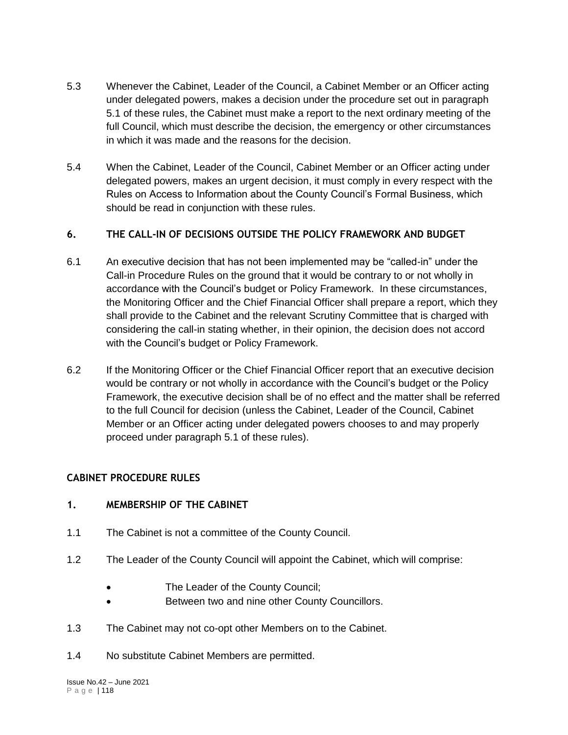5.3 Whenever the Cabinet, Leader of the Council, a Cabinet Member or an Officer acting under delegated powers, makes a decision under the procedure set out in paragraph 5.1 of these rules, the Cabinet must make a report to the next ordinary meeting of the full Council, which must describe the decision, the emergency or other circumstances in which it was made and the reasons for the decision.

5.4 When the Cabinet, Leader of the Council, Cabinet Member or an Officer acting under delegated powers, makes an urgent decision, it must comply in every respect with the Rules on Access to Information about the County Council's Formal Business, which should be read in conjunction with these rules.

### 6. THE CALL-IN OF DECISIONS OUTSIDE THE POLICY FRAMEWORK AND BUDGET

6.1 An executive decision that has not been implemented may be "called-in" under the Call-in Procedure Rules on the ground that it would be contrary to or not wholly in accordance with the Council's budget or Policy Framework. In these circumstances, the Monitoring Officer and the Chief Financial Officer shall prepare a report, which they shall provide to the Cabinet and the relevant Scrutiny Committee that is charged with considering the call-in stating whether, in their opinion, the decision does not accord with the Council's budget or Policy Framework.

6.2 If the Monitoring Officer or the Chief Financial Officer report that an executive decision would be contrary or not wholly in accordance with the Council's budget or the Policy Framework, the executive decision shall be of no effect and the matter shall be referred to the full Council for decision (unless the Cabinet, Leader of the Council, Cabinet Member or an Officer acting under delegated powers chooses to and may properly proceed under paragraph 5.1 of these rules).

## CABINET PROCEDURE RULES

### 1. MEMBERSHIP OF THE CABINET

1.1 The Cabinet is not a committee of the County Council.

1.2 The Leader of the County Council will appoint the Cabinet, which will comprise:

- The Leader of the County Council;
- Between two and nine other County Councillors.

1.3 The Cabinet may not co-opt other Members on to the Cabinet.

1.4 No substitute Cabinet Members are permitted.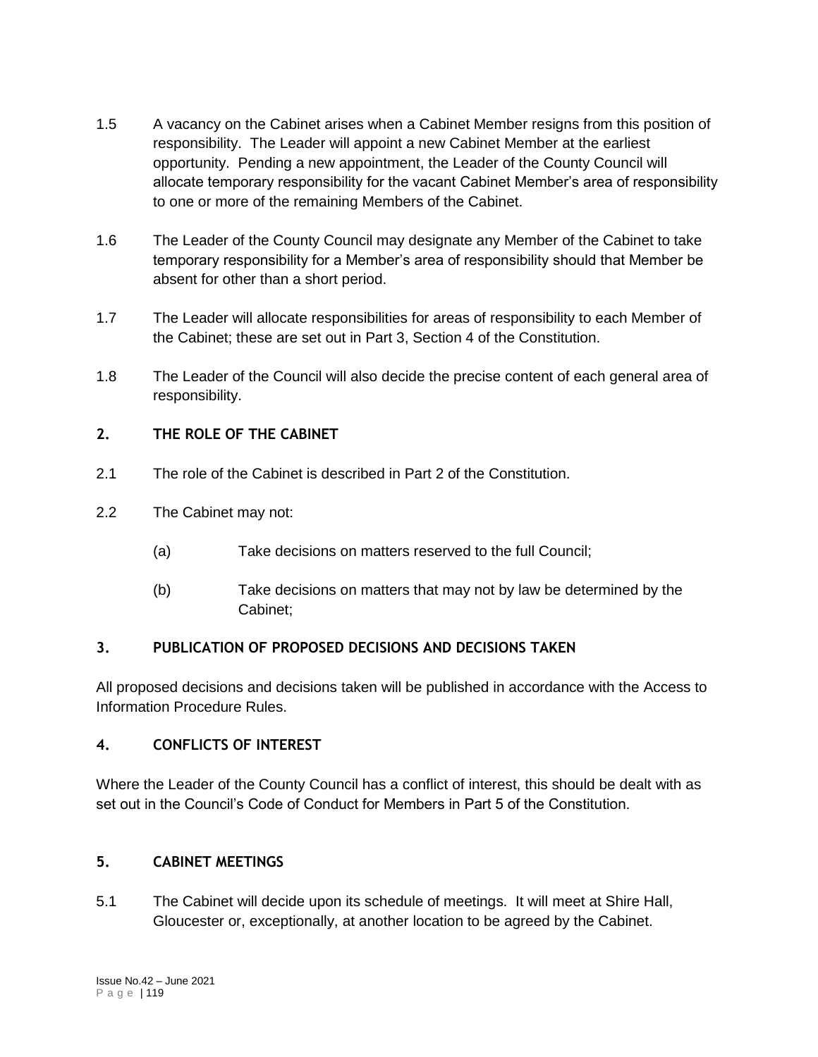1.5 A vacancy on the Cabinet arises when a Cabinet Member resigns from this position of responsibility. The Leader will appoint a new Cabinet Member at the earliest opportunity. Pending a new appointment, the Leader of the County Council will allocate temporary responsibility for the vacant Cabinet Member's area of responsibility to one or more of the remaining Members of the Cabinet.

1.6 The Leader of the County Council may designate any Member of the Cabinet to take temporary responsibility for a Member's area of responsibility should that Member be absent for other than a short period.

1.7 The Leader will allocate responsibilities for areas of responsibility to each Member of the Cabinet; these are set out in Part 3, Section 4 of the Constitution.

1.8 The Leader of the Council will also decide the precise content of each general area of responsibility.

## 2. THE ROLE OF THE CABINET

2.1 The role of the Cabinet is described in Part 2 of the Constitution.

2.2 The Cabinet may not:

(a) Take decisions on matters reserved to the full Council;

(b) Take decisions on matters that may not by law be determined by the Cabinet;

## 3. PUBLICATION OF PROPOSED DECISIONS AND DECISIONS TAKEN

All proposed decisions and decisions taken will be published in accordance with the Access to Information Procedure Rules.

## 4. CONFLICTS OF INTEREST

Where the Leader of the County Council has a conflict of interest, this should be dealt with as set out in the Council's Code of Conduct for Members in Part 5 of the Constitution.

## 5. CABINET MEETINGS

5.1 The Cabinet will decide upon its schedule of meetings. It will meet at Shire Hall, Gloucester or, exceptionally, at another location to be agreed by the Cabinet.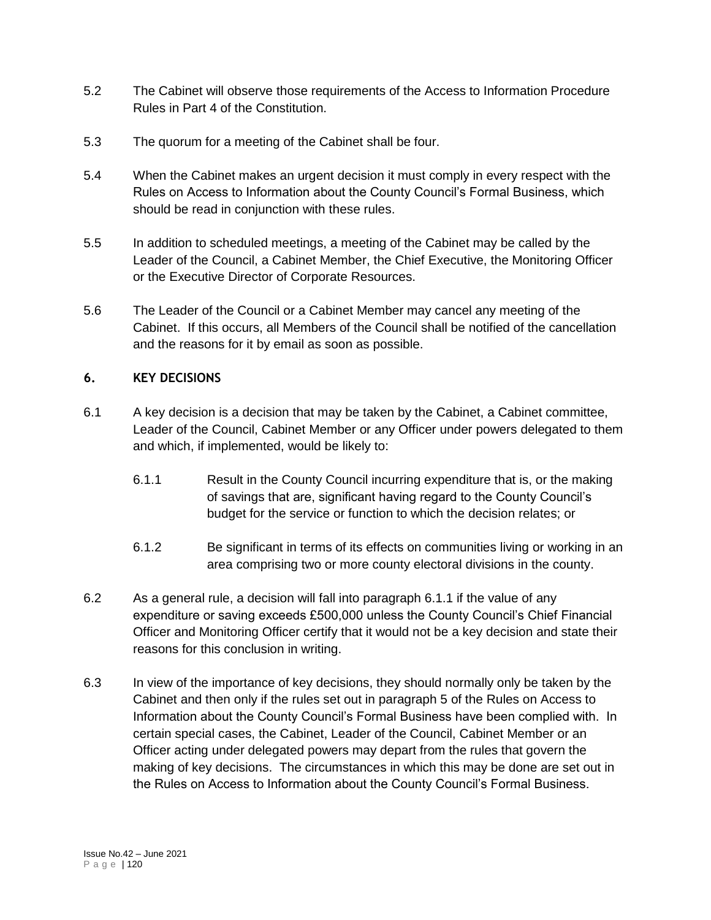5.2 The Cabinet will observe those requirements of the Access to Information Procedure Rules in Part 4 of the Constitution.

5.3 The quorum for a meeting of the Cabinet shall be four.

5.4 When the Cabinet makes an urgent decision it must comply in every respect with the Rules on Access to Information about the County Council's Formal Business, which should be read in conjunction with these rules.

5.5 In addition to scheduled meetings, a meeting of the Cabinet may be called by the Leader of the Council, a Cabinet Member, the Chief Executive, the Monitoring Officer or the Executive Director of Corporate Resources.

5.6 The Leader of the Council or a Cabinet Member may cancel any meeting of the Cabinet. If this occurs, all Members of the Council shall be notified of the cancellation and the reasons for it by email as soon as possible.

## 6. KEY DECISIONS

6.1 A key decision is a decision that may be taken by the Cabinet, a Cabinet committee, Leader of the Council, Cabinet Member or any Officer under powers delegated to them and which, if implemented, would be likely to:

6.1.1 Result in the County Council incurring expenditure that is, or the making of savings that are, significant having regard to the County Council's budget for the service or function to which the decision relates; or

6.1.2 Be significant in terms of its effects on communities living or working in an area comprising two or more county electoral divisions in the county.

6.2 As a general rule, a decision will fall into paragraph 6.1.1 if the value of any expenditure or saving exceeds £500,000 unless the County Council's Chief Financial Officer and Monitoring Officer certify that it would not be a key decision and state their reasons for this conclusion in writing.

6.3 In view of the importance of key decisions, they should normally only be taken by the Cabinet and then only if the rules set out in paragraph 5 of the Rules on Access to Information about the County Council's Formal Business have been complied with. In certain special cases, the Cabinet, Leader of the Council, Cabinet Member or an Officer acting under delegated powers may depart from the rules that govern the making of key decisions. The circumstances in which this may be done are set out in the Rules on Access to Information about the County Council's Formal Business.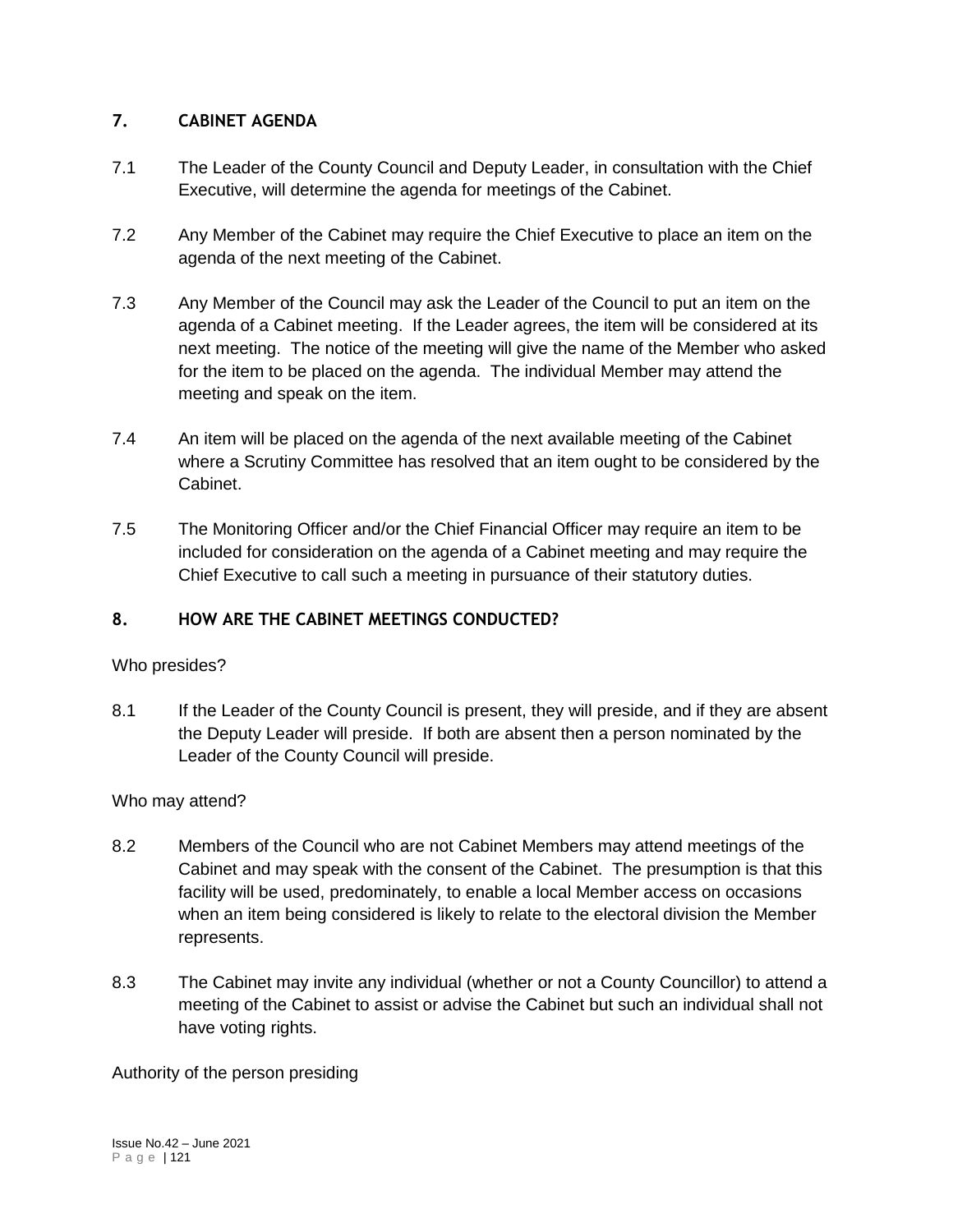## 7. CABINET AGENDA

7.1 The Leader of the County Council and Deputy Leader, in consultation with the Chief Executive, will determine the agenda for meetings of the Cabinet.

7.2 Any Member of the Cabinet may require the Chief Executive to place an item on the agenda of the next meeting of the Cabinet.

7.3 Any Member of the Council may ask the Leader of the Council to put an item on the agenda of a Cabinet meeting. If the Leader agrees, the item will be considered at its next meeting. The notice of the meeting will give the name of the Member who asked for the item to be placed on the agenda. The individual Member may attend the meeting and speak on the item.

7.4 An item will be placed on the agenda of the next available meeting of the Cabinet where a Scrutiny Committee has resolved that an item ought to be considered by the Cabinet.

7.5 The Monitoring Officer and/or the Chief Financial Officer may require an item to be included for consideration on the agenda of a Cabinet meeting and may require the Chief Executive to call such a meeting in pursuance of their statutory duties.

## 8. HOW ARE THE CABINET MEETINGS CONDUCTED?

Who presides?

8.1 If the Leader of the County Council is present, they will preside, and if they are absent the Deputy Leader will preside. If both are absent then a person nominated by the Leader of the County Council will preside.

Who may attend?

8.2 Members of the Council who are not Cabinet Members may attend meetings of the Cabinet and may speak with the consent of the Cabinet. The presumption is that this facility will be used, predominately, to enable a local Member access on occasions when an item being considered is likely to relate to the electoral division the Member represents.

8.3 The Cabinet may invite any individual (whether or not a County Councillor) to attend a meeting of the Cabinet to assist or advise the Cabinet but such an individual shall not have voting rights.

Authority of the person presiding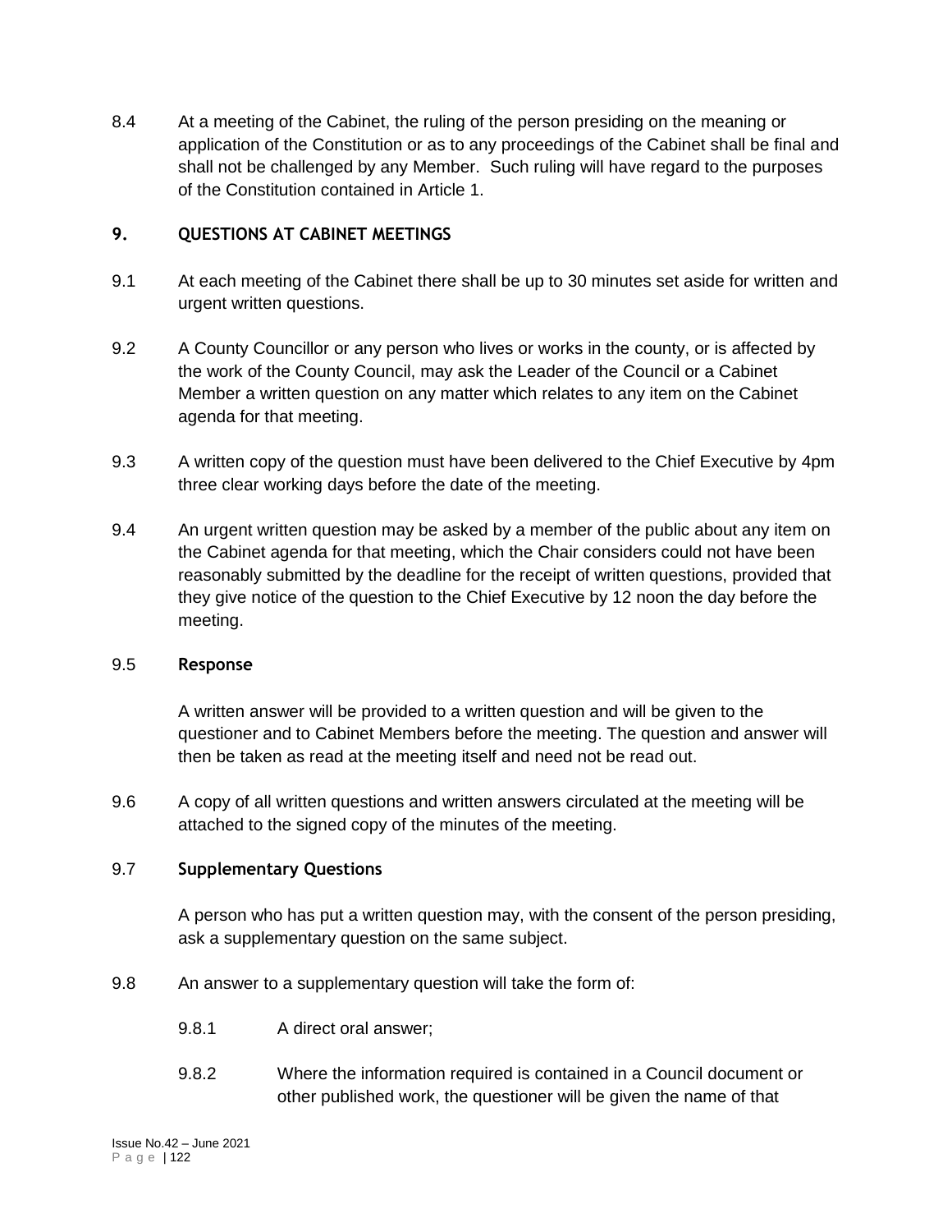8.4 At a meeting of the Cabinet, the ruling of the person presiding on the meaning or application of the Constitution or as to any proceedings of the Cabinet shall be final and shall not be challenged by any Member. Such ruling will have regard to the purposes of the Constitution contained in Article 1.

## 9. QUESTIONS AT CABINET MEETINGS

9.1 At each meeting of the Cabinet there shall be up to 30 minutes set aside for written and urgent written questions.

9.2 A County Councillor or any person who lives or works in the county, or is affected by the work of the County Council, may ask the Leader of the Council or a Cabinet Member a written question on any matter which relates to any item on the Cabinet agenda for that meeting.

9.3 A written copy of the question must have been delivered to the Chief Executive by 4pm three clear working days before the date of the meeting.

9.4 An urgent written question may be asked by a member of the public about any item on the Cabinet agenda for that meeting, which the Chair considers could not have been reasonably submitted by the deadline for the receipt of written questions, provided that they give notice of the question to the Chief Executive by 12 noon the day before the meeting.

9.5 **Response**

A written answer will be provided to a written question and will be given to the questioner and to Cabinet Members before the meeting. The question and answer will then be taken as read at the meeting itself and need not be read out.

9.6 A copy of all written questions and written answers circulated at the meeting will be attached to the signed copy of the minutes of the meeting.

9.7 **Supplementary Questions**

A person who has put a written question may, with the consent of the person presiding, ask a supplementary question on the same subject.

9.8 An answer to a supplementary question will take the form of:

9.8.1 A direct oral answer;

9.8.2 Where the information required is contained in a Council document or other published work, the questioner will be given the name of that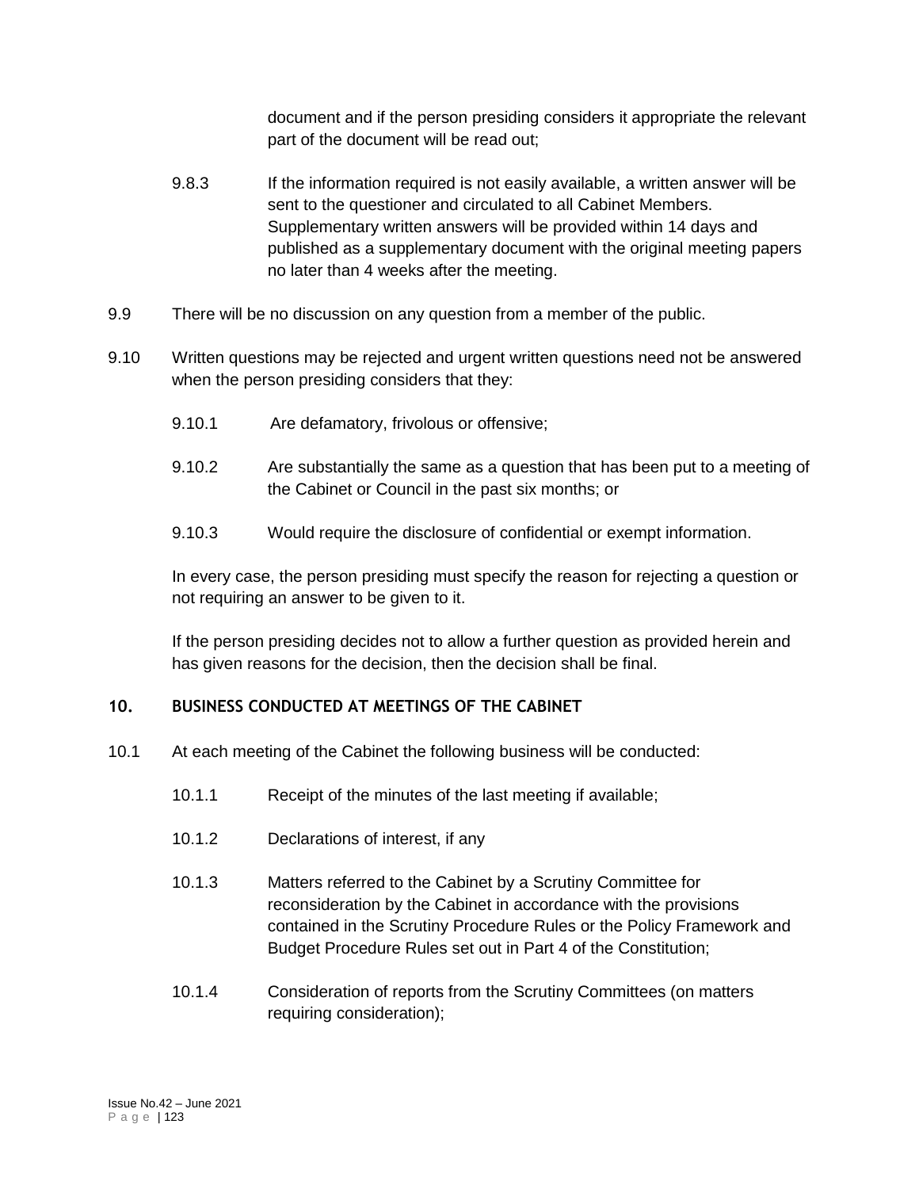document and if the person presiding considers it appropriate the relevant part of the document will be read out;

9.8.3 If the information required is not easily available, a written answer will be sent to the questioner and circulated to all Cabinet Members. Supplementary written answers will be provided within 14 days and published as a supplementary document with the original meeting papers no later than 4 weeks after the meeting.

9.9 There will be no discussion on any question from a member of the public.

9.10 Written questions may be rejected and urgent written questions need not be answered when the person presiding considers that they:

9.10.1 Are defamatory, frivolous or offensive;

9.10.2 Are substantially the same as a question that has been put to a meeting of the Cabinet or Council in the past six months; or

9.10.3 Would require the disclosure of confidential or exempt information.

In every case, the person presiding must specify the reason for rejecting a question or not requiring an answer to be given to it.

If the person presiding decides not to allow a further question as provided herein and has given reasons for the decision, then the decision shall be final.

## 10. BUSINESS CONDUCTED AT MEETINGS OF THE CABINET

10.1 At each meeting of the Cabinet the following business will be conducted:

10.1.1 Receipt of the minutes of the last meeting if available;

10.1.2 Declarations of interest, if any

10.1.3 Matters referred to the Cabinet by a Scrutiny Committee for reconsideration by the Cabinet in accordance with the provisions contained in the Scrutiny Procedure Rules or the Policy Framework and Budget Procedure Rules set out in Part 4 of the Constitution;

10.1.4 Consideration of reports from the Scrutiny Committees (on matters requiring consideration);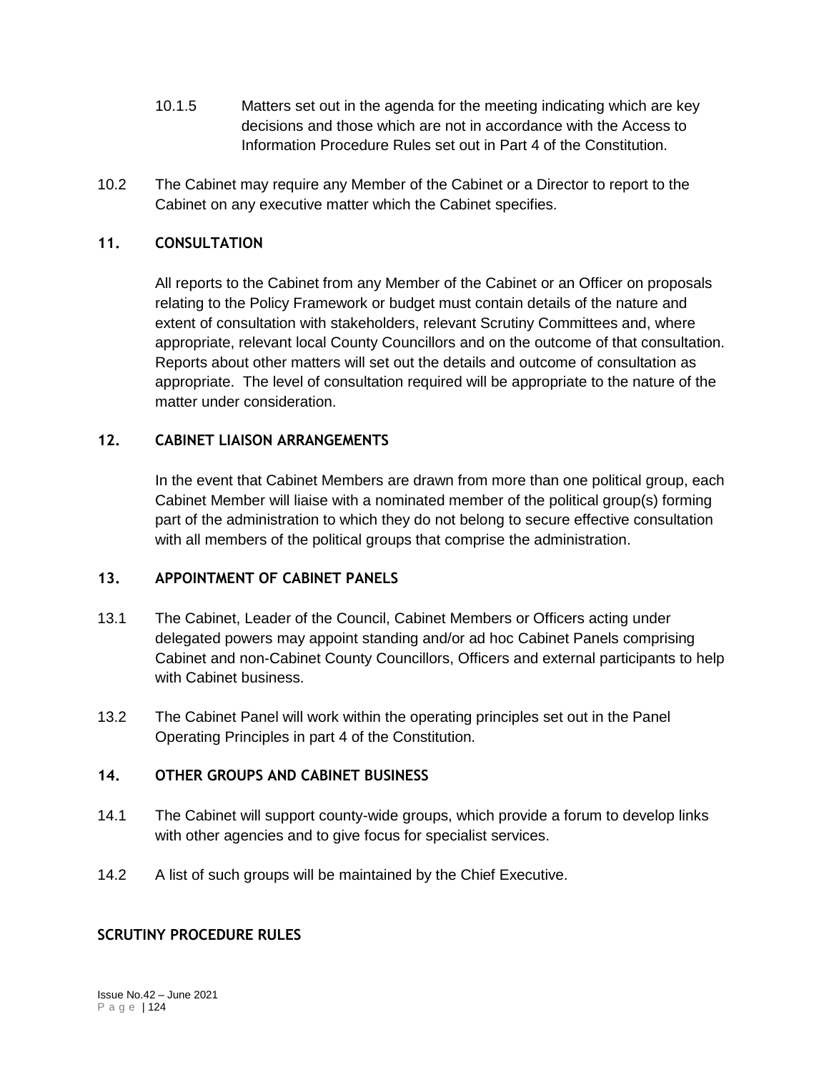10.1.5 Matters set out in the agenda for the meeting indicating which are key decisions and those which are not in accordance with the Access to Information Procedure Rules set out in Part 4 of the Constitution.

10.2 The Cabinet may require any Member of the Cabinet or a Director to report to the Cabinet on any executive matter which the Cabinet specifies.

## 11. CONSULTATION

All reports to the Cabinet from any Member of the Cabinet or an Officer on proposals relating to the Policy Framework or budget must contain details of the nature and extent of consultation with stakeholders, relevant Scrutiny Committees and, where appropriate, relevant local County Councillors and on the outcome of that consultation. Reports about other matters will set out the details and outcome of consultation as appropriate. The level of consultation required will be appropriate to the nature of the matter under consideration.

## 12. CABINET LIAISON ARRANGEMENTS

In the event that Cabinet Members are drawn from more than one political group, each Cabinet Member will liaise with a nominated member of the political group(s) forming part of the administration to which they do not belong to secure effective consultation with all members of the political groups that comprise the administration.

## 13. APPOINTMENT OF CABINET PANELS

13.1 The Cabinet, Leader of the Council, Cabinet Members or Officers acting under delegated powers may appoint standing and/or ad hoc Cabinet Panels comprising Cabinet and non-Cabinet County Councillors, Officers and external participants to help with Cabinet business.

13.2 The Cabinet Panel will work within the operating principles set out in the Panel Operating Principles in part 4 of the Constitution.

## 14. OTHER GROUPS AND CABINET BUSINESS

14.1 The Cabinet will support county-wide groups, which provide a forum to develop links with other agencies and to give focus for specialist services.

14.2 A list of such groups will be maintained by the Chief Executive.

## SCRUTINY PROCEDURE RULES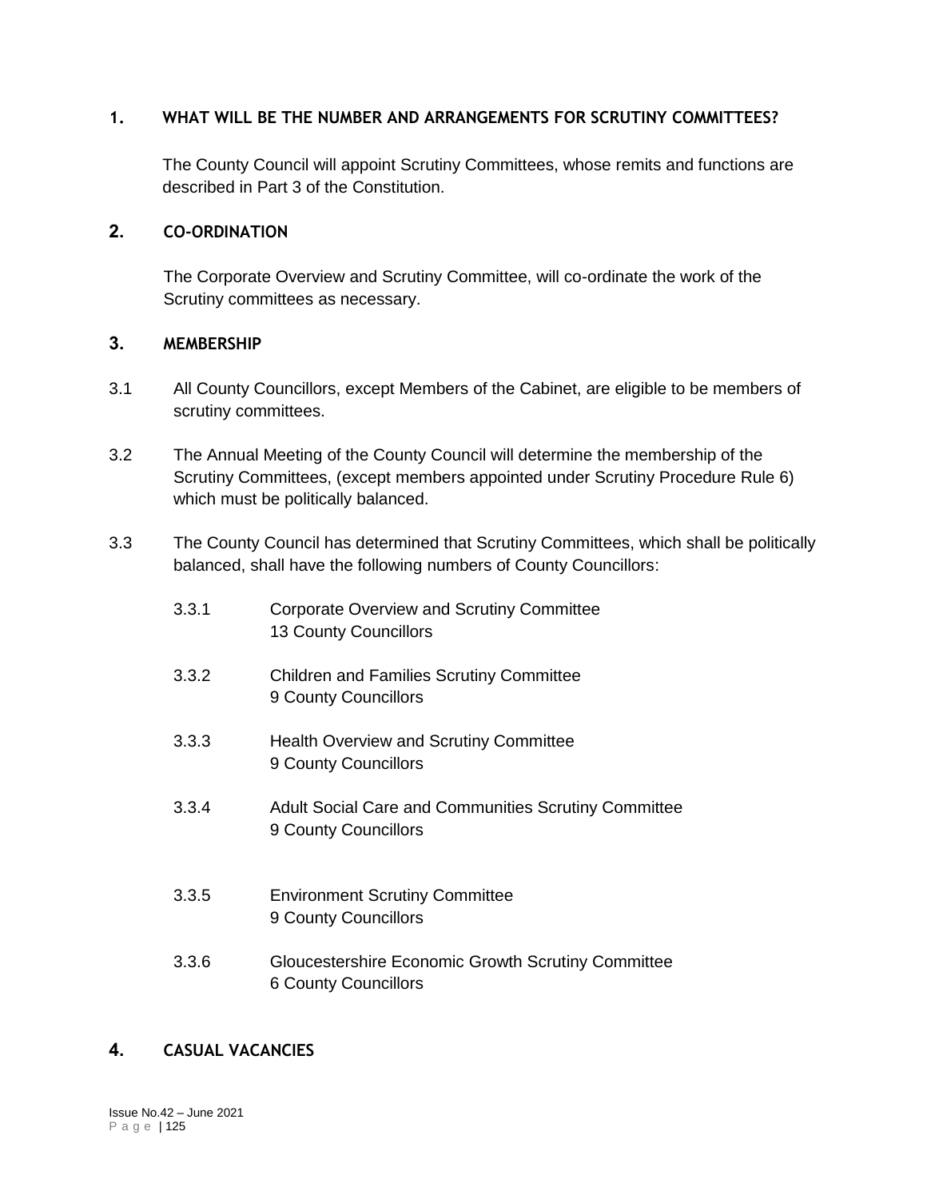## 1. WHAT WILL BE THE NUMBER AND ARRANGEMENTS FOR SCRUTINY COMMITTEES?

The County Council will appoint Scrutiny Committees, whose remits and functions are described in Part 3 of the Constitution.

## 2. CO-ORDINATION

The Corporate Overview and Scrutiny Committee, will co-ordinate the work of the Scrutiny committees as necessary.

## 3. MEMBERSHIP

3.1 All County Councillors, except Members of the Cabinet, are eligible to be members of scrutiny committees.

3.2 The Annual Meeting of the County Council will determine the membership of the Scrutiny Committees, (except members appointed under Scrutiny Procedure Rule 6) which must be politically balanced.

3.3 The County Council has determined that Scrutiny Committees, which shall be politically balanced, shall have the following numbers of County Councillors:

3.3.1 Corporate Overview and Scrutiny Committee
13 County Councillors

3.3.2 Children and Families Scrutiny Committee
9 County Councillors

3.3.3 Health Overview and Scrutiny Committee
9 County Councillors

3.3.4 Adult Social Care and Communities Scrutiny Committee
9 County Councillors

3.3.5 Environment Scrutiny Committee
9 County Councillors

3.3.6 Gloucestershire Economic Growth Scrutiny Committee
6 County Councillors

## 4. CASUAL VACANCIES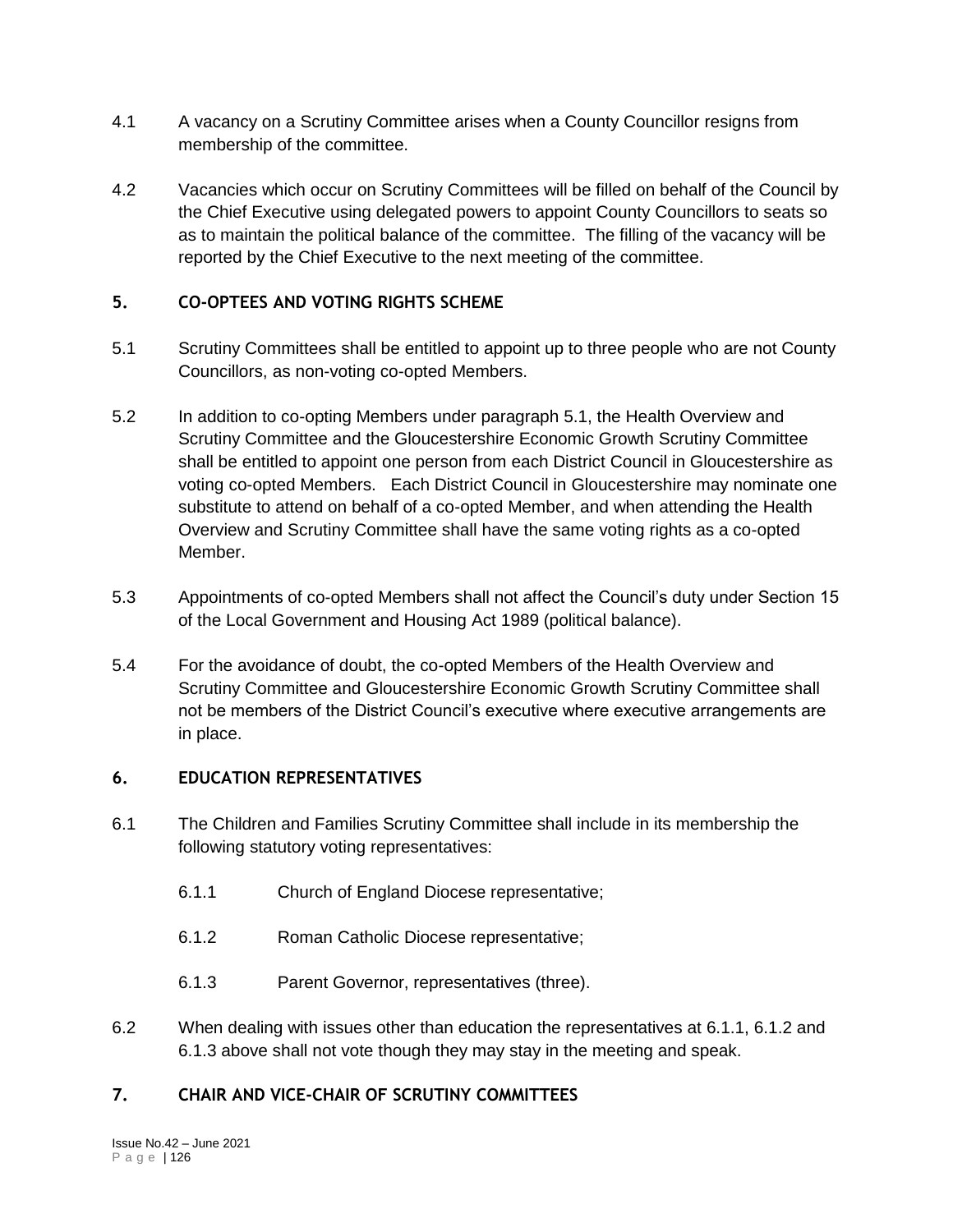4.1 A vacancy on a Scrutiny Committee arises when a County Councillor resigns from membership of the committee.

4.2 Vacancies which occur on Scrutiny Committees will be filled on behalf of the Council by the Chief Executive using delegated powers to appoint County Councillors to seats so as to maintain the political balance of the committee. The filling of the vacancy will be reported by the Chief Executive to the next meeting of the committee.

## 5. CO-OPTEES AND VOTING RIGHTS SCHEME

5.1 Scrutiny Committees shall be entitled to appoint up to three people who are not County Councillors, as non-voting co-opted Members.

5.2 In addition to co-opting Members under paragraph 5.1, the Health Overview and Scrutiny Committee and the Gloucestershire Economic Growth Scrutiny Committee shall be entitled to appoint one person from each District Council in Gloucestershire as voting co-opted Members. Each District Council in Gloucestershire may nominate one substitute to attend on behalf of a co-opted Member, and when attending the Health Overview and Scrutiny Committee shall have the same voting rights as a co-opted Member.

5.3 Appointments of co-opted Members shall not affect the Council's duty under Section 15 of the Local Government and Housing Act 1989 (political balance).

5.4 For the avoidance of doubt, the co-opted Members of the Health Overview and Scrutiny Committee and Gloucestershire Economic Growth Scrutiny Committee shall not be members of the District Council's executive where executive arrangements are in place.

## 6. EDUCATION REPRESENTATIVES

6.1 The Children and Families Scrutiny Committee shall include in its membership the following statutory voting representatives:

6.1.1 Church of England Diocese representative;

6.1.2 Roman Catholic Diocese representative;

6.1.3 Parent Governor, representatives (three).

6.2 When dealing with issues other than education the representatives at 6.1.1, 6.1.2 and 6.1.3 above shall not vote though they may stay in the meeting and speak.

## 7. CHAIR AND VICE-CHAIR OF SCRUTINY COMMITTEES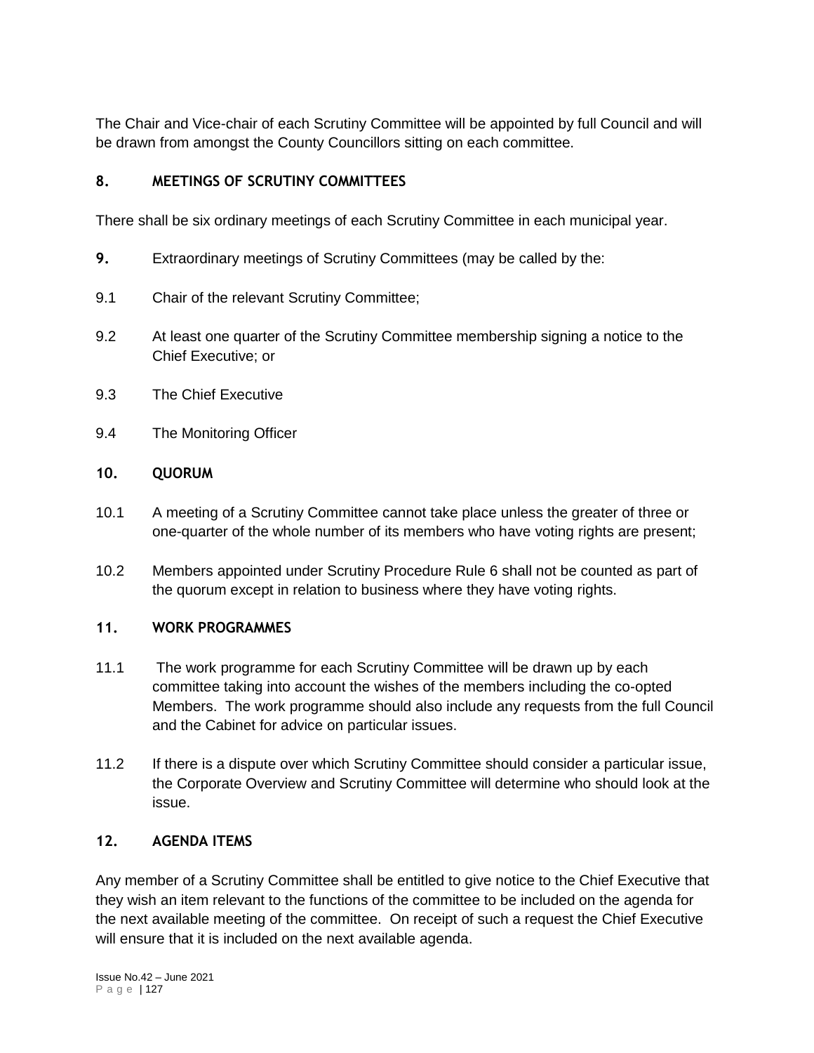The Chair and Vice-chair of each Scrutiny Committee will be appointed by full Council and will be drawn from amongst the County Councillors sitting on each committee.

## 8. MEETINGS OF SCRUTINY COMMITTEES

There shall be six ordinary meetings of each Scrutiny Committee in each municipal year.

**9.** Extraordinary meetings of Scrutiny Committees (may be called by the:

9.1 Chair of the relevant Scrutiny Committee;

9.2 At least one quarter of the Scrutiny Committee membership signing a notice to the Chief Executive; or

9.3 The Chief Executive

9.4 The Monitoring Officer

## 10. QUORUM

10.1 A meeting of a Scrutiny Committee cannot take place unless the greater of three or one-quarter of the whole number of its members who have voting rights are present;

10.2 Members appointed under Scrutiny Procedure Rule 6 shall not be counted as part of the quorum except in relation to business where they have voting rights.

## 11. WORK PROGRAMMES

11.1 The work programme for each Scrutiny Committee will be drawn up by each committee taking into account the wishes of the members including the co-opted Members. The work programme should also include any requests from the full Council and the Cabinet for advice on particular issues.

11.2 If there is a dispute over which Scrutiny Committee should consider a particular issue, the Corporate Overview and Scrutiny Committee will determine who should look at the issue.

## 12. AGENDA ITEMS

Any member of a Scrutiny Committee shall be entitled to give notice to the Chief Executive that they wish an item relevant to the functions of the committee to be included on the agenda for the next available meeting of the committee. On receipt of such a request the Chief Executive will ensure that it is included on the next available agenda.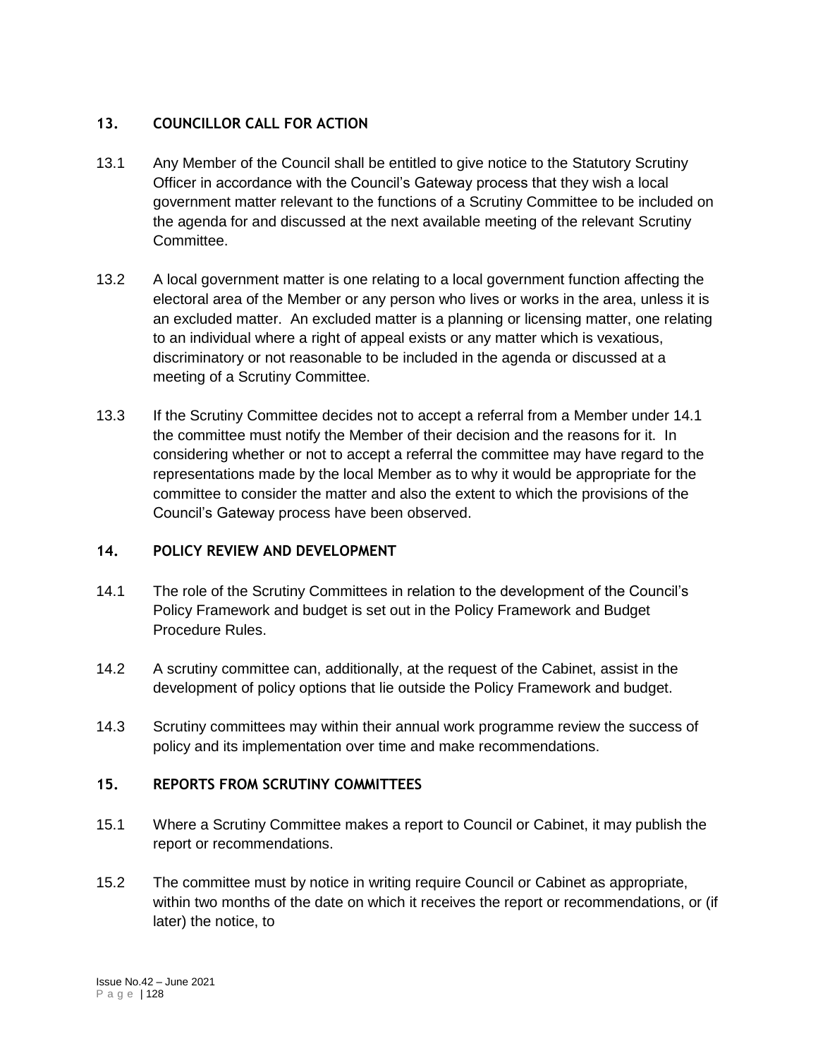## 13. COUNCILLOR CALL FOR ACTION

13.1 Any Member of the Council shall be entitled to give notice to the Statutory Scrutiny Officer in accordance with the Council's Gateway process that they wish a local government matter relevant to the functions of a Scrutiny Committee to be included on the agenda for and discussed at the next available meeting of the relevant Scrutiny Committee.

13.2 A local government matter is one relating to a local government function affecting the electoral area of the Member or any person who lives or works in the area, unless it is an excluded matter. An excluded matter is a planning or licensing matter, one relating to an individual where a right of appeal exists or any matter which is vexatious, discriminatory or not reasonable to be included in the agenda or discussed at a meeting of a Scrutiny Committee.

13.3 If the Scrutiny Committee decides not to accept a referral from a Member under 14.1 the committee must notify the Member of their decision and the reasons for it. In considering whether or not to accept a referral the committee may have regard to the representations made by the local Member as to why it would be appropriate for the committee to consider the matter and also the extent to which the provisions of the Council's Gateway process have been observed.

## 14. POLICY REVIEW AND DEVELOPMENT

14.1 The role of the Scrutiny Committees in relation to the development of the Council's Policy Framework and budget is set out in the Policy Framework and Budget Procedure Rules.

14.2 A scrutiny committee can, additionally, at the request of the Cabinet, assist in the development of policy options that lie outside the Policy Framework and budget.

14.3 Scrutiny committees may within their annual work programme review the success of policy and its implementation over time and make recommendations.

## 15. REPORTS FROM SCRUTINY COMMITTEES

15.1 Where a Scrutiny Committee makes a report to Council or Cabinet, it may publish the report or recommendations.

15.2 The committee must by notice in writing require Council or Cabinet as appropriate, within two months of the date on which it receives the report or recommendations, or (if later) the notice, to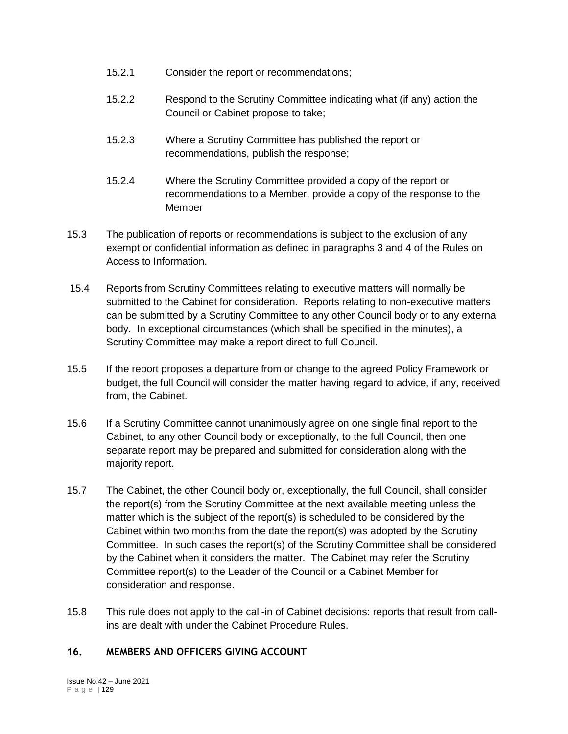15.2.1 Consider the report or recommendations;

15.2.2 Respond to the Scrutiny Committee indicating what (if any) action the Council or Cabinet propose to take;

15.2.3 Where a Scrutiny Committee has published the report or recommendations, publish the response;

15.2.4 Where the Scrutiny Committee provided a copy of the report or recommendations to a Member, provide a copy of the response to the Member

15.3 The publication of reports or recommendations is subject to the exclusion of any exempt or confidential information as defined in paragraphs 3 and 4 of the Rules on Access to Information.

15.4 Reports from Scrutiny Committees relating to executive matters will normally be submitted to the Cabinet for consideration. Reports relating to non-executive matters can be submitted by a Scrutiny Committee to any other Council body or to any external body. In exceptional circumstances (which shall be specified in the minutes), a Scrutiny Committee may make a report direct to full Council.

15.5 If the report proposes a departure from or change to the agreed Policy Framework or budget, the full Council will consider the matter having regard to advice, if any, received from, the Cabinet.

15.6 If a Scrutiny Committee cannot unanimously agree on one single final report to the Cabinet, to any other Council body or exceptionally, to the full Council, then one separate report may be prepared and submitted for consideration along with the majority report.

15.7 The Cabinet, the other Council body or, exceptionally, the full Council, shall consider the report(s) from the Scrutiny Committee at the next available meeting unless the matter which is the subject of the report(s) is scheduled to be considered by the Cabinet within two months from the date the report(s) was adopted by the Scrutiny Committee. In such cases the report(s) of the Scrutiny Committee shall be considered by the Cabinet when it considers the matter. The Cabinet may refer the Scrutiny Committee report(s) to the Leader of the Council or a Cabinet Member for consideration and response.

15.8 This rule does not apply to the call-in of Cabinet decisions: reports that result from call-ins are dealt with under the Cabinet Procedure Rules.

## 16. MEMBERS AND OFFICERS GIVING ACCOUNT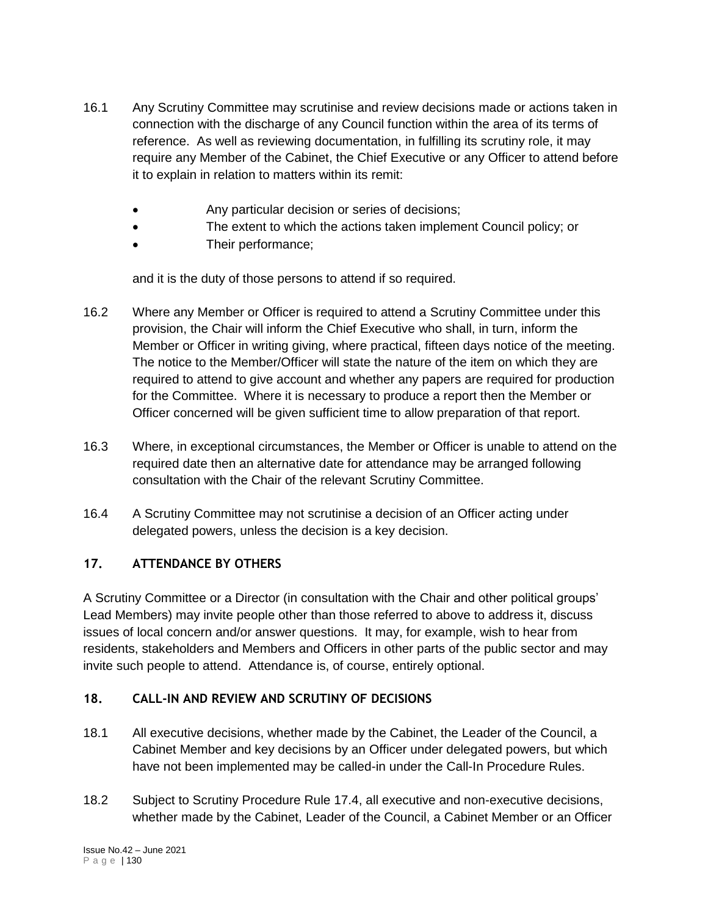16.1 Any Scrutiny Committee may scrutinise and review decisions made or actions taken in connection with the discharge of any Council function within the area of its terms of reference. As well as reviewing documentation, in fulfilling its scrutiny role, it may require any Member of the Cabinet, the Chief Executive or any Officer to attend before it to explain in relation to matters within its remit:

- Any particular decision or series of decisions;
- The extent to which the actions taken implement Council policy; or
- Their performance;

and it is the duty of those persons to attend if so required.

16.2 Where any Member or Officer is required to attend a Scrutiny Committee under this provision, the Chair will inform the Chief Executive who shall, in turn, inform the Member or Officer in writing giving, where practical, fifteen days notice of the meeting. The notice to the Member/Officer will state the nature of the item on which they are required to attend to give account and whether any papers are required for production for the Committee. Where it is necessary to produce a report then the Member or Officer concerned will be given sufficient time to allow preparation of that report.

16.3 Where, in exceptional circumstances, the Member or Officer is unable to attend on the required date then an alternative date for attendance may be arranged following consultation with the Chair of the relevant Scrutiny Committee.

16.4 A Scrutiny Committee may not scrutinise a decision of an Officer acting under delegated powers, unless the decision is a key decision.

## 17. ATTENDANCE BY OTHERS

A Scrutiny Committee or a Director (in consultation with the Chair and other political groups' Lead Members) may invite people other than those referred to above to address it, discuss issues of local concern and/or answer questions. It may, for example, wish to hear from residents, stakeholders and Members and Officers in other parts of the public sector and may invite such people to attend. Attendance is, of course, entirely optional.

## 18. CALL-IN AND REVIEW AND SCRUTINY OF DECISIONS

18.1 All executive decisions, whether made by the Cabinet, the Leader of the Council, a Cabinet Member and key decisions by an Officer under delegated powers, but which have not been implemented may be called-in under the Call-In Procedure Rules.

18.2 Subject to Scrutiny Procedure Rule 17.4, all executive and non-executive decisions, whether made by the Cabinet, Leader of the Council, a Cabinet Member or an Officer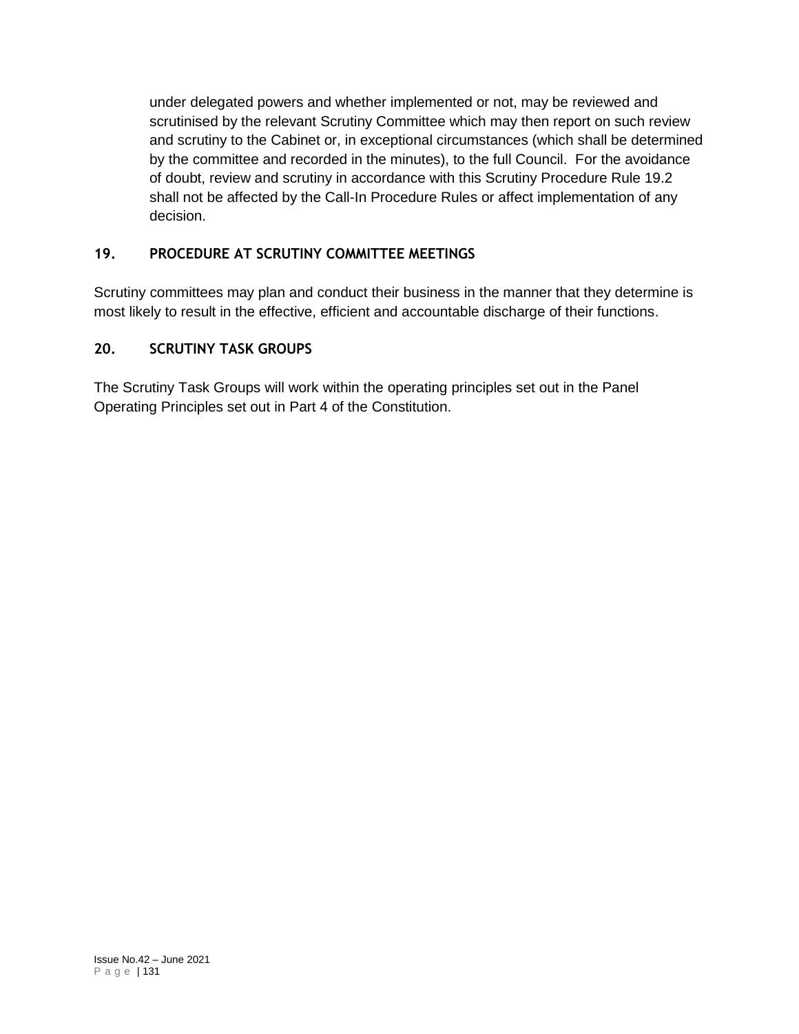under delegated powers and whether implemented or not, may be reviewed and scrutinised by the relevant Scrutiny Committee which may then report on such review and scrutiny to the Cabinet or, in exceptional circumstances (which shall be determined by the committee and recorded in the minutes), to the full Council. For the avoidance of doubt, review and scrutiny in accordance with this Scrutiny Procedure Rule 19.2 shall not be affected by the Call-In Procedure Rules or affect implementation of any decision.

## 19. PROCEDURE AT SCRUTINY COMMITTEE MEETINGS

Scrutiny committees may plan and conduct their business in the manner that they determine is most likely to result in the effective, efficient and accountable discharge of their functions.

## 20. SCRUTINY TASK GROUPS

The Scrutiny Task Groups will work within the operating principles set out in the Panel Operating Principles set out in Part 4 of the Constitution.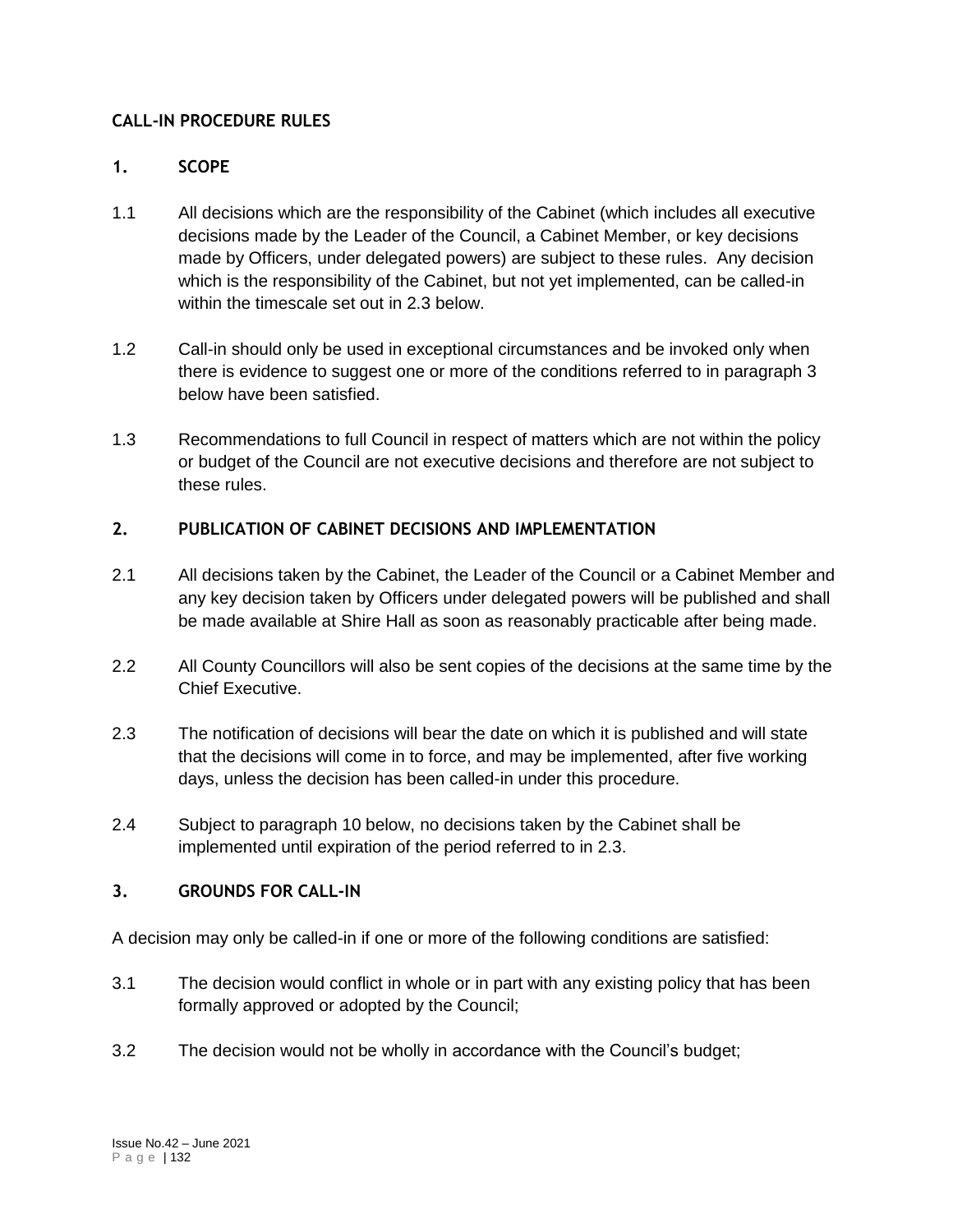## CALL-IN PROCEDURE RULES

### 1. SCOPE

1.1 All decisions which are the responsibility of the Cabinet (which includes all executive decisions made by the Leader of the Council, a Cabinet Member, or key decisions made by Officers, under delegated powers) are subject to these rules. Any decision which is the responsibility of the Cabinet, but not yet implemented, can be called-in within the timescale set out in 2.3 below.

1.2 Call-in should only be used in exceptional circumstances and be invoked only when there is evidence to suggest one or more of the conditions referred to in paragraph 3 below have been satisfied.

1.3 Recommendations to full Council in respect of matters which are not within the policy or budget of the Council are not executive decisions and therefore are not subject to these rules.

### 2. PUBLICATION OF CABINET DECISIONS AND IMPLEMENTATION

2.1 All decisions taken by the Cabinet, the Leader of the Council or a Cabinet Member and any key decision taken by Officers under delegated powers will be published and shall be made available at Shire Hall as soon as reasonably practicable after being made.

2.2 All County Councillors will also be sent copies of the decisions at the same time by the Chief Executive.

2.3 The notification of decisions will bear the date on which it is published and will state that the decisions will come in to force, and may be implemented, after five working days, unless the decision has been called-in under this procedure.

2.4 Subject to paragraph 10 below, no decisions taken by the Cabinet shall be implemented until expiration of the period referred to in 2.3.

### 3. GROUNDS FOR CALL-IN

A decision may only be called-in if one or more of the following conditions are satisfied:

3.1 The decision would conflict in whole or in part with any existing policy that has been formally approved or adopted by the Council;

3.2 The decision would not be wholly in accordance with the Council's budget;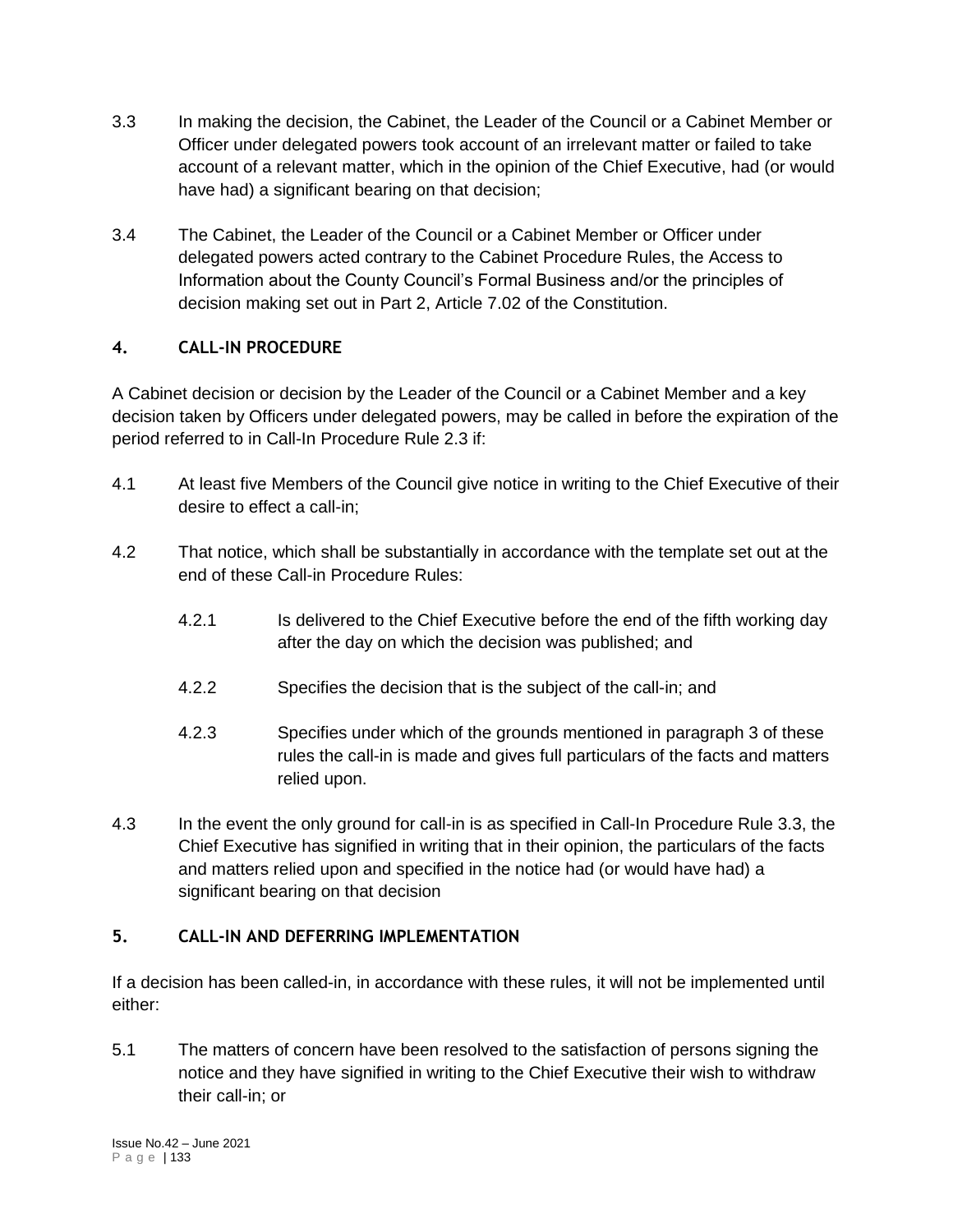3.3 In making the decision, the Cabinet, the Leader of the Council or a Cabinet Member or Officer under delegated powers took account of an irrelevant matter or failed to take account of a relevant matter, which in the opinion of the Chief Executive, had (or would have had) a significant bearing on that decision;

3.4 The Cabinet, the Leader of the Council or a Cabinet Member or Officer under delegated powers acted contrary to the Cabinet Procedure Rules, the Access to Information about the County Council's Formal Business and/or the principles of decision making set out in Part 2, Article 7.02 of the Constitution.

## 4. CALL-IN PROCEDURE

A Cabinet decision or decision by the Leader of the Council or a Cabinet Member and a key decision taken by Officers under delegated powers, may be called in before the expiration of the period referred to in Call-In Procedure Rule 2.3 if:

4.1 At least five Members of the Council give notice in writing to the Chief Executive of their desire to effect a call-in;

4.2 That notice, which shall be substantially in accordance with the template set out at the end of these Call-in Procedure Rules:

4.2.1 Is delivered to the Chief Executive before the end of the fifth working day after the day on which the decision was published; and

4.2.2 Specifies the decision that is the subject of the call-in; and

4.2.3 Specifies under which of the grounds mentioned in paragraph 3 of these rules the call-in is made and gives full particulars of the facts and matters relied upon.

4.3 In the event the only ground for call-in is as specified in Call-In Procedure Rule 3.3, the Chief Executive has signified in writing that in their opinion, the particulars of the facts and matters relied upon and specified in the notice had (or would have had) a significant bearing on that decision

## 5. CALL-IN AND DEFERRING IMPLEMENTATION

If a decision has been called-in, in accordance with these rules, it will not be implemented until either:

5.1 The matters of concern have been resolved to the satisfaction of persons signing the notice and they have signified in writing to the Chief Executive their wish to withdraw their call-in; or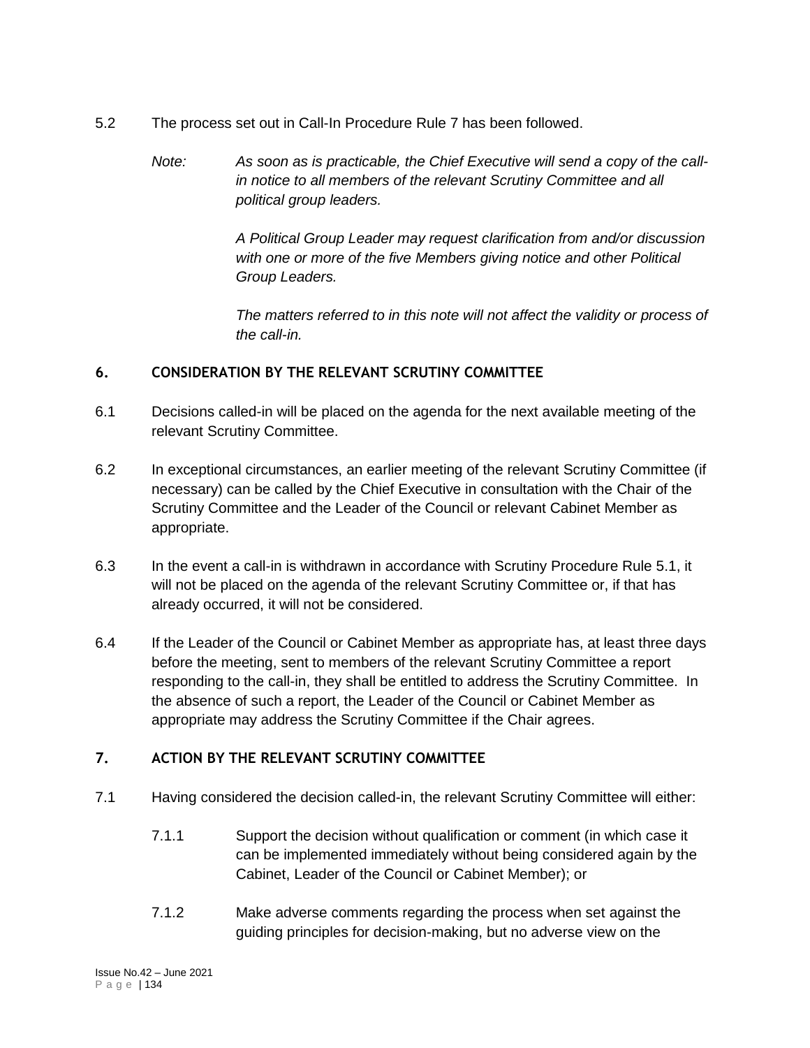5.2 The process set out in Call-In Procedure Rule 7 has been followed.

*Note: As soon as is practicable, the Chief Executive will send a copy of the call-in notice to all members of the relevant Scrutiny Committee and all political group leaders.*

*A Political Group Leader may request clarification from and/or discussion with one or more of the five Members giving notice and other Political Group Leaders.*

*The matters referred to in this note will not affect the validity or process of the call-in.*

## 6. CONSIDERATION BY THE RELEVANT SCRUTINY COMMITTEE

6.1 Decisions called-in will be placed on the agenda for the next available meeting of the relevant Scrutiny Committee.

6.2 In exceptional circumstances, an earlier meeting of the relevant Scrutiny Committee (if necessary) can be called by the Chief Executive in consultation with the Chair of the Scrutiny Committee and the Leader of the Council or relevant Cabinet Member as appropriate.

6.3 In the event a call-in is withdrawn in accordance with Scrutiny Procedure Rule 5.1, it will not be placed on the agenda of the relevant Scrutiny Committee or, if that has already occurred, it will not be considered.

6.4 If the Leader of the Council or Cabinet Member as appropriate has, at least three days before the meeting, sent to members of the relevant Scrutiny Committee a report responding to the call-in, they shall be entitled to address the Scrutiny Committee. In the absence of such a report, the Leader of the Council or Cabinet Member as appropriate may address the Scrutiny Committee if the Chair agrees.

## 7. ACTION BY THE RELEVANT SCRUTINY COMMITTEE

7.1 Having considered the decision called-in, the relevant Scrutiny Committee will either:

7.1.1 Support the decision without qualification or comment (in which case it can be implemented immediately without being considered again by the Cabinet, Leader of the Council or Cabinet Member); or

7.1.2 Make adverse comments regarding the process when set against the guiding principles for decision-making, but no adverse view on the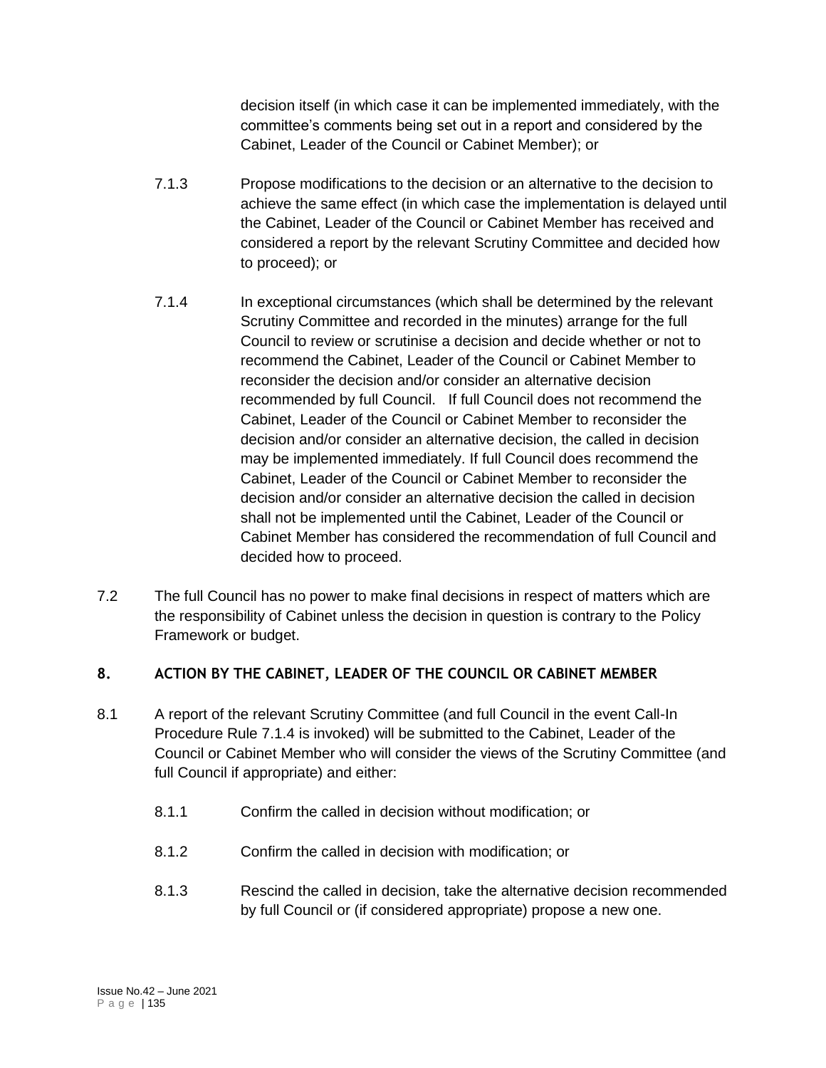decision itself (in which case it can be implemented immediately, with the committee's comments being set out in a report and considered by the Cabinet, Leader of the Council or Cabinet Member); or

7.1.3 Propose modifications to the decision or an alternative to the decision to achieve the same effect (in which case the implementation is delayed until the Cabinet, Leader of the Council or Cabinet Member has received and considered a report by the relevant Scrutiny Committee and decided how to proceed); or

7.1.4 In exceptional circumstances (which shall be determined by the relevant Scrutiny Committee and recorded in the minutes) arrange for the full Council to review or scrutinise a decision and decide whether or not to recommend the Cabinet, Leader of the Council or Cabinet Member to reconsider the decision and/or consider an alternative decision recommended by full Council. If full Council does not recommend the Cabinet, Leader of the Council or Cabinet Member to reconsider the decision and/or consider an alternative decision, the called in decision may be implemented immediately. If full Council does recommend the Cabinet, Leader of the Council or Cabinet Member to reconsider the decision and/or consider an alternative decision the called in decision shall not be implemented until the Cabinet, Leader of the Council or Cabinet Member has considered the recommendation of full Council and decided how to proceed.

7.2 The full Council has no power to make final decisions in respect of matters which are the responsibility of Cabinet unless the decision in question is contrary to the Policy Framework or budget.

## 8. ACTION BY THE CABINET, LEADER OF THE COUNCIL OR CABINET MEMBER

8.1 A report of the relevant Scrutiny Committee (and full Council in the event Call-In Procedure Rule 7.1.4 is invoked) will be submitted to the Cabinet, Leader of the Council or Cabinet Member who will consider the views of the Scrutiny Committee (and full Council if appropriate) and either:

8.1.1 Confirm the called in decision without modification; or

8.1.2 Confirm the called in decision with modification; or

8.1.3 Rescind the called in decision, take the alternative decision recommended by full Council or (if considered appropriate) propose a new one.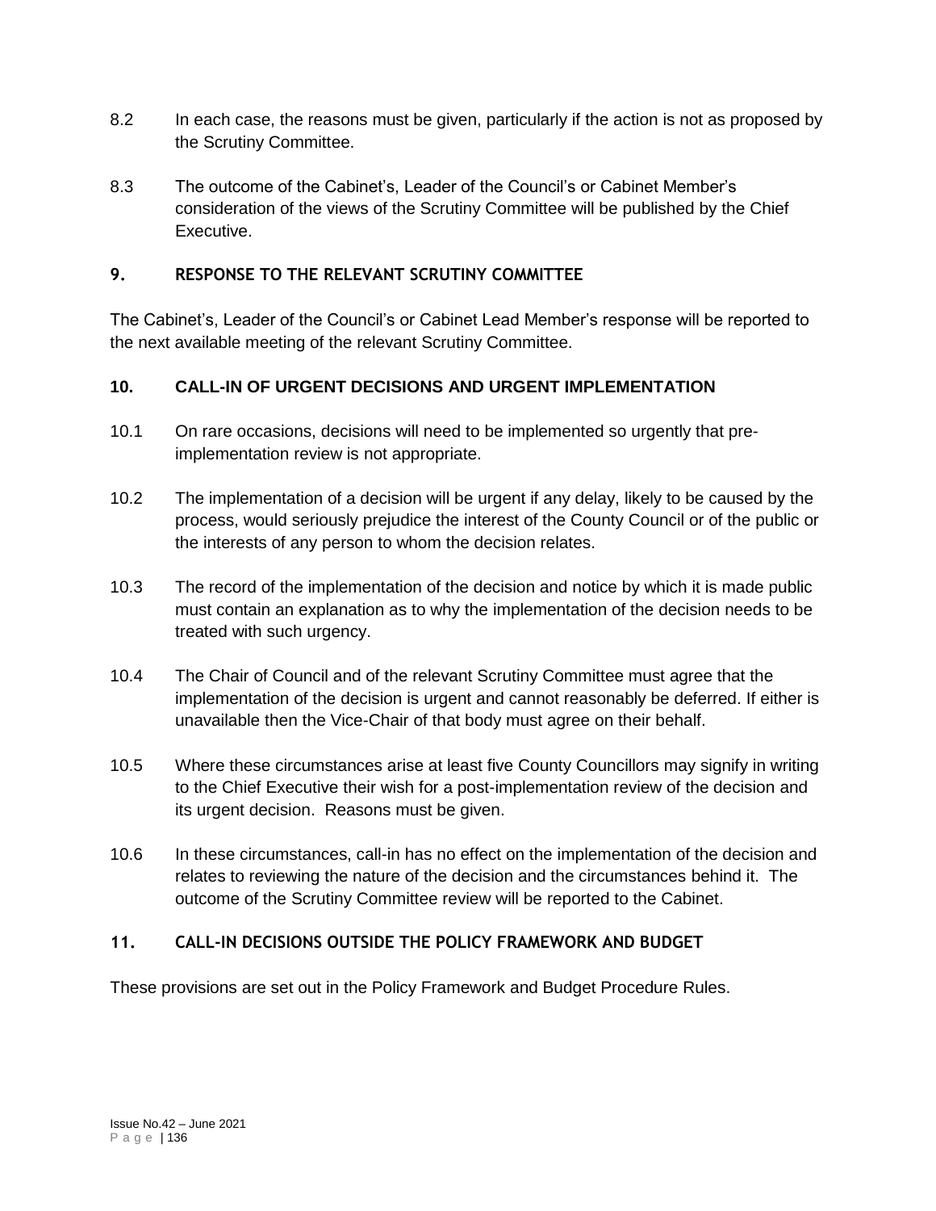8.2 In each case, the reasons must be given, particularly if the action is not as proposed by the Scrutiny Committee.

8.3 The outcome of the Cabinet's, Leader of the Council's or Cabinet Member's consideration of the views of the Scrutiny Committee will be published by the Chief Executive.

## 9. RESPONSE TO THE RELEVANT SCRUTINY COMMITTEE

The Cabinet's, Leader of the Council's or Cabinet Lead Member's response will be reported to the next available meeting of the relevant Scrutiny Committee.

## 10. CALL-IN OF URGENT DECISIONS AND URGENT IMPLEMENTATION

10.1 On rare occasions, decisions will need to be implemented so urgently that pre-implementation review is not appropriate.

10.2 The implementation of a decision will be urgent if any delay, likely to be caused by the process, would seriously prejudice the interest of the County Council or of the public or the interests of any person to whom the decision relates.

10.3 The record of the implementation of the decision and notice by which it is made public must contain an explanation as to why the implementation of the decision needs to be treated with such urgency.

10.4 The Chair of Council and of the relevant Scrutiny Committee must agree that the implementation of the decision is urgent and cannot reasonably be deferred. If either is unavailable then the Vice-Chair of that body must agree on their behalf.

10.5 Where these circumstances arise at least five County Councillors may signify in writing to the Chief Executive their wish for a post-implementation review of the decision and its urgent decision. Reasons must be given.

10.6 In these circumstances, call-in has no effect on the implementation of the decision and relates to reviewing the nature of the decision and the circumstances behind it. The outcome of the Scrutiny Committee review will be reported to the Cabinet.

## 11. CALL-IN DECISIONS OUTSIDE THE POLICY FRAMEWORK AND BUDGET

These provisions are set out in the Policy Framework and Budget Procedure Rules.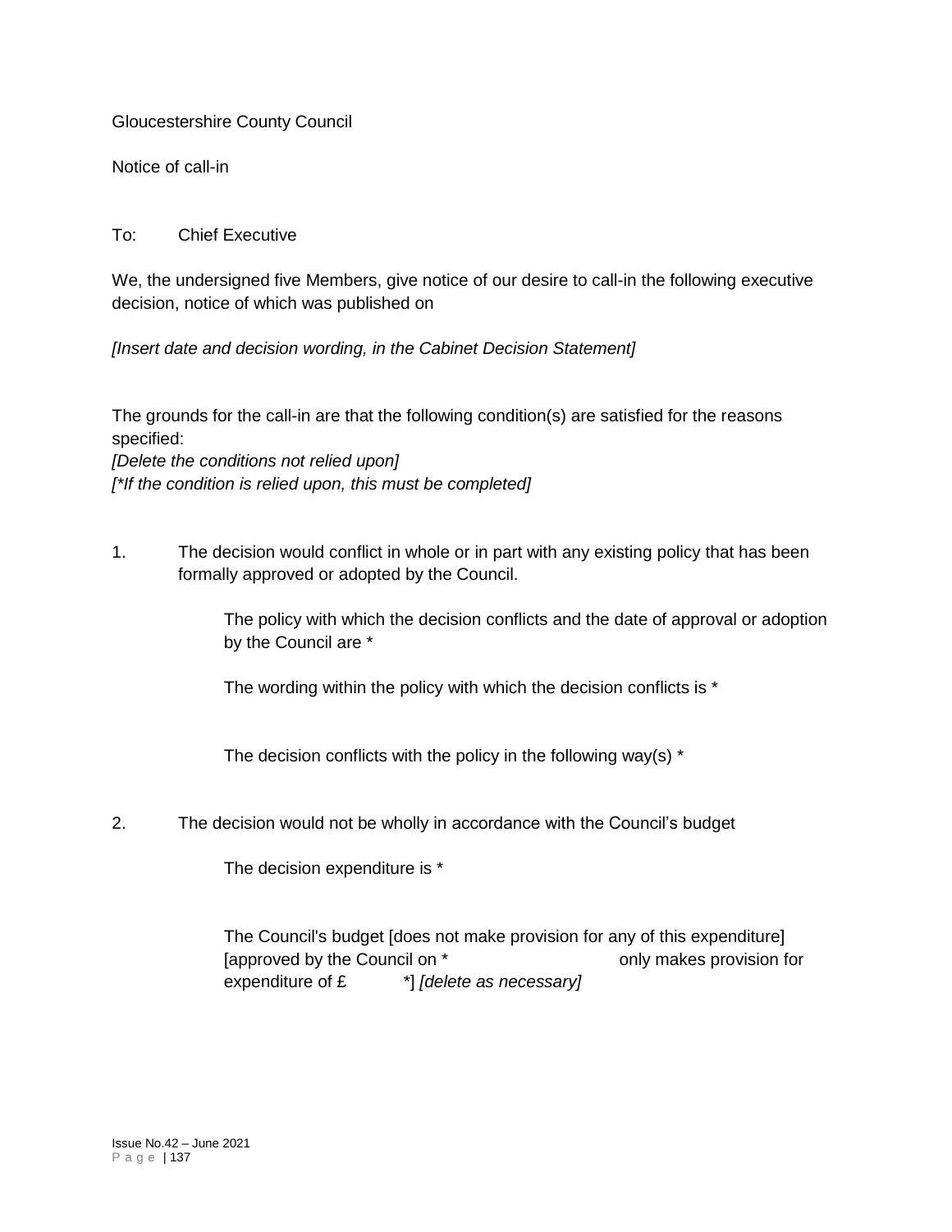Gloucestershire County Council

Notice of call-in

To: Chief Executive

We, the undersigned five Members, give notice of our desire to call-in the following executive decision, notice of which was published on

*[Insert date and decision wording, in the Cabinet Decision Statement]*

The grounds for the call-in are that the following condition(s) are satisfied for the reasons specified:
*[Delete the conditions not relied upon]*
*[*If the condition is relied upon, this must be completed]*

1. The decision would conflict in whole or in part with any existing policy that has been formally approved or adopted by the Council.

   The policy with which the decision conflicts and the date of approval or adoption by the Council are *

   The wording within the policy with which the decision conflicts is *

   The decision conflicts with the policy in the following way(s) *

2. The decision would not be wholly in accordance with the Council's budget

   The decision expenditure is *

   The Council's budget [does not make provision for any of this expenditure] [approved by the Council on * only makes provision for expenditure of £ *] *[delete as necessary]*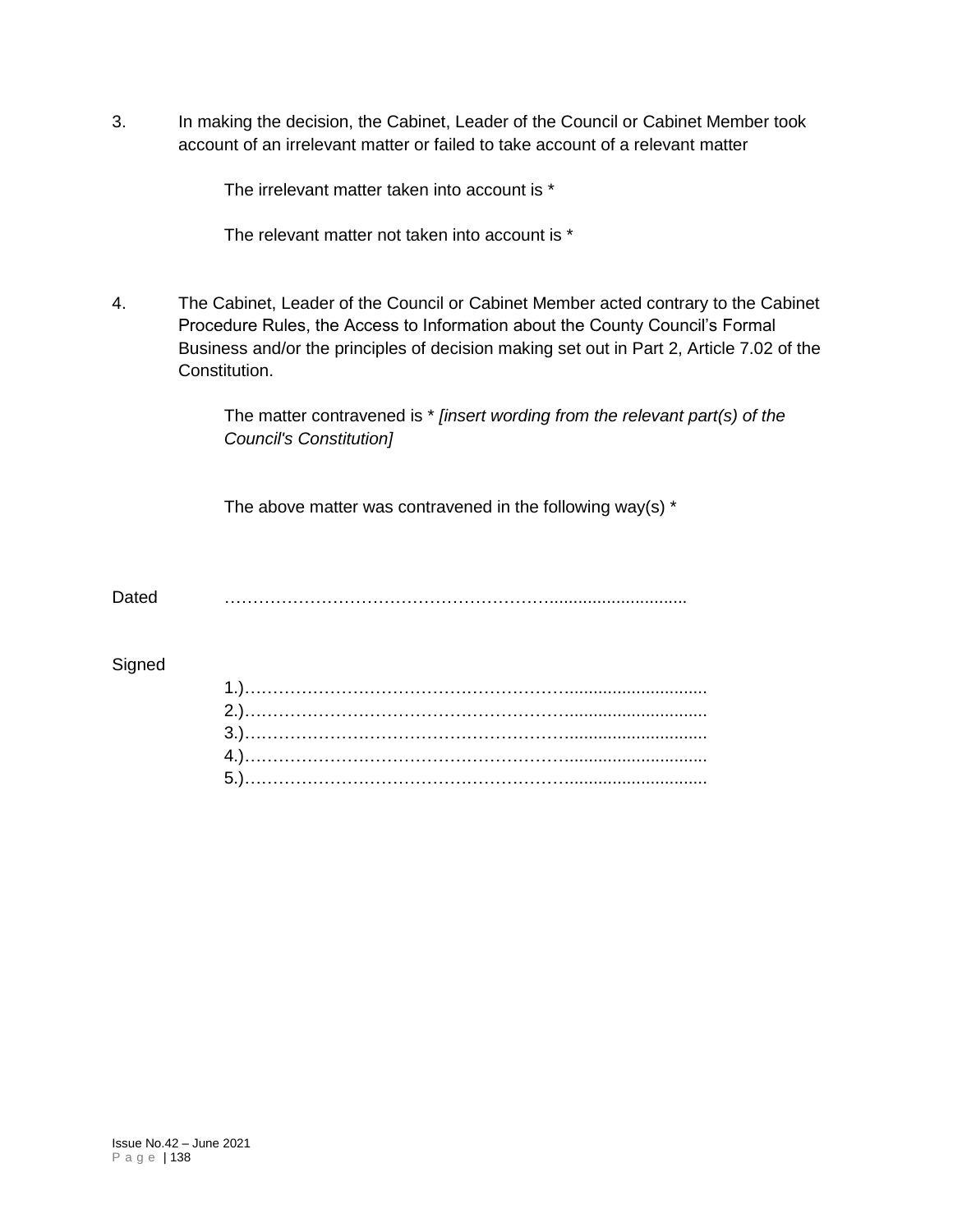3. In making the decision, the Cabinet, Leader of the Council or Cabinet Member took account of an irrelevant matter or failed to take account of a relevant matter

   The irrelevant matter taken into account is *

   The relevant matter not taken into account is *

4. The Cabinet, Leader of the Council or Cabinet Member acted contrary to the Cabinet Procedure Rules, the Access to Information about the County Council's Formal Business and/or the principles of decision making set out in Part 2, Article 7.02 of the Constitution.

   The matter contravened is * *[insert wording from the relevant part(s) of the Council's Constitution]*

   The above matter was contravened in the following way(s) *

Dated ……………………………………………………...........................

Signed

1.)……………………………………………………............................
2.)……………………………………………………............................
3.)……………………………………………………............................
4.)……………………………………………………............................
5.)……………………………………………………............................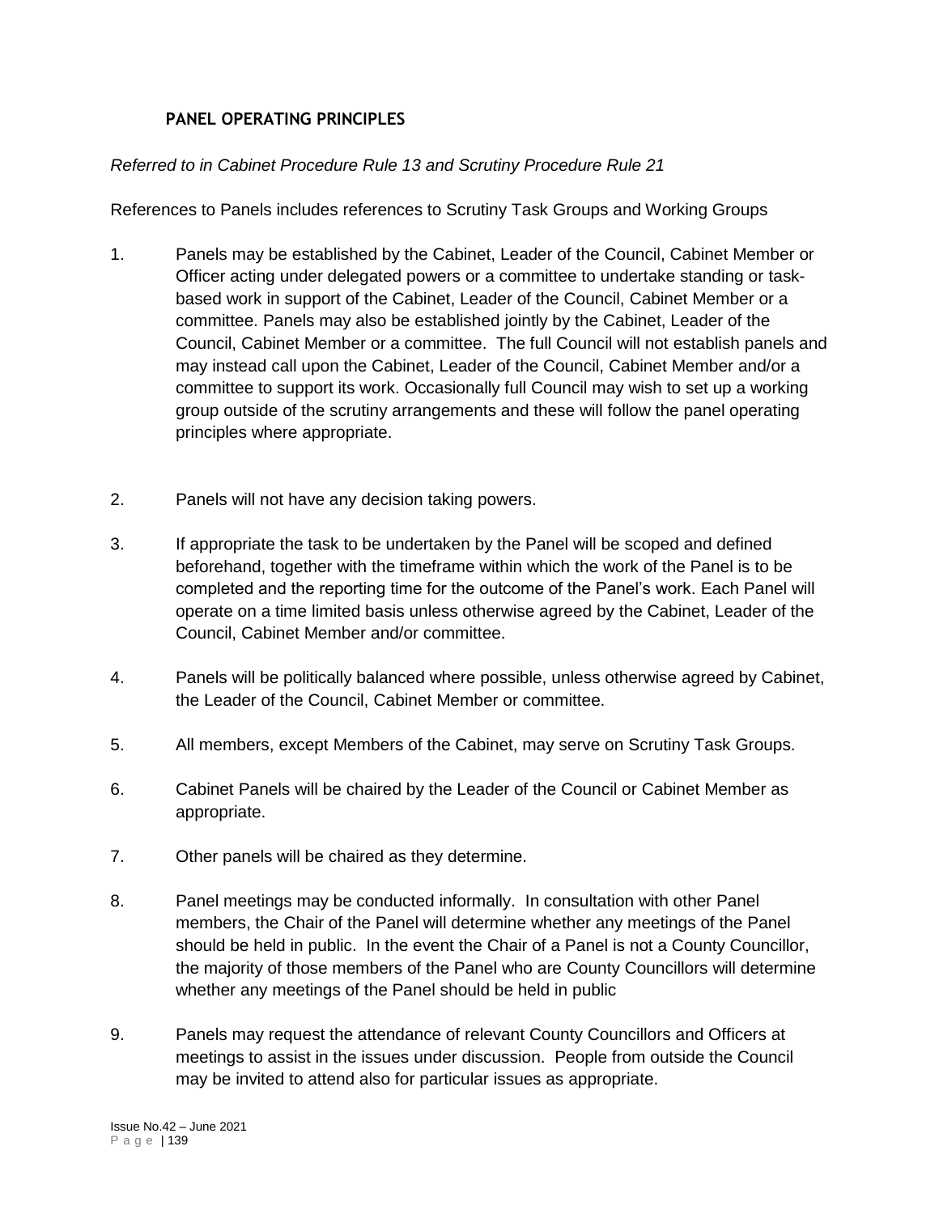## PANEL OPERATING PRINCIPLES

*Referred to in Cabinet Procedure Rule 13 and Scrutiny Procedure Rule 21*

References to Panels includes references to Scrutiny Task Groups and Working Groups

1. Panels may be established by the Cabinet, Leader of the Council, Cabinet Member or Officer acting under delegated powers or a committee to undertake standing or task-based work in support of the Cabinet, Leader of the Council, Cabinet Member or a committee. Panels may also be established jointly by the Cabinet, Leader of the Council, Cabinet Member or a committee. The full Council will not establish panels and may instead call upon the Cabinet, Leader of the Council, Cabinet Member and/or a committee to support its work. Occasionally full Council may wish to set up a working group outside of the scrutiny arrangements and these will follow the panel operating principles where appropriate.

2. Panels will not have any decision taking powers.

3. If appropriate the task to be undertaken by the Panel will be scoped and defined beforehand, together with the timeframe within which the work of the Panel is to be completed and the reporting time for the outcome of the Panel's work. Each Panel will operate on a time limited basis unless otherwise agreed by the Cabinet, Leader of the Council, Cabinet Member and/or committee.

4. Panels will be politically balanced where possible, unless otherwise agreed by Cabinet, the Leader of the Council, Cabinet Member or committee.

5. All members, except Members of the Cabinet, may serve on Scrutiny Task Groups.

6. Cabinet Panels will be chaired by the Leader of the Council or Cabinet Member as appropriate.

7. Other panels will be chaired as they determine.

8. Panel meetings may be conducted informally. In consultation with other Panel members, the Chair of the Panel will determine whether any meetings of the Panel should be held in public. In the event the Chair of a Panel is not a County Councillor, the majority of those members of the Panel who are County Councillors will determine whether any meetings of the Panel should be held in public

9. Panels may request the attendance of relevant County Councillors and Officers at meetings to assist in the issues under discussion. People from outside the Council may be invited to attend also for particular issues as appropriate.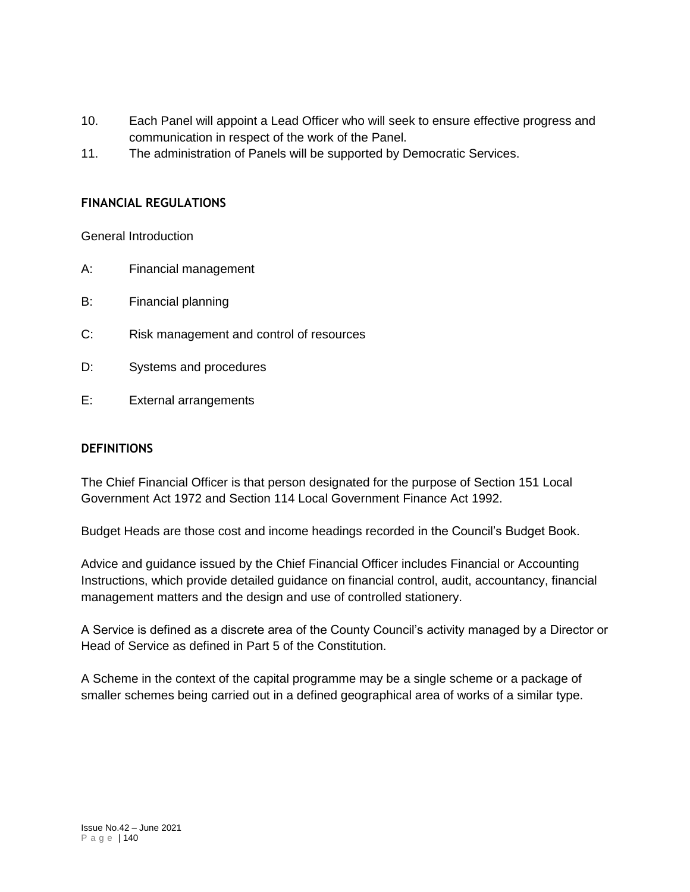10. Each Panel will appoint a Lead Officer who will seek to ensure effective progress and communication in respect of the work of the Panel.
11. The administration of Panels will be supported by Democratic Services.

## FINANCIAL REGULATIONS

General Introduction

A: Financial management

B: Financial planning

C: Risk management and control of resources

D: Systems and procedures

E: External arrangements

## DEFINITIONS

The Chief Financial Officer is that person designated for the purpose of Section 151 Local Government Act 1972 and Section 114 Local Government Finance Act 1992.

Budget Heads are those cost and income headings recorded in the Council's Budget Book.

Advice and guidance issued by the Chief Financial Officer includes Financial or Accounting Instructions, which provide detailed guidance on financial control, audit, accountancy, financial management matters and the design and use of controlled stationery.

A Service is defined as a discrete area of the County Council's activity managed by a Director or Head of Service as defined in Part 5 of the Constitution.

A Scheme in the context of the capital programme may be a single scheme or a package of smaller schemes being carried out in a defined geographical area of works of a similar type.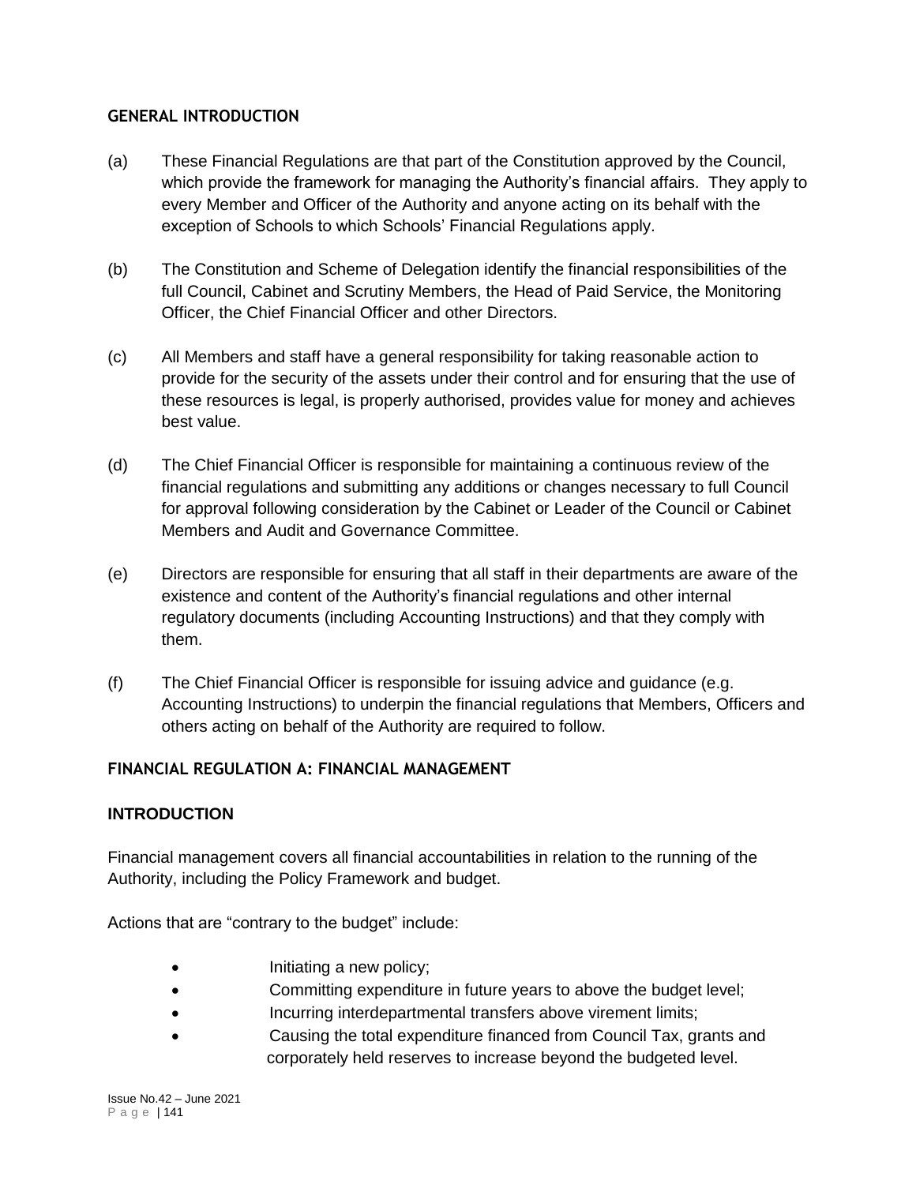## GENERAL INTRODUCTION

(a) These Financial Regulations are that part of the Constitution approved by the Council, which provide the framework for managing the Authority's financial affairs. They apply to every Member and Officer of the Authority and anyone acting on its behalf with the exception of Schools to which Schools' Financial Regulations apply.

(b) The Constitution and Scheme of Delegation identify the financial responsibilities of the full Council, Cabinet and Scrutiny Members, the Head of Paid Service, the Monitoring Officer, the Chief Financial Officer and other Directors.

(c) All Members and staff have a general responsibility for taking reasonable action to provide for the security of the assets under their control and for ensuring that the use of these resources is legal, is properly authorised, provides value for money and achieves best value.

(d) The Chief Financial Officer is responsible for maintaining a continuous review of the financial regulations and submitting any additions or changes necessary to full Council for approval following consideration by the Cabinet or Leader of the Council or Cabinet Members and Audit and Governance Committee.

(e) Directors are responsible for ensuring that all staff in their departments are aware of the existence and content of the Authority's financial regulations and other internal regulatory documents (including Accounting Instructions) and that they comply with them.

(f) The Chief Financial Officer is responsible for issuing advice and guidance (e.g. Accounting Instructions) to underpin the financial regulations that Members, Officers and others acting on behalf of the Authority are required to follow.

## FINANCIAL REGULATION A: FINANCIAL MANAGEMENT

### INTRODUCTION

Financial management covers all financial accountabilities in relation to the running of the Authority, including the Policy Framework and budget.

Actions that are "contrary to the budget" include:

- Initiating a new policy;
- Committing expenditure in future years to above the budget level;
- Incurring interdepartmental transfers above virement limits;
- Causing the total expenditure financed from Council Tax, grants and corporately held reserves to increase beyond the budgeted level.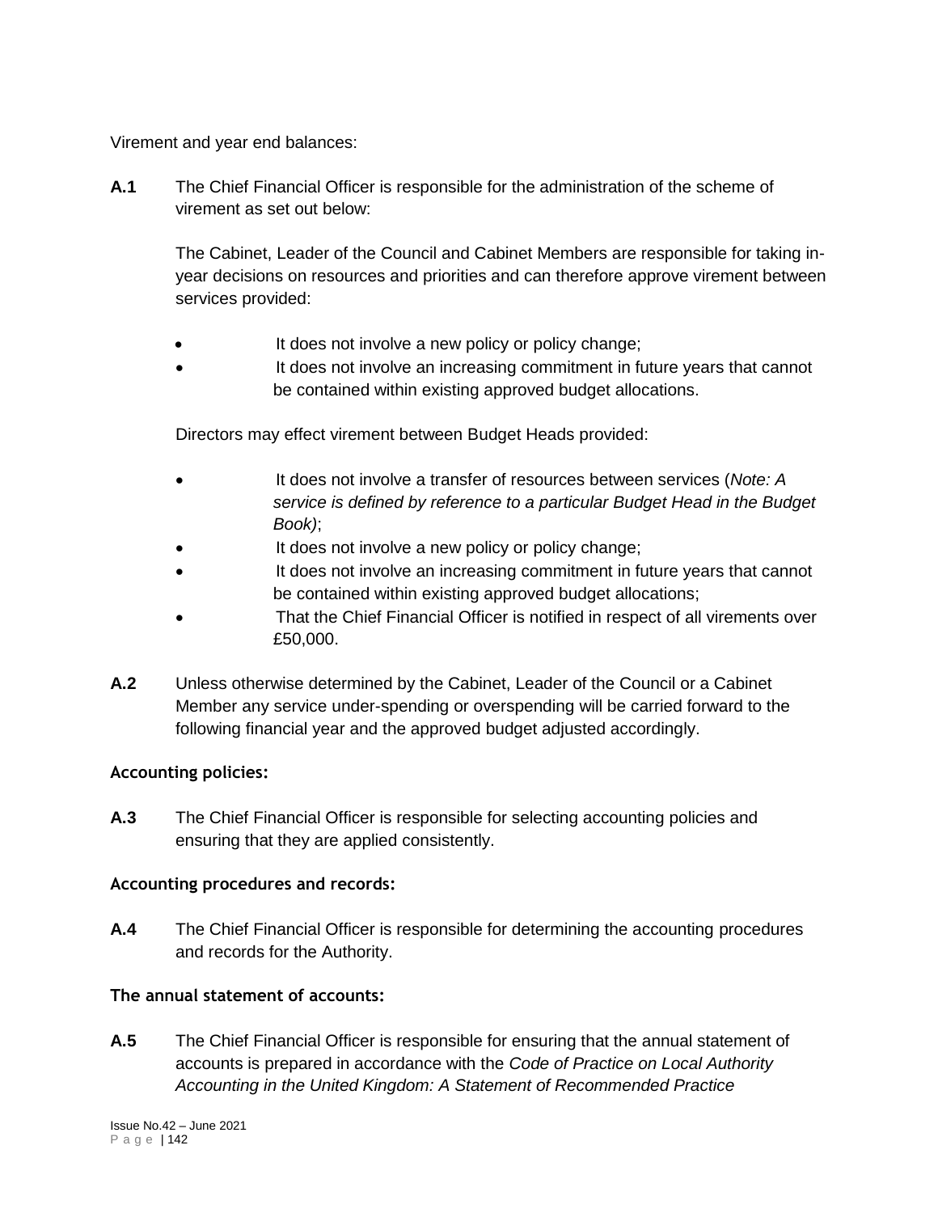Virement and year end balances:

**A.1** The Chief Financial Officer is responsible for the administration of the scheme of virement as set out below:

The Cabinet, Leader of the Council and Cabinet Members are responsible for taking in-year decisions on resources and priorities and can therefore approve virement between services provided:

- It does not involve a new policy or policy change;
- It does not involve an increasing commitment in future years that cannot be contained within existing approved budget allocations.

Directors may effect virement between Budget Heads provided:

- It does not involve a transfer of resources between services (*Note: A service is defined by reference to a particular Budget Head in the Budget Book)*;
- It does not involve a new policy or policy change;
- It does not involve an increasing commitment in future years that cannot be contained within existing approved budget allocations;
- That the Chief Financial Officer is notified in respect of all virements over £50,000.

**A.2** Unless otherwise determined by the Cabinet, Leader of the Council or a Cabinet Member any service under-spending or overspending will be carried forward to the following financial year and the approved budget adjusted accordingly.

**Accounting policies:**

**A.3** The Chief Financial Officer is responsible for selecting accounting policies and ensuring that they are applied consistently.

**Accounting procedures and records:**

**A.4** The Chief Financial Officer is responsible for determining the accounting procedures and records for the Authority.

**The annual statement of accounts:**

**A.5** The Chief Financial Officer is responsible for ensuring that the annual statement of accounts is prepared in accordance with the *Code of Practice on Local Authority Accounting in the United Kingdom: A Statement of Recommended Practice*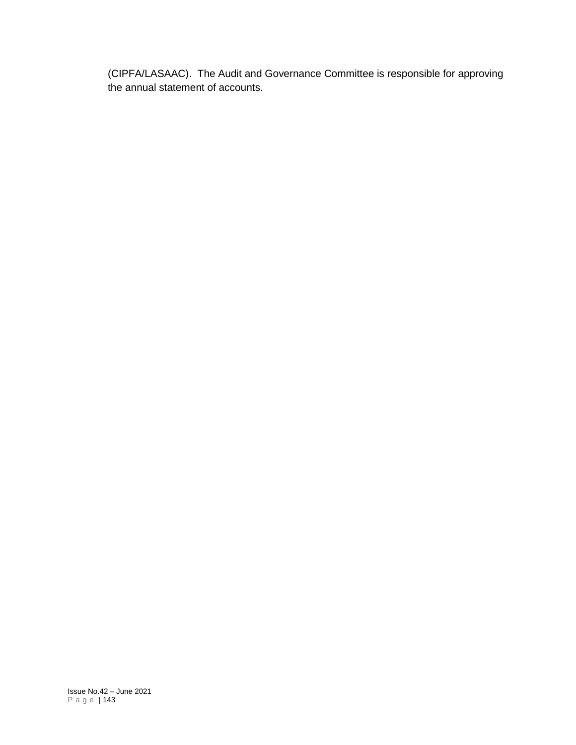(CIPFA/LASAAC). The Audit and Governance Committee is responsible for approving the annual statement of accounts.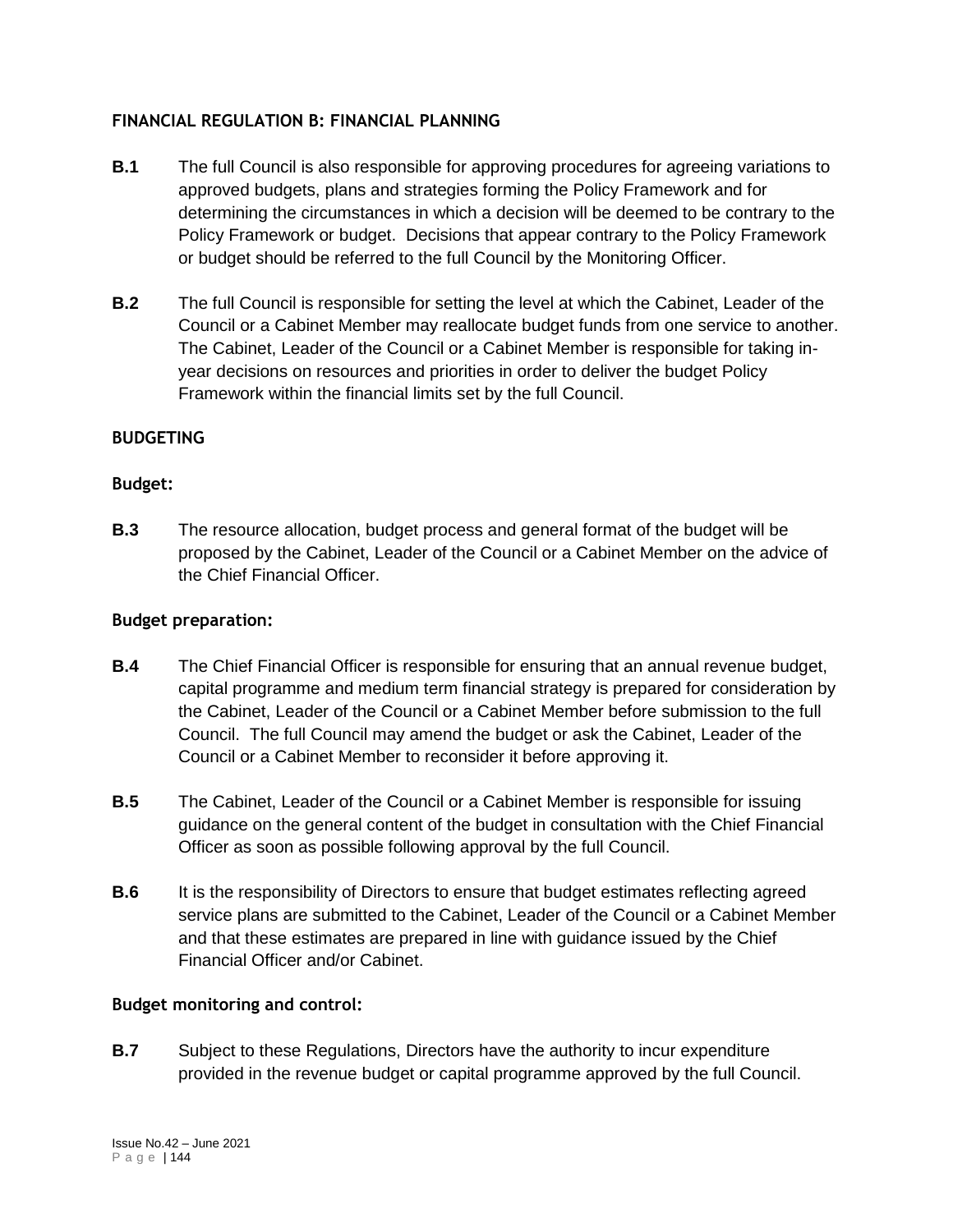### FINANCIAL REGULATION B: FINANCIAL PLANNING

**B.1** The full Council is also responsible for approving procedures for agreeing variations to approved budgets, plans and strategies forming the Policy Framework and for determining the circumstances in which a decision will be deemed to be contrary to the Policy Framework or budget. Decisions that appear contrary to the Policy Framework or budget should be referred to the full Council by the Monitoring Officer.

**B.2** The full Council is responsible for setting the level at which the Cabinet, Leader of the Council or a Cabinet Member may reallocate budget funds from one service to another. The Cabinet, Leader of the Council or a Cabinet Member is responsible for taking in-year decisions on resources and priorities in order to deliver the budget Policy Framework within the financial limits set by the full Council.

### BUDGETING

#### Budget:

**B.3** The resource allocation, budget process and general format of the budget will be proposed by the Cabinet, Leader of the Council or a Cabinet Member on the advice of the Chief Financial Officer.

#### Budget preparation:

**B.4** The Chief Financial Officer is responsible for ensuring that an annual revenue budget, capital programme and medium term financial strategy is prepared for consideration by the Cabinet, Leader of the Council or a Cabinet Member before submission to the full Council. The full Council may amend the budget or ask the Cabinet, Leader of the Council or a Cabinet Member to reconsider it before approving it.

**B.5** The Cabinet, Leader of the Council or a Cabinet Member is responsible for issuing guidance on the general content of the budget in consultation with the Chief Financial Officer as soon as possible following approval by the full Council.

**B.6** It is the responsibility of Directors to ensure that budget estimates reflecting agreed service plans are submitted to the Cabinet, Leader of the Council or a Cabinet Member and that these estimates are prepared in line with guidance issued by the Chief Financial Officer and/or Cabinet.

#### Budget monitoring and control:

**B.7** Subject to these Regulations, Directors have the authority to incur expenditure provided in the revenue budget or capital programme approved by the full Council.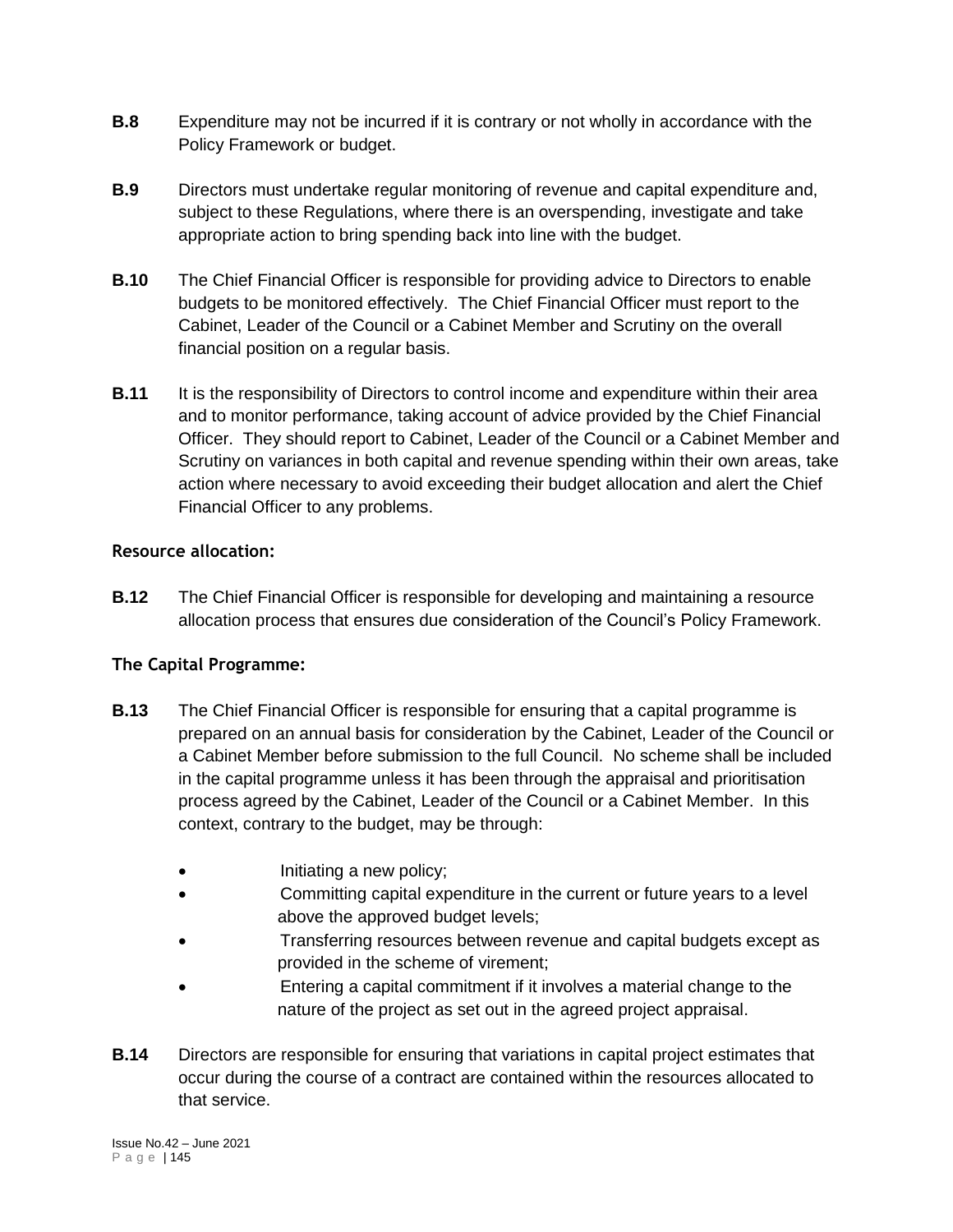**B.8** Expenditure may not be incurred if it is contrary or not wholly in accordance with the Policy Framework or budget.

**B.9** Directors must undertake regular monitoring of revenue and capital expenditure and, subject to these Regulations, where there is an overspending, investigate and take appropriate action to bring spending back into line with the budget.

**B.10** The Chief Financial Officer is responsible for providing advice to Directors to enable budgets to be monitored effectively. The Chief Financial Officer must report to the Cabinet, Leader of the Council or a Cabinet Member and Scrutiny on the overall financial position on a regular basis.

**B.11** It is the responsibility of Directors to control income and expenditure within their area and to monitor performance, taking account of advice provided by the Chief Financial Officer. They should report to Cabinet, Leader of the Council or a Cabinet Member and Scrutiny on variances in both capital and revenue spending within their own areas, take action where necessary to avoid exceeding their budget allocation and alert the Chief Financial Officer to any problems.

**Resource allocation:**

**B.12** The Chief Financial Officer is responsible for developing and maintaining a resource allocation process that ensures due consideration of the Council's Policy Framework.

**The Capital Programme:**

**B.13** The Chief Financial Officer is responsible for ensuring that a capital programme is prepared on an annual basis for consideration by the Cabinet, Leader of the Council or a Cabinet Member before submission to the full Council. No scheme shall be included in the capital programme unless it has been through the appraisal and prioritisation process agreed by the Cabinet, Leader of the Council or a Cabinet Member. In this context, contrary to the budget, may be through:

- Initiating a new policy;
- Committing capital expenditure in the current or future years to a level above the approved budget levels;
- Transferring resources between revenue and capital budgets except as provided in the scheme of virement;
- Entering a capital commitment if it involves a material change to the nature of the project as set out in the agreed project appraisal.

**B.14** Directors are responsible for ensuring that variations in capital project estimates that occur during the course of a contract are contained within the resources allocated to that service.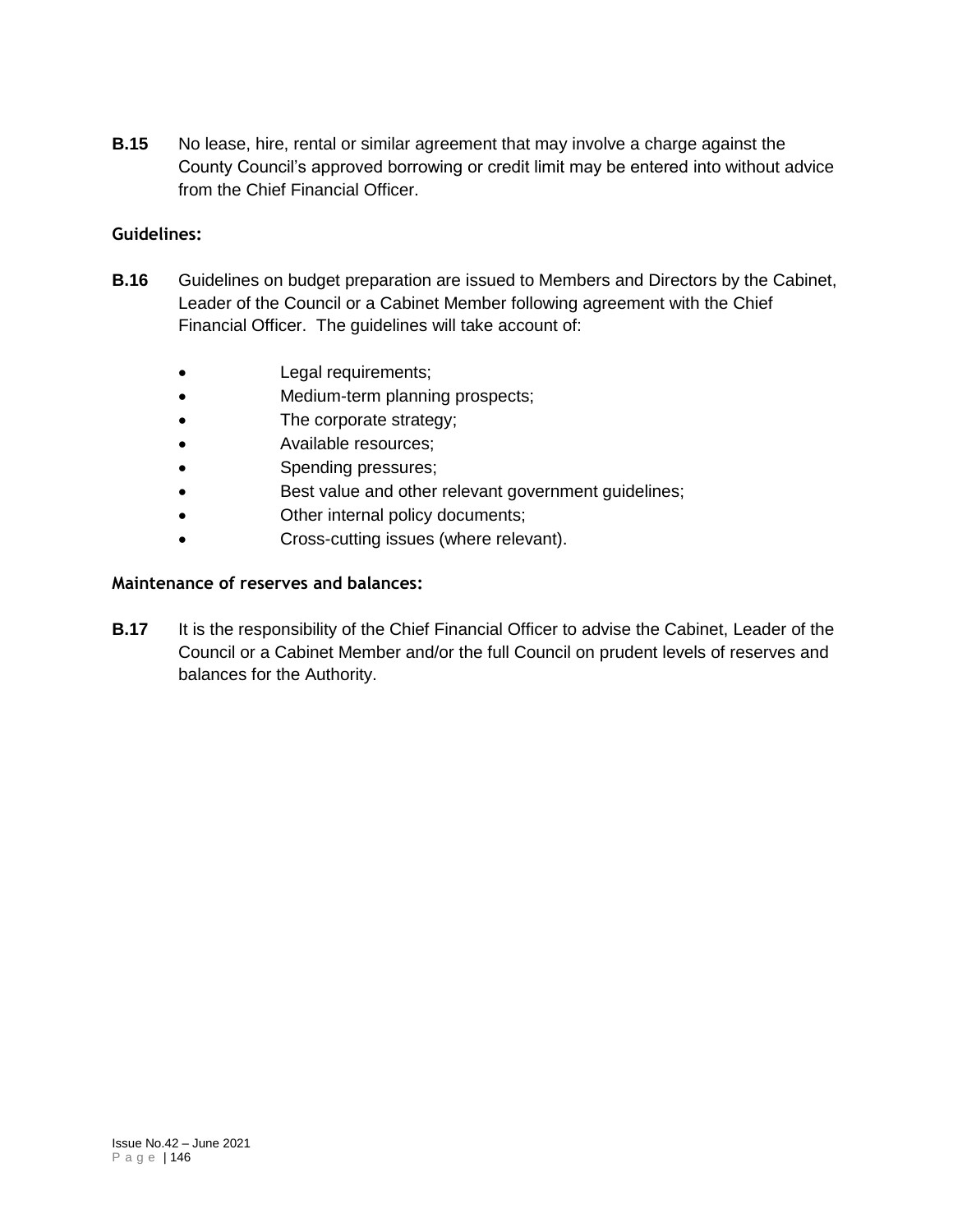**B.15** No lease, hire, rental or similar agreement that may involve a charge against the County Council's approved borrowing or credit limit may be entered into without advice from the Chief Financial Officer.

**Guidelines:**

**B.16** Guidelines on budget preparation are issued to Members and Directors by the Cabinet, Leader of the Council or a Cabinet Member following agreement with the Chief Financial Officer. The guidelines will take account of:

- Legal requirements;
- Medium-term planning prospects;
- The corporate strategy;
- Available resources;
- Spending pressures;
- Best value and other relevant government guidelines;
- Other internal policy documents;
- Cross-cutting issues (where relevant).

**Maintenance of reserves and balances:**

**B.17** It is the responsibility of the Chief Financial Officer to advise the Cabinet, Leader of the Council or a Cabinet Member and/or the full Council on prudent levels of reserves and balances for the Authority.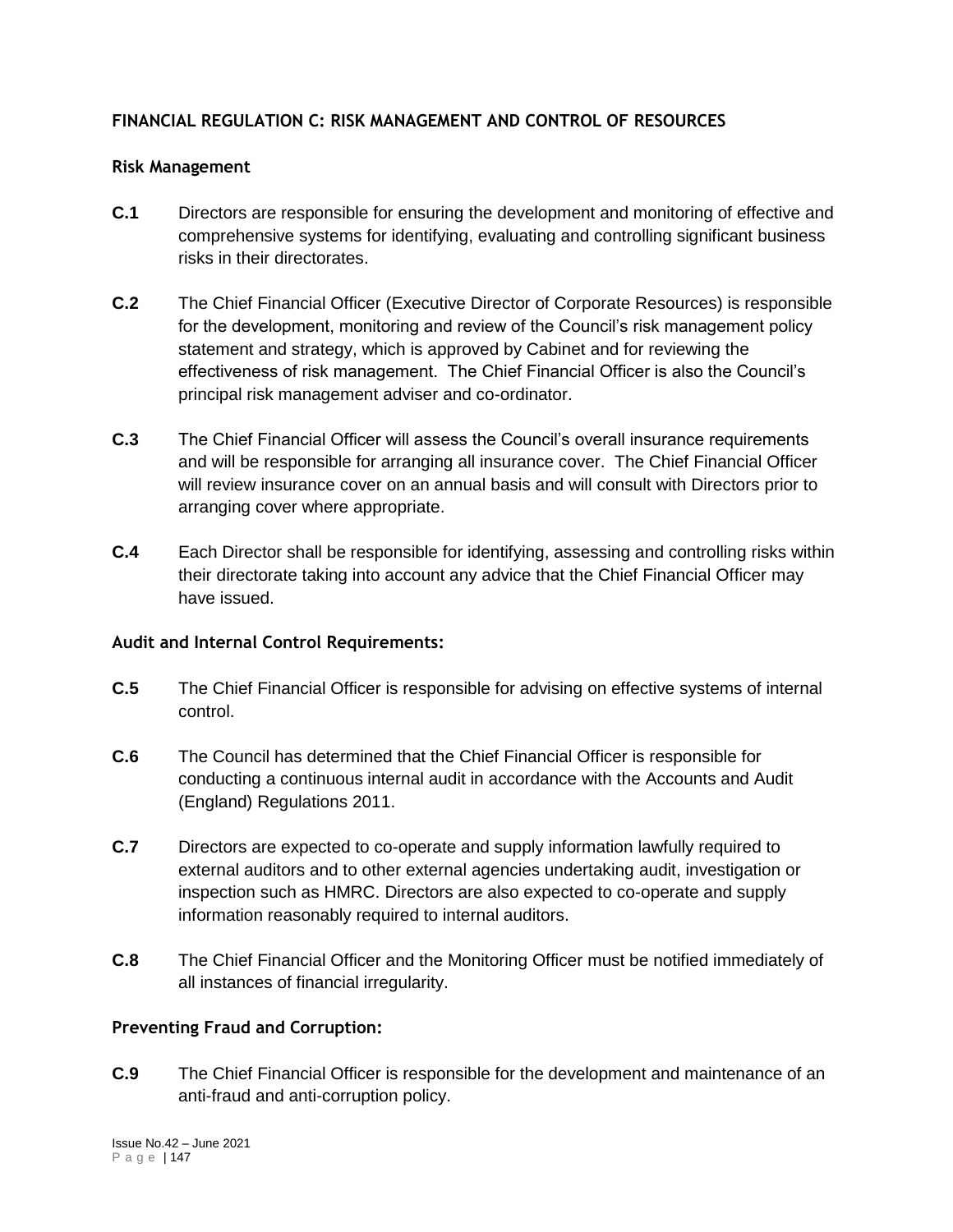## FINANCIAL REGULATION C: RISK MANAGEMENT AND CONTROL OF RESOURCES

### Risk Management

**C.1** Directors are responsible for ensuring the development and monitoring of effective and comprehensive systems for identifying, evaluating and controlling significant business risks in their directorates.

**C.2** The Chief Financial Officer (Executive Director of Corporate Resources) is responsible for the development, monitoring and review of the Council's risk management policy statement and strategy, which is approved by Cabinet and for reviewing the effectiveness of risk management. The Chief Financial Officer is also the Council's principal risk management adviser and co-ordinator.

**C.3** The Chief Financial Officer will assess the Council's overall insurance requirements and will be responsible for arranging all insurance cover. The Chief Financial Officer will review insurance cover on an annual basis and will consult with Directors prior to arranging cover where appropriate.

**C.4** Each Director shall be responsible for identifying, assessing and controlling risks within their directorate taking into account any advice that the Chief Financial Officer may have issued.

### Audit and Internal Control Requirements:

**C.5** The Chief Financial Officer is responsible for advising on effective systems of internal control.

**C.6** The Council has determined that the Chief Financial Officer is responsible for conducting a continuous internal audit in accordance with the Accounts and Audit (England) Regulations 2011.

**C.7** Directors are expected to co-operate and supply information lawfully required to external auditors and to other external agencies undertaking audit, investigation or inspection such as HMRC. Directors are also expected to co-operate and supply information reasonably required to internal auditors.

**C.8** The Chief Financial Officer and the Monitoring Officer must be notified immediately of all instances of financial irregularity.

### Preventing Fraud and Corruption:

**C.9** The Chief Financial Officer is responsible for the development and maintenance of an anti-fraud and anti-corruption policy.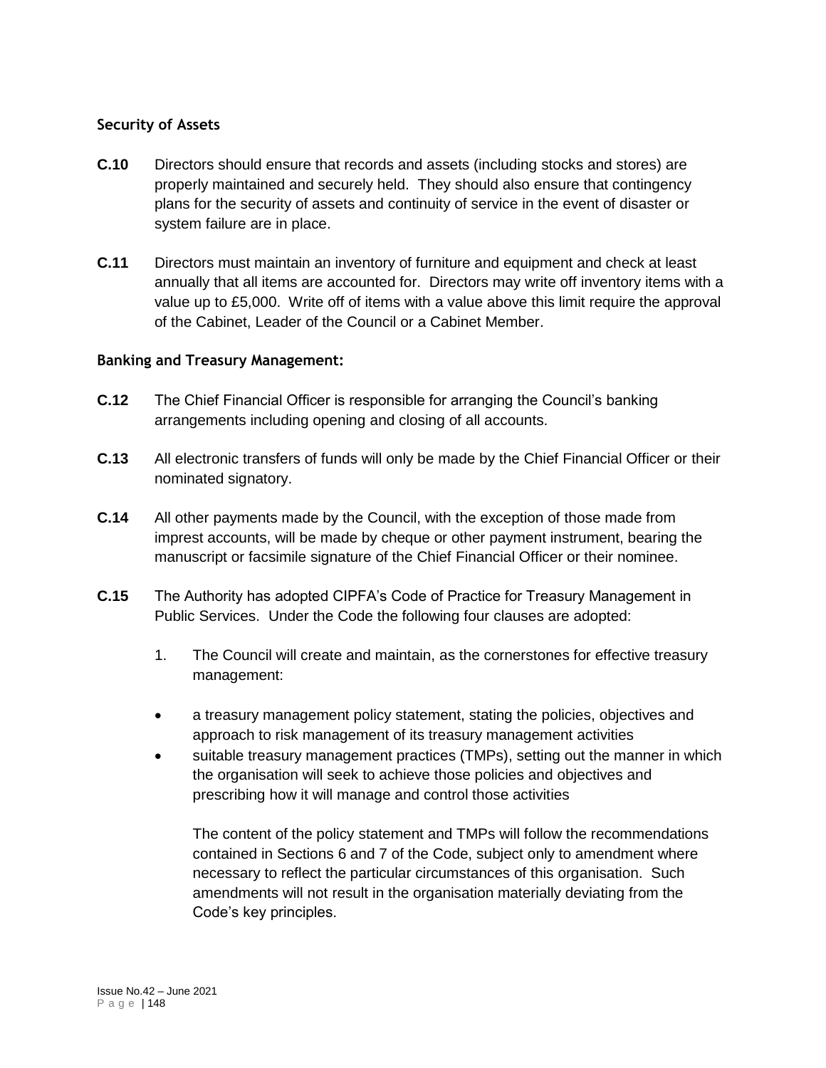### Security of Assets

**C.10** Directors should ensure that records and assets (including stocks and stores) are properly maintained and securely held. They should also ensure that contingency plans for the security of assets and continuity of service in the event of disaster or system failure are in place.

**C.11** Directors must maintain an inventory of furniture and equipment and check at least annually that all items are accounted for. Directors may write off inventory items with a value up to £5,000. Write off of items with a value above this limit require the approval of the Cabinet, Leader of the Council or a Cabinet Member.

### Banking and Treasury Management:

**C.12** The Chief Financial Officer is responsible for arranging the Council's banking arrangements including opening and closing of all accounts.

**C.13** All electronic transfers of funds will only be made by the Chief Financial Officer or their nominated signatory.

**C.14** All other payments made by the Council, with the exception of those made from imprest accounts, will be made by cheque or other payment instrument, bearing the manuscript or facsimile signature of the Chief Financial Officer or their nominee.

**C.15** The Authority has adopted CIPFA's Code of Practice for Treasury Management in Public Services. Under the Code the following four clauses are adopted:

1. The Council will create and maintain, as the cornerstones for effective treasury management:

- a treasury management policy statement, stating the policies, objectives and approach to risk management of its treasury management activities
- suitable treasury management practices (TMPs), setting out the manner in which the organisation will seek to achieve those policies and objectives and prescribing how it will manage and control those activities

The content of the policy statement and TMPs will follow the recommendations contained in Sections 6 and 7 of the Code, subject only to amendment where necessary to reflect the particular circumstances of this organisation. Such amendments will not result in the organisation materially deviating from the Code's key principles.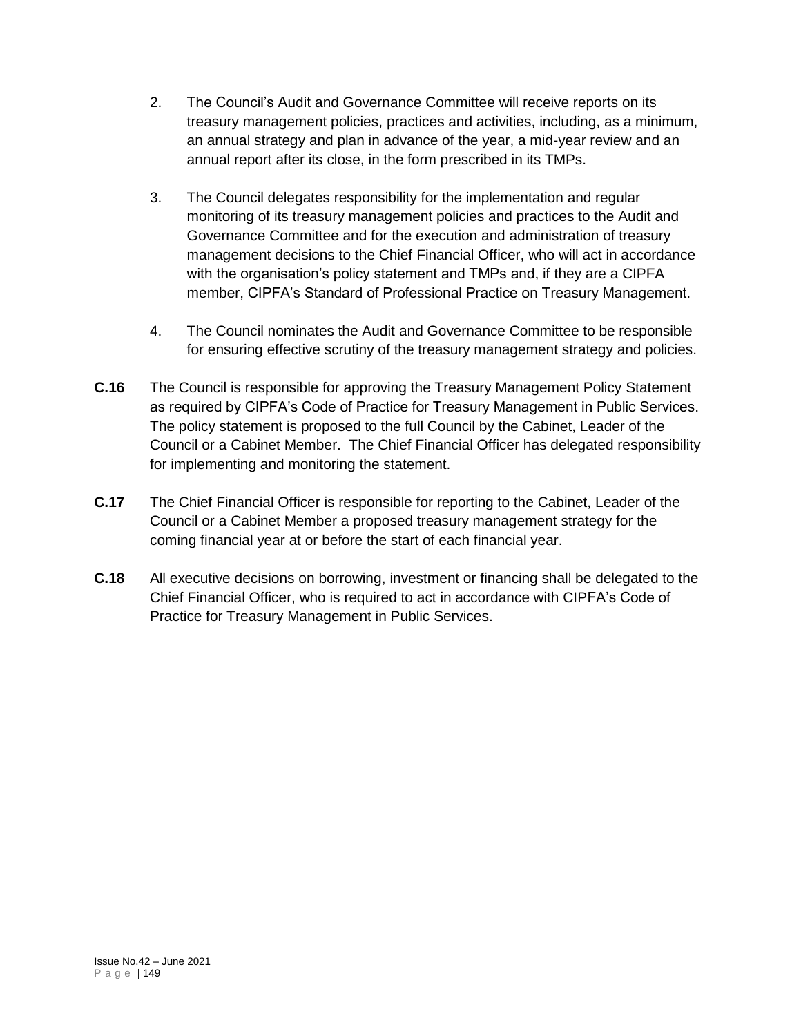2. The Council's Audit and Governance Committee will receive reports on its treasury management policies, practices and activities, including, as a minimum, an annual strategy and plan in advance of the year, a mid-year review and an annual report after its close, in the form prescribed in its TMPs.

3. The Council delegates responsibility for the implementation and regular monitoring of its treasury management policies and practices to the Audit and Governance Committee and for the execution and administration of treasury management decisions to the Chief Financial Officer, who will act in accordance with the organisation's policy statement and TMPs and, if they are a CIPFA member, CIPFA's Standard of Professional Practice on Treasury Management.

4. The Council nominates the Audit and Governance Committee to be responsible for ensuring effective scrutiny of the treasury management strategy and policies.

**C.16** The Council is responsible for approving the Treasury Management Policy Statement as required by CIPFA's Code of Practice for Treasury Management in Public Services. The policy statement is proposed to the full Council by the Cabinet, Leader of the Council or a Cabinet Member. The Chief Financial Officer has delegated responsibility for implementing and monitoring the statement.

**C.17** The Chief Financial Officer is responsible for reporting to the Cabinet, Leader of the Council or a Cabinet Member a proposed treasury management strategy for the coming financial year at or before the start of each financial year.

**C.18** All executive decisions on borrowing, investment or financing shall be delegated to the Chief Financial Officer, who is required to act in accordance with CIPFA's Code of Practice for Treasury Management in Public Services.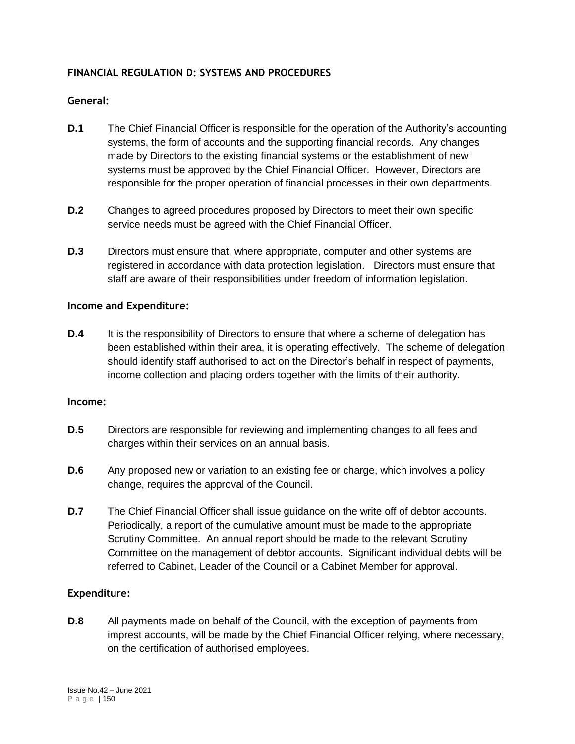## FINANCIAL REGULATION D: SYSTEMS AND PROCEDURES

### General:

**D.1** The Chief Financial Officer is responsible for the operation of the Authority's accounting systems, the form of accounts and the supporting financial records. Any changes made by Directors to the existing financial systems or the establishment of new systems must be approved by the Chief Financial Officer. However, Directors are responsible for the proper operation of financial processes in their own departments.

**D.2** Changes to agreed procedures proposed by Directors to meet their own specific service needs must be agreed with the Chief Financial Officer.

**D.3** Directors must ensure that, where appropriate, computer and other systems are registered in accordance with data protection legislation. Directors must ensure that staff are aware of their responsibilities under freedom of information legislation.

### Income and Expenditure:

**D.4** It is the responsibility of Directors to ensure that where a scheme of delegation has been established within their area, it is operating effectively. The scheme of delegation should identify staff authorised to act on the Director's behalf in respect of payments, income collection and placing orders together with the limits of their authority.

### Income:

**D.5** Directors are responsible for reviewing and implementing changes to all fees and charges within their services on an annual basis.

**D.6** Any proposed new or variation to an existing fee or charge, which involves a policy change, requires the approval of the Council.

**D.7** The Chief Financial Officer shall issue guidance on the write off of debtor accounts. Periodically, a report of the cumulative amount must be made to the appropriate Scrutiny Committee. An annual report should be made to the relevant Scrutiny Committee on the management of debtor accounts. Significant individual debts will be referred to Cabinet, Leader of the Council or a Cabinet Member for approval.

### Expenditure:

**D.8** All payments made on behalf of the Council, with the exception of payments from imprest accounts, will be made by the Chief Financial Officer relying, where necessary, on the certification of authorised employees.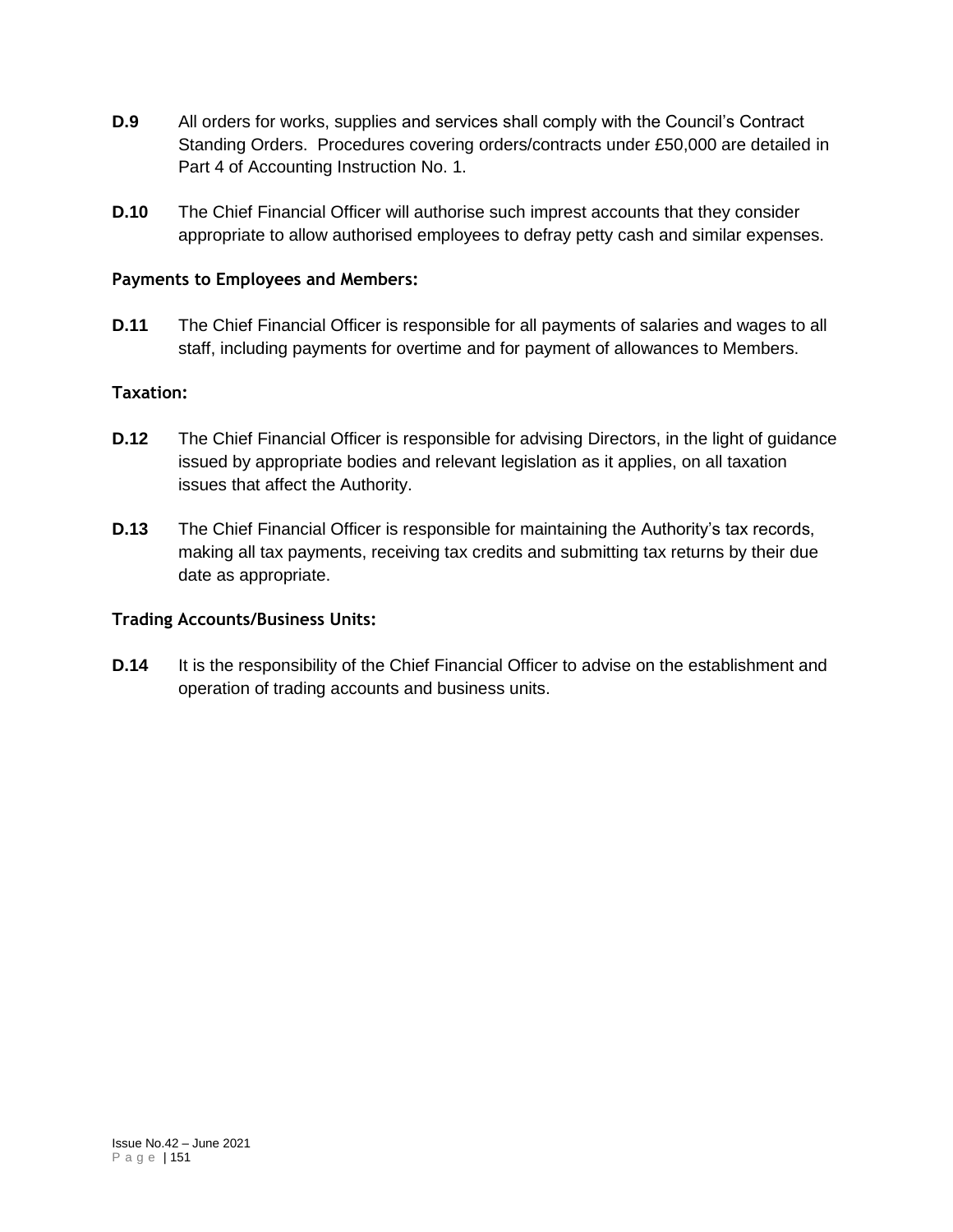**D.9** All orders for works, supplies and services shall comply with the Council's Contract Standing Orders. Procedures covering orders/contracts under £50,000 are detailed in Part 4 of Accounting Instruction No. 1.

**D.10** The Chief Financial Officer will authorise such imprest accounts that they consider appropriate to allow authorised employees to defray petty cash and similar expenses.

### Payments to Employees and Members:

**D.11** The Chief Financial Officer is responsible for all payments of salaries and wages to all staff, including payments for overtime and for payment of allowances to Members.

### Taxation:

**D.12** The Chief Financial Officer is responsible for advising Directors, in the light of guidance issued by appropriate bodies and relevant legislation as it applies, on all taxation issues that affect the Authority.

**D.13** The Chief Financial Officer is responsible for maintaining the Authority's tax records, making all tax payments, receiving tax credits and submitting tax returns by their due date as appropriate.

### Trading Accounts/Business Units:

**D.14** It is the responsibility of the Chief Financial Officer to advise on the establishment and operation of trading accounts and business units.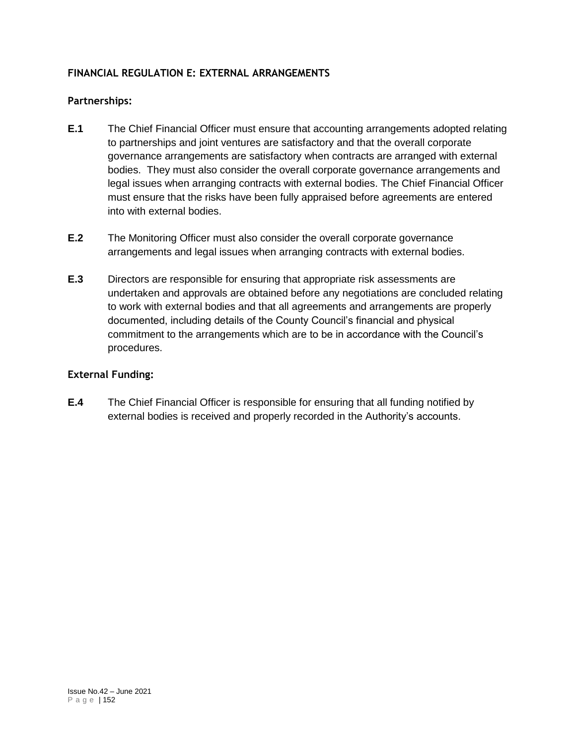## FINANCIAL REGULATION E: EXTERNAL ARRANGEMENTS

### Partnerships:

**E.1** The Chief Financial Officer must ensure that accounting arrangements adopted relating to partnerships and joint ventures are satisfactory and that the overall corporate governance arrangements are satisfactory when contracts are arranged with external bodies. They must also consider the overall corporate governance arrangements and legal issues when arranging contracts with external bodies. The Chief Financial Officer must ensure that the risks have been fully appraised before agreements are entered into with external bodies.

**E.2** The Monitoring Officer must also consider the overall corporate governance arrangements and legal issues when arranging contracts with external bodies.

**E.3** Directors are responsible for ensuring that appropriate risk assessments are undertaken and approvals are obtained before any negotiations are concluded relating to work with external bodies and that all agreements and arrangements are properly documented, including details of the County Council's financial and physical commitment to the arrangements which are to be in accordance with the Council's procedures.

### External Funding:

**E.4** The Chief Financial Officer is responsible for ensuring that all funding notified by external bodies is received and properly recorded in the Authority's accounts.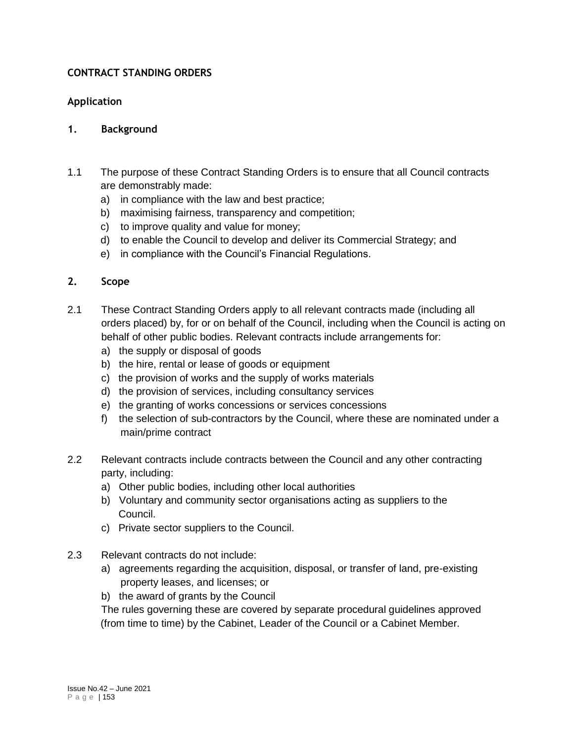# CONTRACT STANDING ORDERS

## Application

### 1. Background

1.1 The purpose of these Contract Standing Orders is to ensure that all Council contracts are demonstrably made:

a) in compliance with the law and best practice;
b) maximising fairness, transparency and competition;
c) to improve quality and value for money;
d) to enable the Council to develop and deliver its Commercial Strategy; and
e) in compliance with the Council's Financial Regulations.

### 2. Scope

2.1 These Contract Standing Orders apply to all relevant contracts made (including all orders placed) by, for or on behalf of the Council, including when the Council is acting on behalf of other public bodies. Relevant contracts include arrangements for:

a) the supply or disposal of goods
b) the hire, rental or lease of goods or equipment
c) the provision of works and the supply of works materials
d) the provision of services, including consultancy services
e) the granting of works concessions or services concessions
f) the selection of sub-contractors by the Council, where these are nominated under a main/prime contract

2.2 Relevant contracts include contracts between the Council and any other contracting party, including:

a) Other public bodies, including other local authorities
b) Voluntary and community sector organisations acting as suppliers to the Council.
c) Private sector suppliers to the Council.

2.3 Relevant contracts do not include:

a) agreements regarding the acquisition, disposal, or transfer of land, pre-existing property leases, and licenses; or
b) the award of grants by the Council

The rules governing these are covered by separate procedural guidelines approved (from time to time) by the Cabinet, Leader of the Council or a Cabinet Member.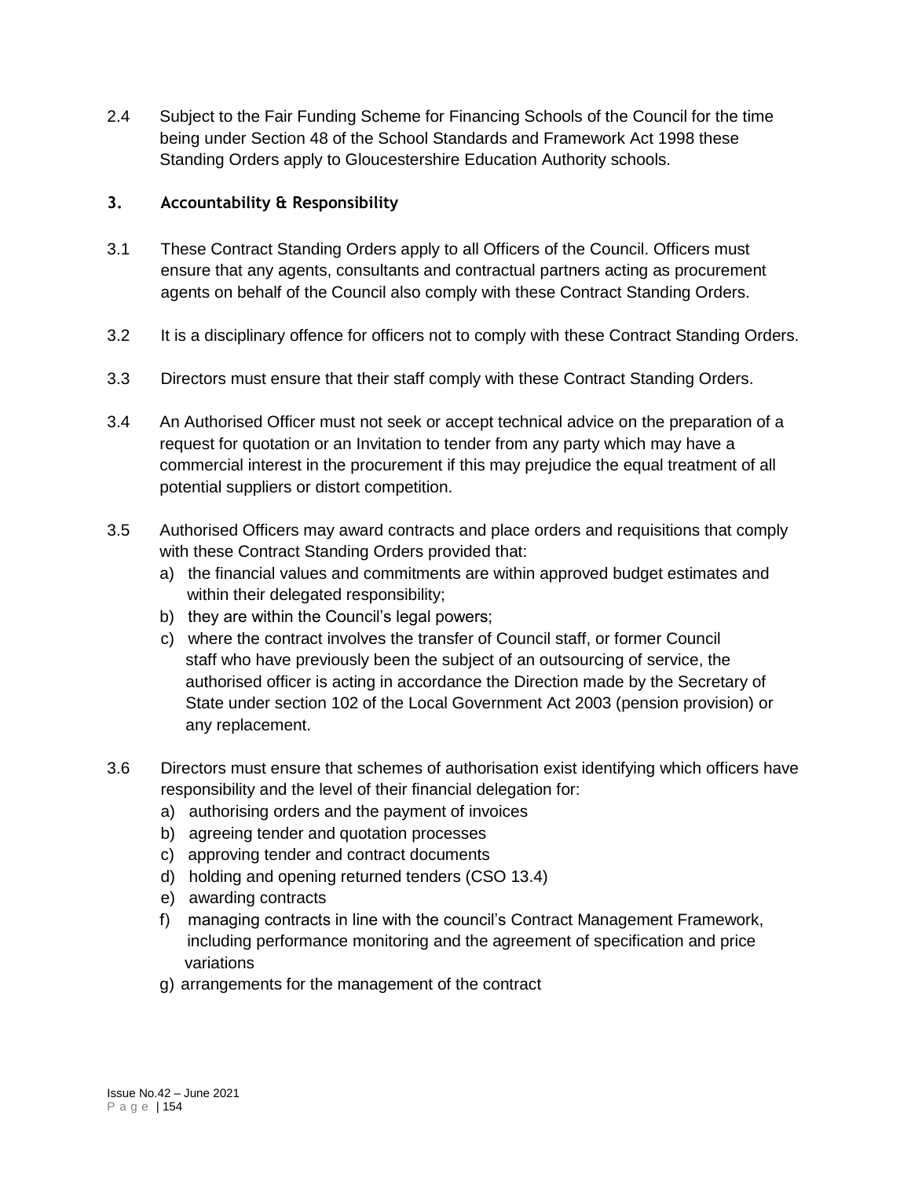2.4 Subject to the Fair Funding Scheme for Financing Schools of the Council for the time being under Section 48 of the School Standards and Framework Act 1998 these Standing Orders apply to Gloucestershire Education Authority schools.

### 3. Accountability & Responsibility

3.1 These Contract Standing Orders apply to all Officers of the Council. Officers must ensure that any agents, consultants and contractual partners acting as procurement agents on behalf of the Council also comply with these Contract Standing Orders.

3.2 It is a disciplinary offence for officers not to comply with these Contract Standing Orders.

3.3 Directors must ensure that their staff comply with these Contract Standing Orders.

3.4 An Authorised Officer must not seek or accept technical advice on the preparation of a request for quotation or an Invitation to tender from any party which may have a commercial interest in the procurement if this may prejudice the equal treatment of all potential suppliers or distort competition.

3.5 Authorised Officers may award contracts and place orders and requisitions that comply with these Contract Standing Orders provided that:

a) the financial values and commitments are within approved budget estimates and within their delegated responsibility;
b) they are within the Council's legal powers;
c) where the contract involves the transfer of Council staff, or former Council staff who have previously been the subject of an outsourcing of service, the authorised officer is acting in accordance the Direction made by the Secretary of State under section 102 of the Local Government Act 2003 (pension provision) or any replacement.

3.6 Directors must ensure that schemes of authorisation exist identifying which officers have responsibility and the level of their financial delegation for:

a) authorising orders and the payment of invoices
b) agreeing tender and quotation processes
c) approving tender and contract documents
d) holding and opening returned tenders (CSO 13.4)
e) awarding contracts
f) managing contracts in line with the council's Contract Management Framework, including performance monitoring and the agreement of specification and price variations
g) arrangements for the management of the contract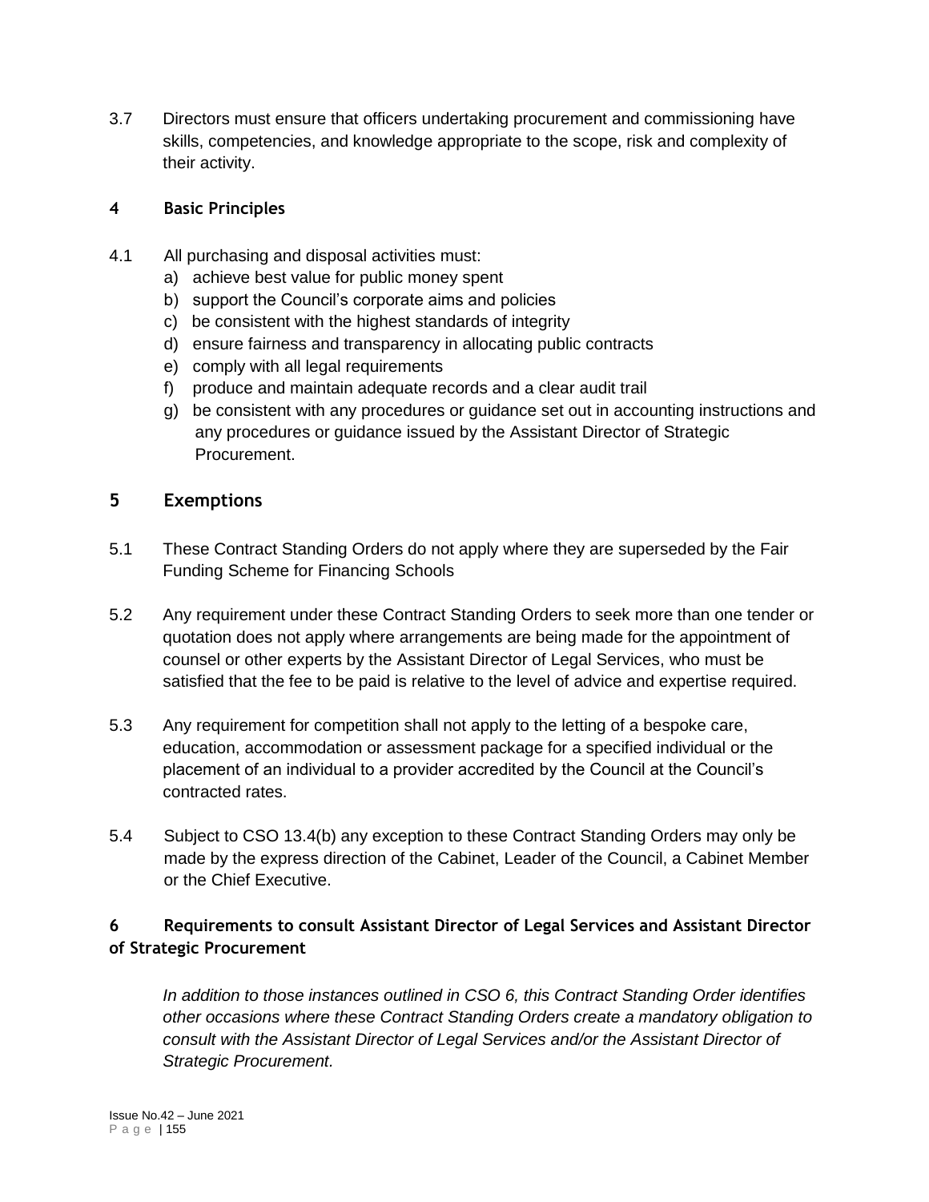3.7 Directors must ensure that officers undertaking procurement and commissioning have skills, competencies, and knowledge appropriate to the scope, risk and complexity of their activity.

## 4 Basic Principles

4.1 All purchasing and disposal activities must:

a) achieve best value for public money spent
b) support the Council's corporate aims and policies
c) be consistent with the highest standards of integrity
d) ensure fairness and transparency in allocating public contracts
e) comply with all legal requirements
f) produce and maintain adequate records and a clear audit trail
g) be consistent with any procedures or guidance set out in accounting instructions and any procedures or guidance issued by the Assistant Director of Strategic Procurement.

## 5 Exemptions

5.1 These Contract Standing Orders do not apply where they are superseded by the Fair Funding Scheme for Financing Schools

5.2 Any requirement under these Contract Standing Orders to seek more than one tender or quotation does not apply where arrangements are being made for the appointment of counsel or other experts by the Assistant Director of Legal Services, who must be satisfied that the fee to be paid is relative to the level of advice and expertise required.

5.3 Any requirement for competition shall not apply to the letting of a bespoke care, education, accommodation or assessment package for a specified individual or the placement of an individual to a provider accredited by the Council at the Council's contracted rates.

5.4 Subject to CSO 13.4(b) any exception to these Contract Standing Orders may only be made by the express direction of the Cabinet, Leader of the Council, a Cabinet Member or the Chief Executive.

## 6 Requirements to consult Assistant Director of Legal Services and Assistant Director of Strategic Procurement

*In addition to those instances outlined in CSO 6, this Contract Standing Order identifies other occasions where these Contract Standing Orders create a mandatory obligation to consult with the Assistant Director of Legal Services and/or the Assistant Director of Strategic Procurement.*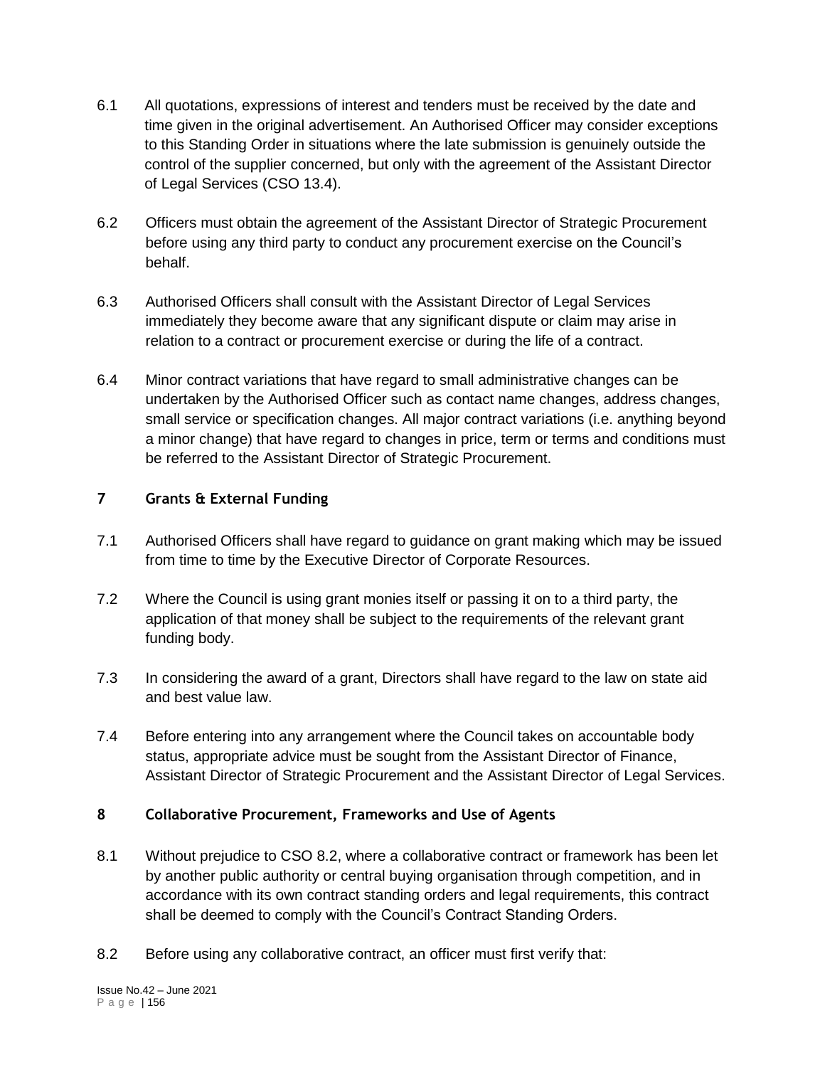6.1 All quotations, expressions of interest and tenders must be received by the date and time given in the original advertisement. An Authorised Officer may consider exceptions to this Standing Order in situations where the late submission is genuinely outside the control of the supplier concerned, but only with the agreement of the Assistant Director of Legal Services (CSO 13.4).

6.2 Officers must obtain the agreement of the Assistant Director of Strategic Procurement before using any third party to conduct any procurement exercise on the Council's behalf.

6.3 Authorised Officers shall consult with the Assistant Director of Legal Services immediately they become aware that any significant dispute or claim may arise in relation to a contract or procurement exercise or during the life of a contract.

6.4 Minor contract variations that have regard to small administrative changes can be undertaken by the Authorised Officer such as contact name changes, address changes, small service or specification changes. All major contract variations (i.e. anything beyond a minor change) that have regard to changes in price, term or terms and conditions must be referred to the Assistant Director of Strategic Procurement.

## 7 Grants & External Funding

7.1 Authorised Officers shall have regard to guidance on grant making which may be issued from time to time by the Executive Director of Corporate Resources.

7.2 Where the Council is using grant monies itself or passing it on to a third party, the application of that money shall be subject to the requirements of the relevant grant funding body.

7.3 In considering the award of a grant, Directors shall have regard to the law on state aid and best value law.

7.4 Before entering into any arrangement where the Council takes on accountable body status, appropriate advice must be sought from the Assistant Director of Finance, Assistant Director of Strategic Procurement and the Assistant Director of Legal Services.

## 8 Collaborative Procurement, Frameworks and Use of Agents

8.1 Without prejudice to CSO 8.2, where a collaborative contract or framework has been let by another public authority or central buying organisation through competition, and in accordance with its own contract standing orders and legal requirements, this contract shall be deemed to comply with the Council's Contract Standing Orders.

8.2 Before using any collaborative contract, an officer must first verify that: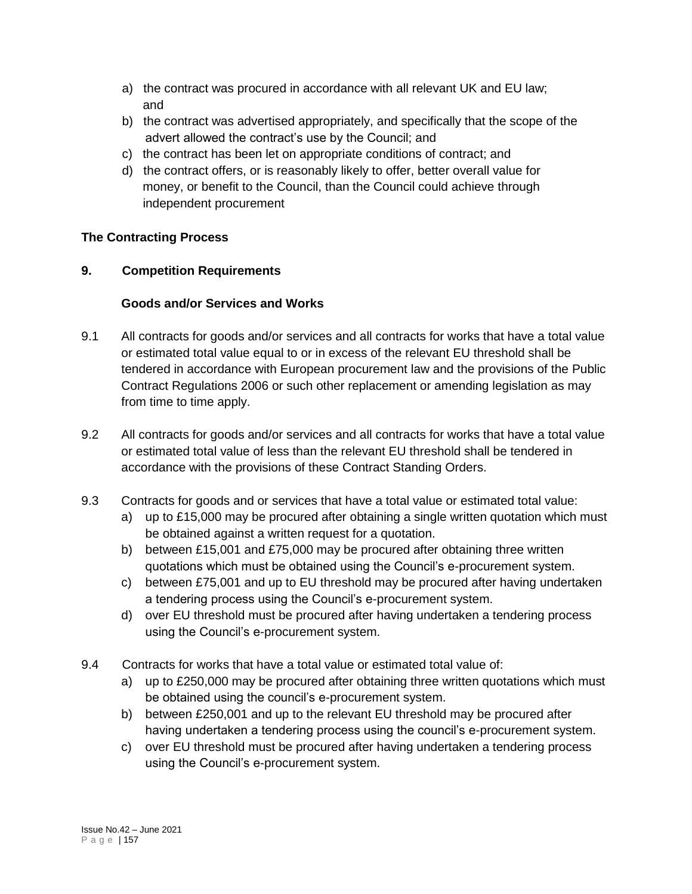a) the contract was procured in accordance with all relevant UK and EU law; and
b) the contract was advertised appropriately, and specifically that the scope of the advert allowed the contract's use by the Council; and
c) the contract has been let on appropriate conditions of contract; and
d) the contract offers, or is reasonably likely to offer, better overall value for money, or benefit to the Council, than the Council could achieve through independent procurement

## The Contracting Process

### 9. Competition Requirements

#### Goods and/or Services and Works

9.1 All contracts for goods and/or services and all contracts for works that have a total value or estimated total value equal to or in excess of the relevant EU threshold shall be tendered in accordance with European procurement law and the provisions of the Public Contract Regulations 2006 or such other replacement or amending legislation as may from time to time apply.

9.2 All contracts for goods and/or services and all contracts for works that have a total value or estimated total value of less than the relevant EU threshold shall be tendered in accordance with the provisions of these Contract Standing Orders.

9.3 Contracts for goods and or services that have a total value or estimated total value:
a) up to £15,000 may be procured after obtaining a single written quotation which must be obtained against a written request for a quotation.
b) between £15,001 and £75,000 may be procured after obtaining three written quotations which must be obtained using the Council's e-procurement system.
c) between £75,001 and up to EU threshold may be procured after having undertaken a tendering process using the Council's e-procurement system.
d) over EU threshold must be procured after having undertaken a tendering process using the Council's e-procurement system.

9.4 Contracts for works that have a total value or estimated total value of:
a) up to £250,000 may be procured after obtaining three written quotations which must be obtained using the council's e-procurement system.
b) between £250,001 and up to the relevant EU threshold may be procured after having undertaken a tendering process using the council's e-procurement system.
c) over EU threshold must be procured after having undertaken a tendering process using the Council's e-procurement system.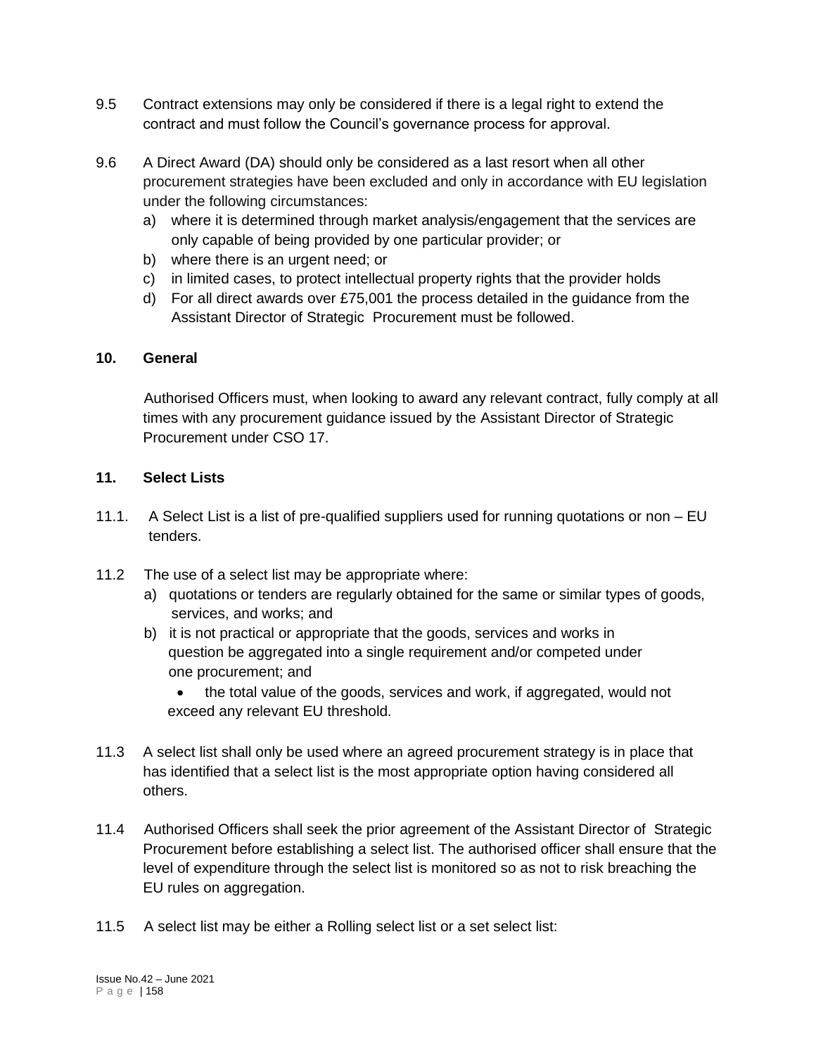9.5 Contract extensions may only be considered if there is a legal right to extend the contract and must follow the Council's governance process for approval.

9.6 A Direct Award (DA) should only be considered as a last resort when all other procurement strategies have been excluded and only in accordance with EU legislation under the following circumstances:

a) where it is determined through market analysis/engagement that the services are only capable of being provided by one particular provider; or
b) where there is an urgent need; or
c) in limited cases, to protect intellectual property rights that the provider holds
d) For all direct awards over £75,001 the process detailed in the guidance from the Assistant Director of Strategic Procurement must be followed.

## 10. General

Authorised Officers must, when looking to award any relevant contract, fully comply at all times with any procurement guidance issued by the Assistant Director of Strategic Procurement under CSO 17.

## 11. Select Lists

11.1. A Select List is a list of pre-qualified suppliers used for running quotations or non – EU tenders.

11.2 The use of a select list may be appropriate where:

a) quotations or tenders are regularly obtained for the same or similar types of goods, services, and works; and
b) it is not practical or appropriate that the goods, services and works in question be aggregated into a single requirement and/or competed under one procurement; and
   - the total value of the goods, services and work, if aggregated, would not exceed any relevant EU threshold.

11.3 A select list shall only be used where an agreed procurement strategy is in place that has identified that a select list is the most appropriate option having considered all others.

11.4 Authorised Officers shall seek the prior agreement of the Assistant Director of Strategic Procurement before establishing a select list. The authorised officer shall ensure that the level of expenditure through the select list is monitored so as not to risk breaching the EU rules on aggregation.

11.5 A select list may be either a Rolling select list or a set select list: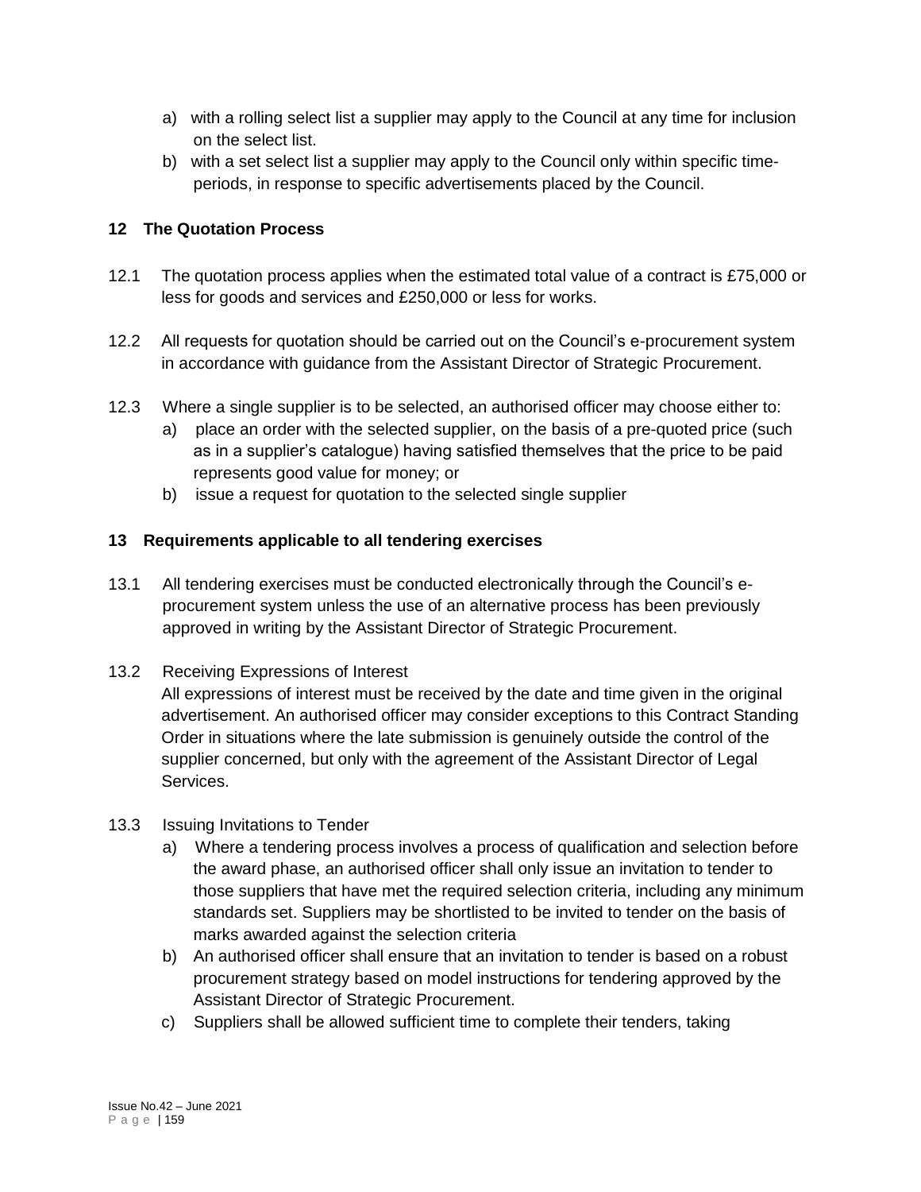a) with a rolling select list a supplier may apply to the Council at any time for inclusion on the select list.
b) with a set select list a supplier may apply to the Council only within specific time-periods, in response to specific advertisements placed by the Council.

## 12 The Quotation Process

12.1 The quotation process applies when the estimated total value of a contract is £75,000 or less for goods and services and £250,000 or less for works.

12.2 All requests for quotation should be carried out on the Council's e-procurement system in accordance with guidance from the Assistant Director of Strategic Procurement.

12.3 Where a single supplier is to be selected, an authorised officer may choose either to:

a) place an order with the selected supplier, on the basis of a pre-quoted price (such as in a supplier's catalogue) having satisfied themselves that the price to be paid represents good value for money; or
b) issue a request for quotation to the selected single supplier

## 13 Requirements applicable to all tendering exercises

13.1 All tendering exercises must be conducted electronically through the Council's e-procurement system unless the use of an alternative process has been previously approved in writing by the Assistant Director of Strategic Procurement.

13.2 Receiving Expressions of Interest

All expressions of interest must be received by the date and time given in the original advertisement. An authorised officer may consider exceptions to this Contract Standing Order in situations where the late submission is genuinely outside the control of the supplier concerned, but only with the agreement of the Assistant Director of Legal Services.

13.3 Issuing Invitations to Tender

a) Where a tendering process involves a process of qualification and selection before the award phase, an authorised officer shall only issue an invitation to tender to those suppliers that have met the required selection criteria, including any minimum standards set. Suppliers may be shortlisted to be invited to tender on the basis of marks awarded against the selection criteria
b) An authorised officer shall ensure that an invitation to tender is based on a robust procurement strategy based on model instructions for tendering approved by the Assistant Director of Strategic Procurement.
c) Suppliers shall be allowed sufficient time to complete their tenders, taking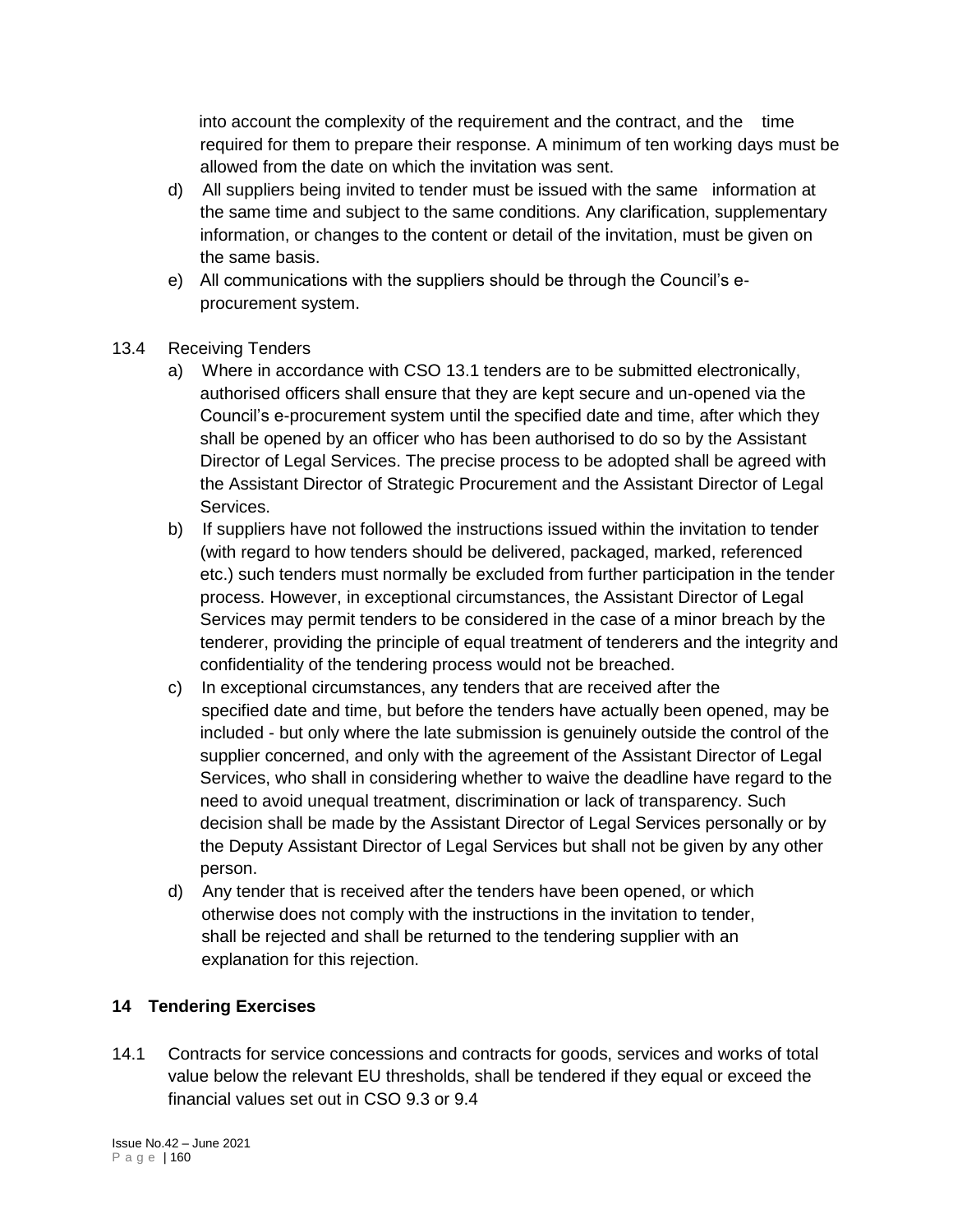into account the complexity of the requirement and the contract, and the time required for them to prepare their response. A minimum of ten working days must be allowed from the date on which the invitation was sent.

d) All suppliers being invited to tender must be issued with the same information at the same time and subject to the same conditions. Any clarification, supplementary information, or changes to the content or detail of the invitation, must be given on the same basis.

e) All communications with the suppliers should be through the Council's e-procurement system.

13.4 Receiving Tenders

a) Where in accordance with CSO 13.1 tenders are to be submitted electronically, authorised officers shall ensure that they are kept secure and un-opened via the Council's e-procurement system until the specified date and time, after which they shall be opened by an officer who has been authorised to do so by the Assistant Director of Legal Services. The precise process to be adopted shall be agreed with the Assistant Director of Strategic Procurement and the Assistant Director of Legal Services.

b) If suppliers have not followed the instructions issued within the invitation to tender (with regard to how tenders should be delivered, packaged, marked, referenced etc.) such tenders must normally be excluded from further participation in the tender process. However, in exceptional circumstances, the Assistant Director of Legal Services may permit tenders to be considered in the case of a minor breach by the tenderer, providing the principle of equal treatment of tenderers and the integrity and confidentiality of the tendering process would not be breached.

c) In exceptional circumstances, any tenders that are received after the specified date and time, but before the tenders have actually been opened, may be included - but only where the late submission is genuinely outside the control of the supplier concerned, and only with the agreement of the Assistant Director of Legal Services, who shall in considering whether to waive the deadline have regard to the need to avoid unequal treatment, discrimination or lack of transparency. Such decision shall be made by the Assistant Director of Legal Services personally or by the Deputy Assistant Director of Legal Services but shall not be given by any other person.

d) Any tender that is received after the tenders have been opened, or which otherwise does not comply with the instructions in the invitation to tender, shall be rejected and shall be returned to the tendering supplier with an explanation for this rejection.

## 14 Tendering Exercises

14.1 Contracts for service concessions and contracts for goods, services and works of total value below the relevant EU thresholds, shall be tendered if they equal or exceed the financial values set out in CSO 9.3 or 9.4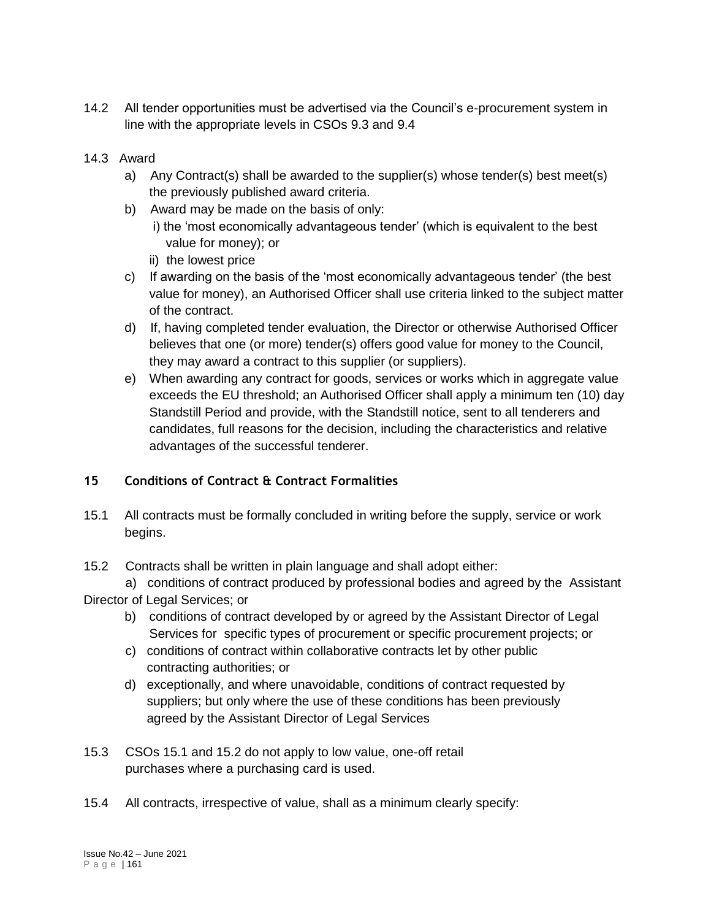14.2 All tender opportunities must be advertised via the Council's e-procurement system in line with the appropriate levels in CSOs 9.3 and 9.4

14.3 Award

a) Any Contract(s) shall be awarded to the supplier(s) whose tender(s) best meet(s) the previously published award criteria.

b) Award may be made on the basis of only:
   i) the 'most economically advantageous tender' (which is equivalent to the best value for money); or
   ii) the lowest price

c) If awarding on the basis of the 'most economically advantageous tender' (the best value for money), an Authorised Officer shall use criteria linked to the subject matter of the contract.

d) If, having completed tender evaluation, the Director or otherwise Authorised Officer believes that one (or more) tender(s) offers good value for money to the Council, they may award a contract to this supplier (or suppliers).

e) When awarding any contract for goods, services or works which in aggregate value exceeds the EU threshold; an Authorised Officer shall apply a minimum ten (10) day Standstill Period and provide, with the Standstill notice, sent to all tenderers and candidates, full reasons for the decision, including the characteristics and relative advantages of the successful tenderer.

## 15 Conditions of Contract & Contract Formalities

15.1 All contracts must be formally concluded in writing before the supply, service or work begins.

15.2 Contracts shall be written in plain language and shall adopt either:

a) conditions of contract produced by professional bodies and agreed by the Assistant Director of Legal Services; or

b) conditions of contract developed by or agreed by the Assistant Director of Legal Services for specific types of procurement or specific procurement projects; or

c) conditions of contract within collaborative contracts let by other public contracting authorities; or

d) exceptionally, and where unavoidable, conditions of contract requested by suppliers; but only where the use of these conditions has been previously agreed by the Assistant Director of Legal Services

15.3 CSOs 15.1 and 15.2 do not apply to low value, one-off retail purchases where a purchasing card is used.

15.4 All contracts, irrespective of value, shall as a minimum clearly specify: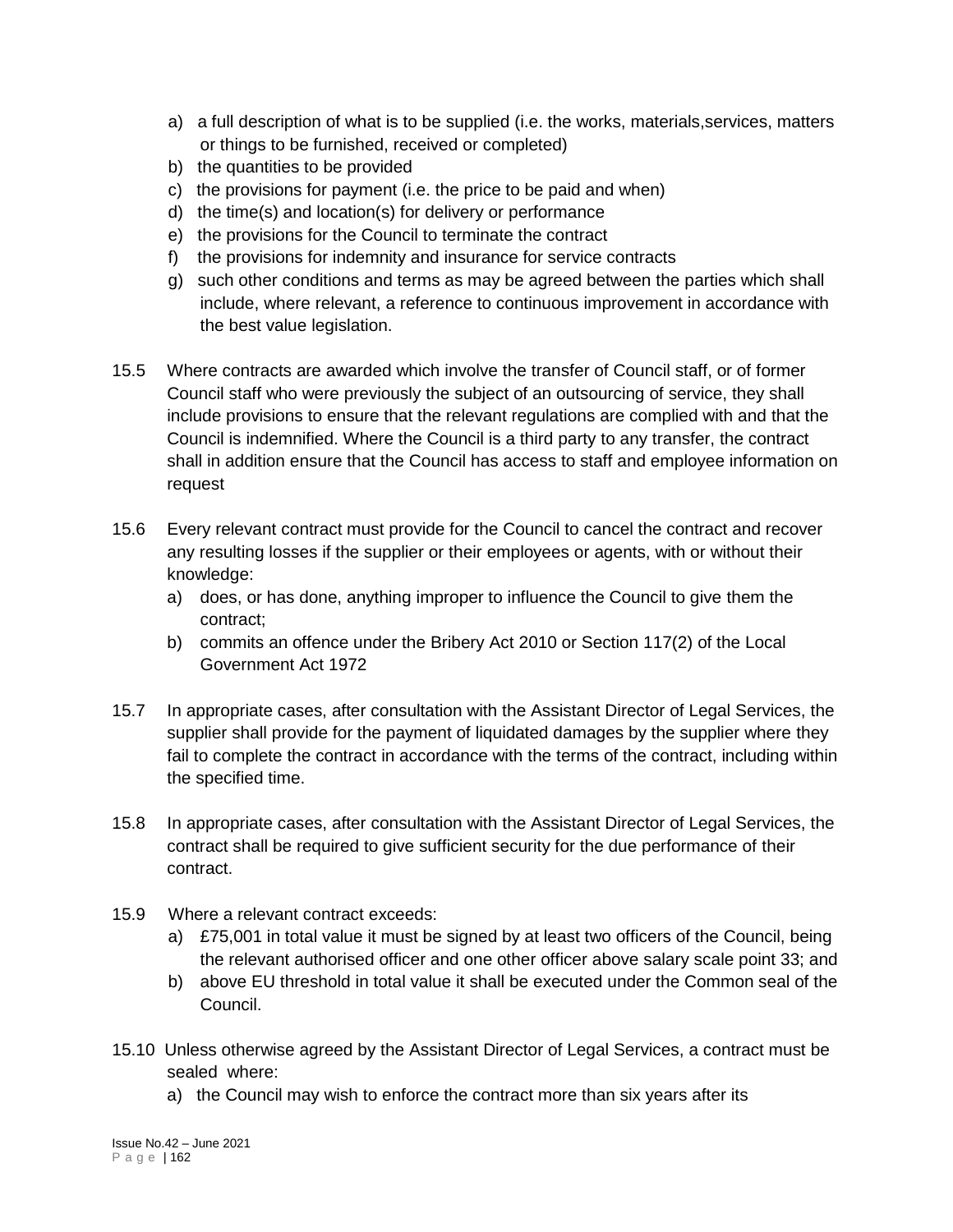a) a full description of what is to be supplied (i.e. the works, materials,services, matters or things to be furnished, received or completed)
b) the quantities to be provided
c) the provisions for payment (i.e. the price to be paid and when)
d) the time(s) and location(s) for delivery or performance
e) the provisions for the Council to terminate the contract
f) the provisions for indemnity and insurance for service contracts
g) such other conditions and terms as may be agreed between the parties which shall include, where relevant, a reference to continuous improvement in accordance with the best value legislation.

15.5 Where contracts are awarded which involve the transfer of Council staff, or of former Council staff who were previously the subject of an outsourcing of service, they shall include provisions to ensure that the relevant regulations are complied with and that the Council is indemnified. Where the Council is a third party to any transfer, the contract shall in addition ensure that the Council has access to staff and employee information on request

15.6 Every relevant contract must provide for the Council to cancel the contract and recover any resulting losses if the supplier or their employees or agents, with or without their knowledge:

a) does, or has done, anything improper to influence the Council to give them the contract;
b) commits an offence under the Bribery Act 2010 or Section 117(2) of the Local Government Act 1972

15.7 In appropriate cases, after consultation with the Assistant Director of Legal Services, the supplier shall provide for the payment of liquidated damages by the supplier where they fail to complete the contract in accordance with the terms of the contract, including within the specified time.

15.8 In appropriate cases, after consultation with the Assistant Director of Legal Services, the contract shall be required to give sufficient security for the due performance of their contract.

15.9 Where a relevant contract exceeds:

a) £75,001 in total value it must be signed by at least two officers of the Council, being the relevant authorised officer and one other officer above salary scale point 33; and
b) above EU threshold in total value it shall be executed under the Common seal of the Council.

15.10 Unless otherwise agreed by the Assistant Director of Legal Services, a contract must be sealed where:

a) the Council may wish to enforce the contract more than six years after its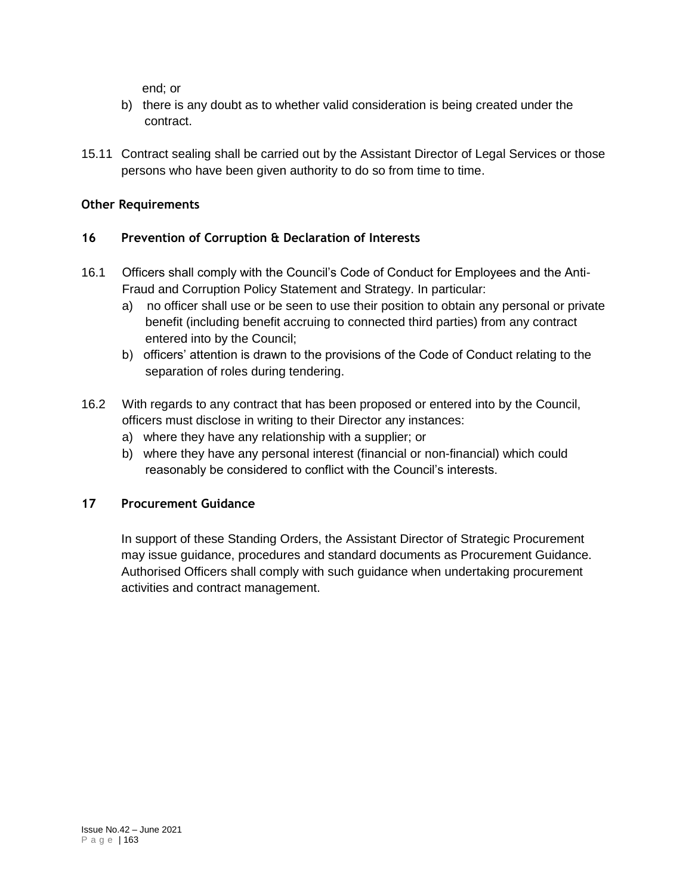end; or

b) there is any doubt as to whether valid consideration is being created under the contract.

15.11 Contract sealing shall be carried out by the Assistant Director of Legal Services or those persons who have been given authority to do so from time to time.

### Other Requirements

### 16 Prevention of Corruption & Declaration of Interests

16.1 Officers shall comply with the Council's Code of Conduct for Employees and the Anti-Fraud and Corruption Policy Statement and Strategy. In particular:

a) no officer shall use or be seen to use their position to obtain any personal or private benefit (including benefit accruing to connected third parties) from any contract entered into by the Council;

b) officers' attention is drawn to the provisions of the Code of Conduct relating to the separation of roles during tendering.

16.2 With regards to any contract that has been proposed or entered into by the Council, officers must disclose in writing to their Director any instances:

a) where they have any relationship with a supplier; or

b) where they have any personal interest (financial or non-financial) which could reasonably be considered to conflict with the Council's interests.

### 17 Procurement Guidance

In support of these Standing Orders, the Assistant Director of Strategic Procurement may issue guidance, procedures and standard documents as Procurement Guidance. Authorised Officers shall comply with such guidance when undertaking procurement activities and contract management.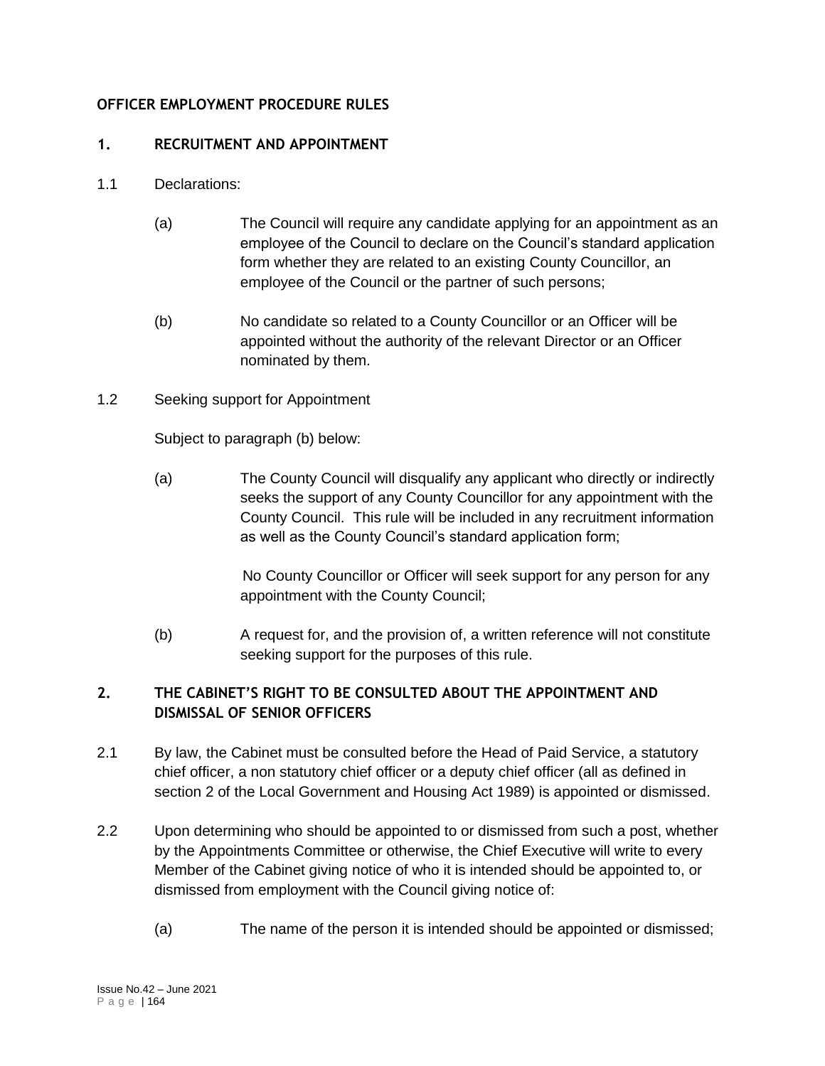## OFFICER EMPLOYMENT PROCEDURE RULES

### 1. RECRUITMENT AND APPOINTMENT

1.1 Declarations:

(a) The Council will require any candidate applying for an appointment as an employee of the Council to declare on the Council's standard application form whether they are related to an existing County Councillor, an employee of the Council or the partner of such persons;

(b) No candidate so related to a County Councillor or an Officer will be appointed without the authority of the relevant Director or an Officer nominated by them.

1.2 Seeking support for Appointment

Subject to paragraph (b) below:

(a) The County Council will disqualify any applicant who directly or indirectly seeks the support of any County Councillor for any appointment with the County Council. This rule will be included in any recruitment information as well as the County Council's standard application form;

No County Councillor or Officer will seek support for any person for any appointment with the County Council;

(b) A request for, and the provision of, a written reference will not constitute seeking support for the purposes of this rule.

### 2. THE CABINET'S RIGHT TO BE CONSULTED ABOUT THE APPOINTMENT AND DISMISSAL OF SENIOR OFFICERS

2.1 By law, the Cabinet must be consulted before the Head of Paid Service, a statutory chief officer, a non statutory chief officer or a deputy chief officer (all as defined in section 2 of the Local Government and Housing Act 1989) is appointed or dismissed.

2.2 Upon determining who should be appointed to or dismissed from such a post, whether by the Appointments Committee or otherwise, the Chief Executive will write to every Member of the Cabinet giving notice of who it is intended should be appointed to, or dismissed from employment with the Council giving notice of:

(a) The name of the person it is intended should be appointed or dismissed;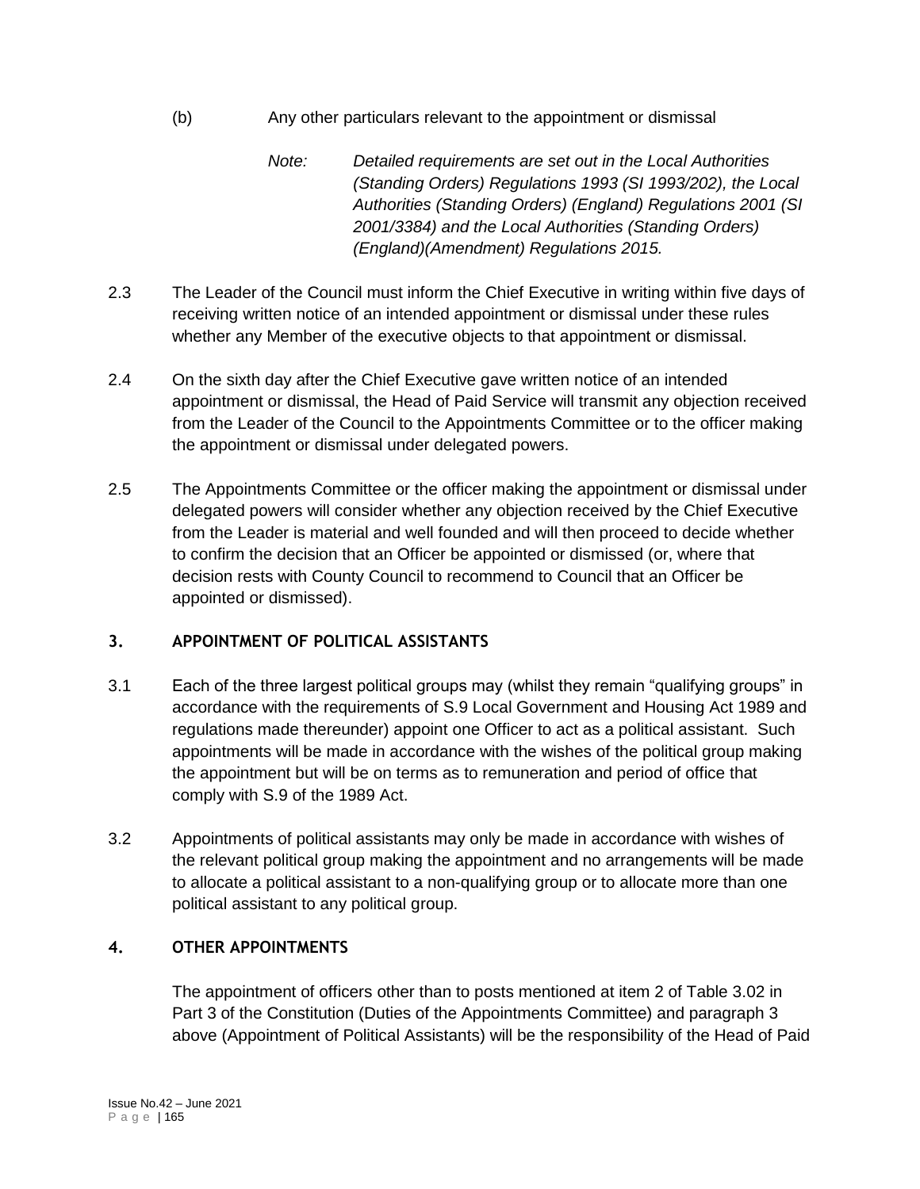(b) Any other particulars relevant to the appointment or dismissal

> *Note: Detailed requirements are set out in the Local Authorities (Standing Orders) Regulations 1993 (SI 1993/202), the Local Authorities (Standing Orders) (England) Regulations 2001 (SI 2001/3384) and the Local Authorities (Standing Orders) (England)(Amendment) Regulations 2015.*

2.3 The Leader of the Council must inform the Chief Executive in writing within five days of receiving written notice of an intended appointment or dismissal under these rules whether any Member of the executive objects to that appointment or dismissal.

2.4 On the sixth day after the Chief Executive gave written notice of an intended appointment or dismissal, the Head of Paid Service will transmit any objection received from the Leader of the Council to the Appointments Committee or to the officer making the appointment or dismissal under delegated powers.

2.5 The Appointments Committee or the officer making the appointment or dismissal under delegated powers will consider whether any objection received by the Chief Executive from the Leader is material and well founded and will then proceed to decide whether to confirm the decision that an Officer be appointed or dismissed (or, where that decision rests with County Council to recommend to Council that an Officer be appointed or dismissed).

## 3. APPOINTMENT OF POLITICAL ASSISTANTS

3.1 Each of the three largest political groups may (whilst they remain "qualifying groups" in accordance with the requirements of S.9 Local Government and Housing Act 1989 and regulations made thereunder) appoint one Officer to act as a political assistant. Such appointments will be made in accordance with the wishes of the political group making the appointment but will be on terms as to remuneration and period of office that comply with S.9 of the 1989 Act.

3.2 Appointments of political assistants may only be made in accordance with wishes of the relevant political group making the appointment and no arrangements will be made to allocate a political assistant to a non-qualifying group or to allocate more than one political assistant to any political group.

## 4. OTHER APPOINTMENTS

The appointment of officers other than to posts mentioned at item 2 of Table 3.02 in Part 3 of the Constitution (Duties of the Appointments Committee) and paragraph 3 above (Appointment of Political Assistants) will be the responsibility of the Head of Paid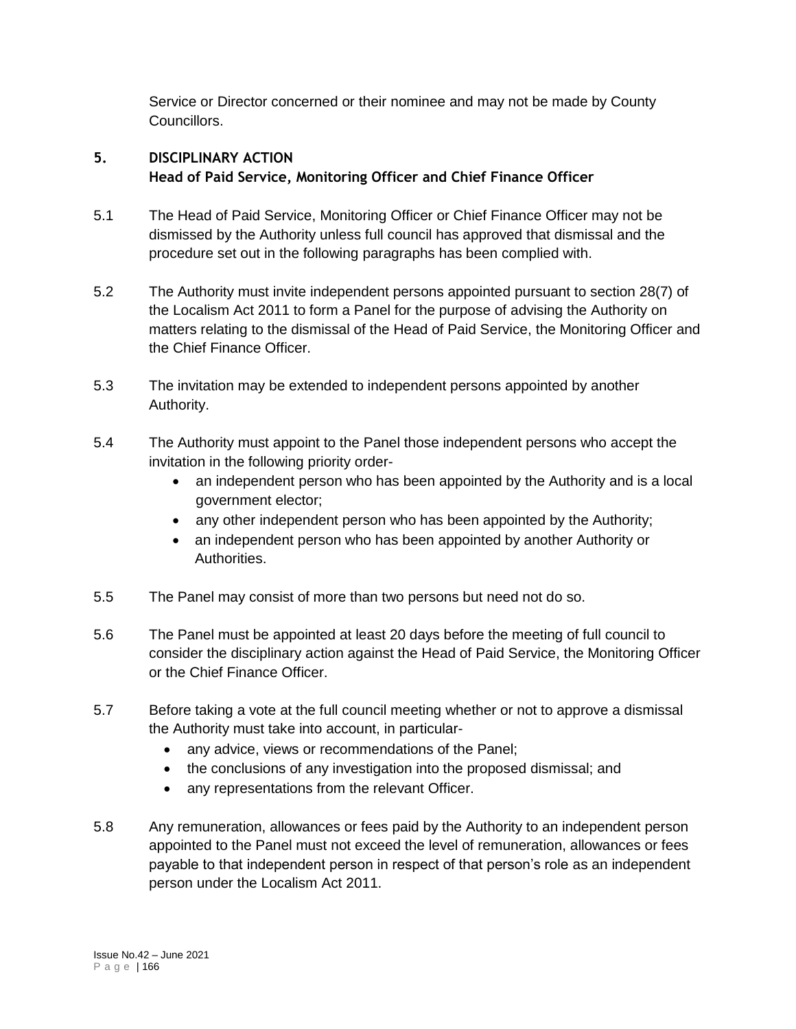Service or Director concerned or their nominee and may not be made by County Councillors.

## 5. DISCIPLINARY ACTION

### Head of Paid Service, Monitoring Officer and Chief Finance Officer

5.1 The Head of Paid Service, Monitoring Officer or Chief Finance Officer may not be dismissed by the Authority unless full council has approved that dismissal and the procedure set out in the following paragraphs has been complied with.

5.2 The Authority must invite independent persons appointed pursuant to section 28(7) of the Localism Act 2011 to form a Panel for the purpose of advising the Authority on matters relating to the dismissal of the Head of Paid Service, the Monitoring Officer and the Chief Finance Officer.

5.3 The invitation may be extended to independent persons appointed by another Authority.

5.4 The Authority must appoint to the Panel those independent persons who accept the invitation in the following priority order-

- an independent person who has been appointed by the Authority and is a local government elector;
- any other independent person who has been appointed by the Authority;
- an independent person who has been appointed by another Authority or Authorities.

5.5 The Panel may consist of more than two persons but need not do so.

5.6 The Panel must be appointed at least 20 days before the meeting of full council to consider the disciplinary action against the Head of Paid Service, the Monitoring Officer or the Chief Finance Officer.

5.7 Before taking a vote at the full council meeting whether or not to approve a dismissal the Authority must take into account, in particular-

- any advice, views or recommendations of the Panel;
- the conclusions of any investigation into the proposed dismissal; and
- any representations from the relevant Officer.

5.8 Any remuneration, allowances or fees paid by the Authority to an independent person appointed to the Panel must not exceed the level of remuneration, allowances or fees payable to that independent person in respect of that person's role as an independent person under the Localism Act 2011.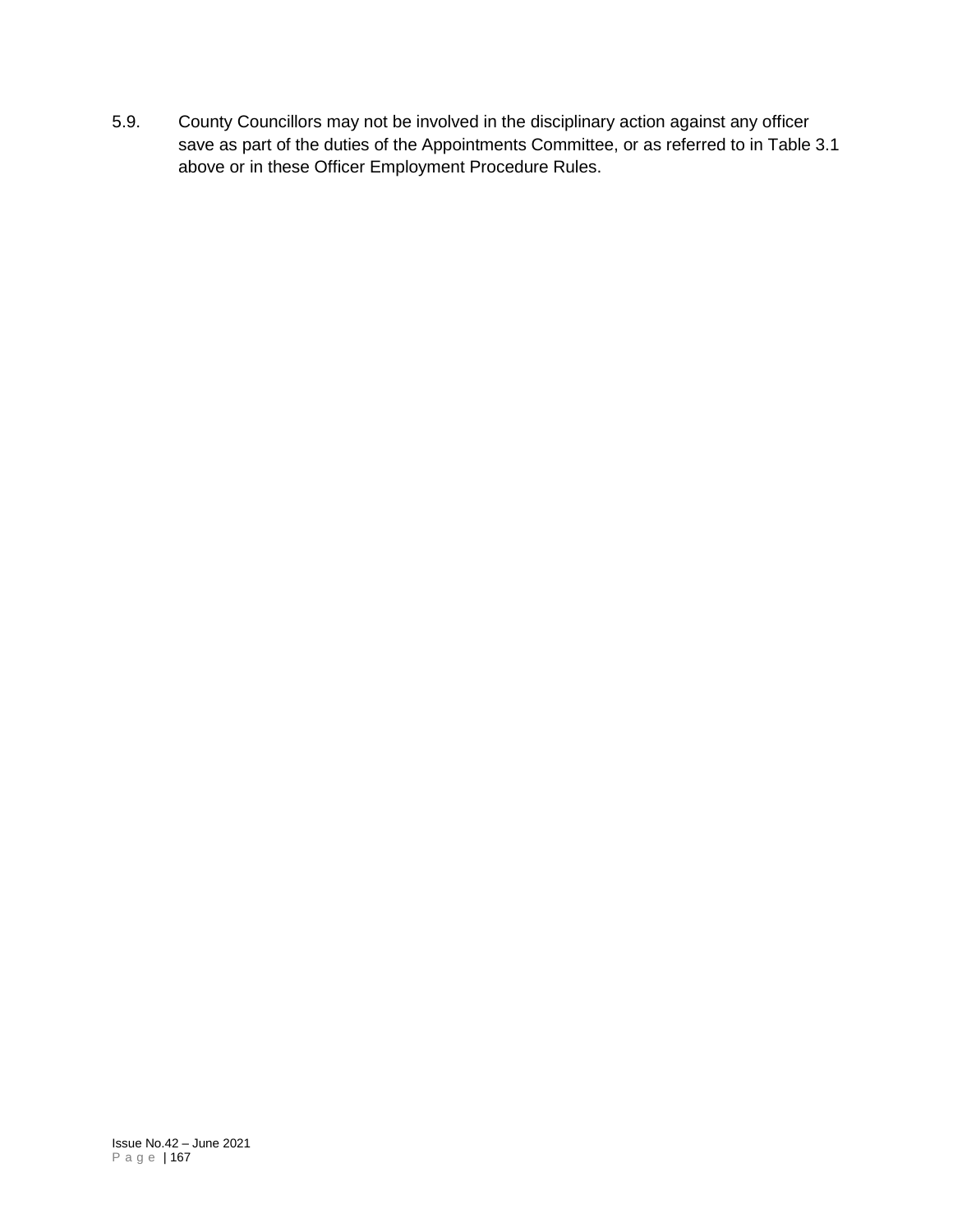5.9. County Councillors may not be involved in the disciplinary action against any officer save as part of the duties of the Appointments Committee, or as referred to in Table 3.1 above or in these Officer Employment Procedure Rules.